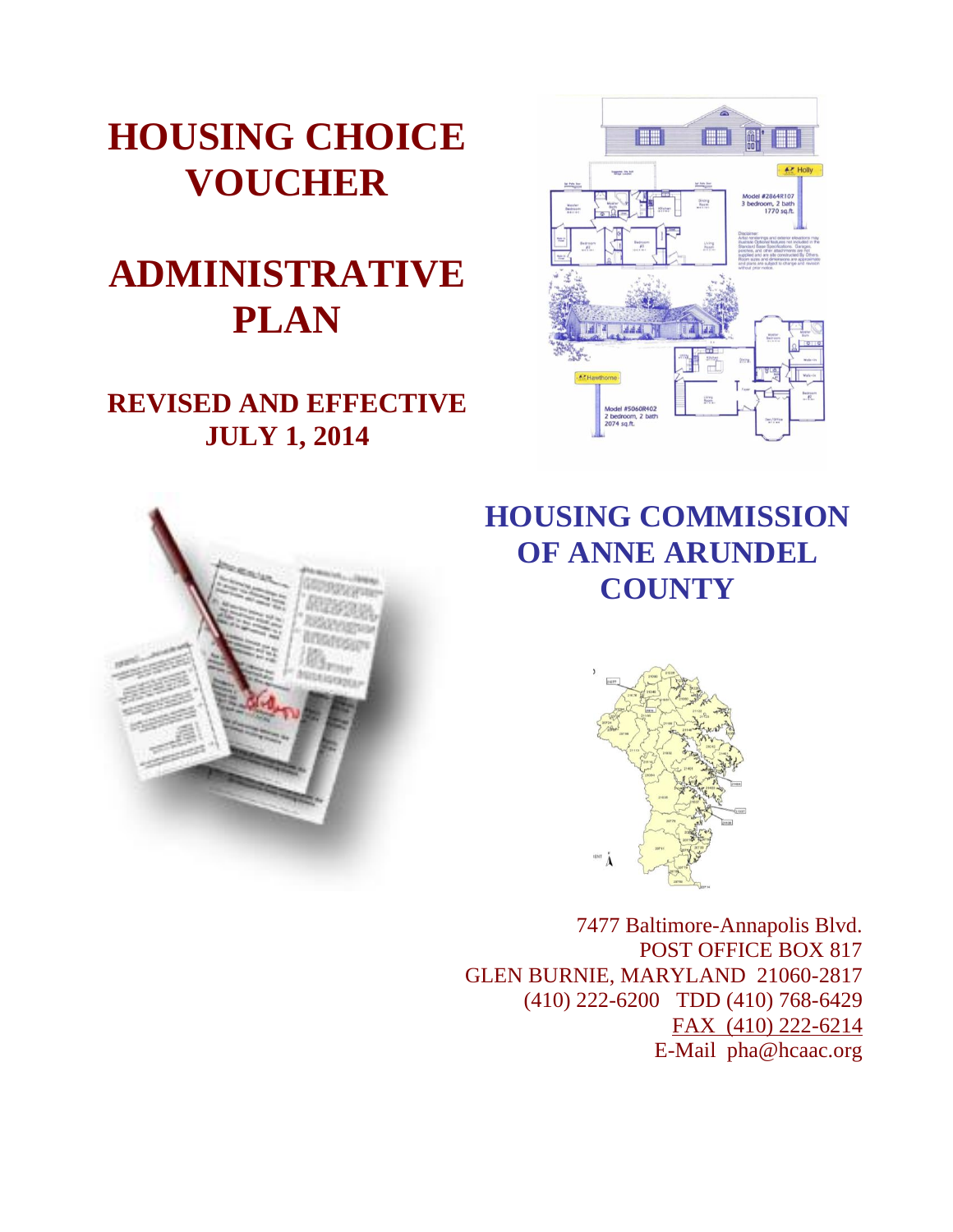# HOUSING CHOICE VOUCHER

# ADMINISTRATIVE PLAN

## REVISED AND EFFECTIVE JULY 1, 2014

## HOUSING COMMISSION OF ANNE ARUNDEL COUNTY

7477 Baltimore-Annapolis Blvd.
POST OFFICE BOX 817
GLEN BURNIE, MARYLAND 21060-2817
(410) 222-6200 TDD (410) 768-6429
FAX (410) 222-6214
E-Mail pha@hcaac.org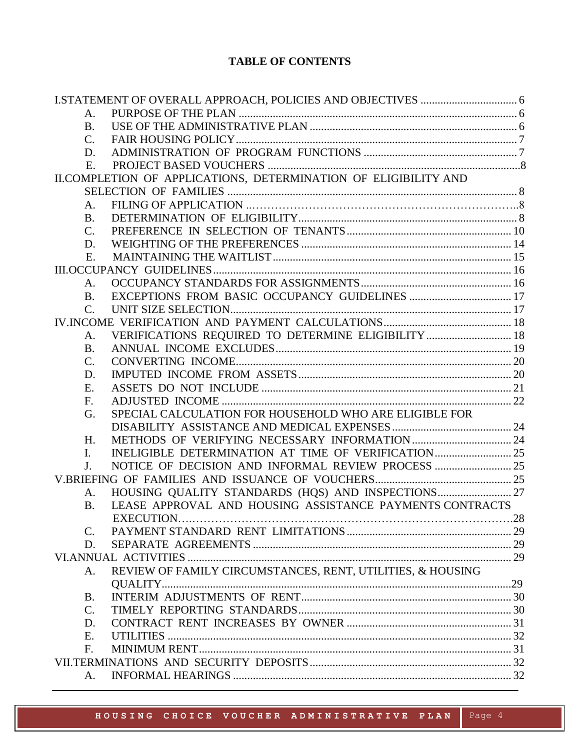**TABLE OF CONTENTS**

I. STATEMENT OF OVERALL APPROACH, POLICIES AND OBJECTIVES .... 6
- A. PURPOSE OF THE PLAN .... 6
- B. USE OF THE ADMINISTRATIVE PLAN .... 6
- C. FAIR HOUSING POLICY .... 7
- D. ADMINISTRATION OF PROGRAM FUNCTIONS .... 7
- E. PROJECT BASED VOUCHERS .... 8

II. COMPLETION OF APPLICATIONS, DETERMINATION OF ELIGIBILITY AND SELECTION OF FAMILIES .... 8
- A. FILING OF APPLICATION .... 8
- B. DETERMINATION OF ELIGIBILITY .... 8
- C. PREFERENCE IN SELECTION OF TENANTS .... 10
- D. WEIGHTING OF THE PREFERENCES .... 14
- E. MAINTAINING THE WAITLIST .... 15

III. OCCUPANCY GUIDELINES .... 16
- A. OCCUPANCY STANDARDS FOR ASSIGNMENTS .... 16
- B. EXCEPTIONS FROM BASIC OCCUPANCY GUIDELINES .... 17
- C. UNIT SIZE SELECTION .... 17

IV. INCOME VERIFICATION AND PAYMENT CALCULATIONS .... 18
- A. VERIFICATIONS REQUIRED TO DETERMINE ELIGIBILITY .... 18
- B. ANNUAL INCOME EXCLUDES .... 19
- C. CONVERTING INCOME .... 20
- D. IMPUTED INCOME FROM ASSETS .... 20
- E. ASSETS DO NOT INCLUDE .... 21
- F. ADJUSTED INCOME .... 22
- G. SPECIAL CALCULATION FOR HOUSEHOLD WHO ARE ELIGIBLE FOR DISABILITY ASSISTANCE AND MEDICAL EXPENSES .... 24
- H. METHODS OF VERIFYING NECESSARY INFORMATION .... 24
- I. INELIGIBLE DETERMINATION AT TIME OF VERIFICATION .... 25
- J. NOTICE OF DECISION AND INFORMAL REVIEW PROCESS .... 25

V. BRIEFING OF FAMILIES AND ISSUANCE OF VOUCHERS .... 25
- A. HOUSING QUALITY STANDARDS (HQS) AND INSPECTIONS .... 27
- B. LEASE APPROVAL AND HOUSING ASSISTANCE PAYMENTS CONTRACTS EXECUTION .... 28
- C. PAYMENT STANDARD RENT LIMITATIONS .... 29
- D. SEPARATE AGREEMENTS .... 29

VI. ANNUAL ACTIVITIES .... 29
- A. REVIEW OF FAMILY CIRCUMSTANCES, RENT, UTILITIES, & HOUSING QUALITY .... 29
- B. INTERIM ADJUSTMENTS OF RENT .... 30
- C. TIMELY REPORTING STANDARDS .... 30
- D. CONTRACT RENT INCREASES BY OWNER .... 31
- E. UTILITIES .... 32
- F. MINIMUM RENT .... 31

VII. TERMINATIONS AND SECURITY DEPOSITS .... 32
- A. INFORMAL HEARINGS .... 32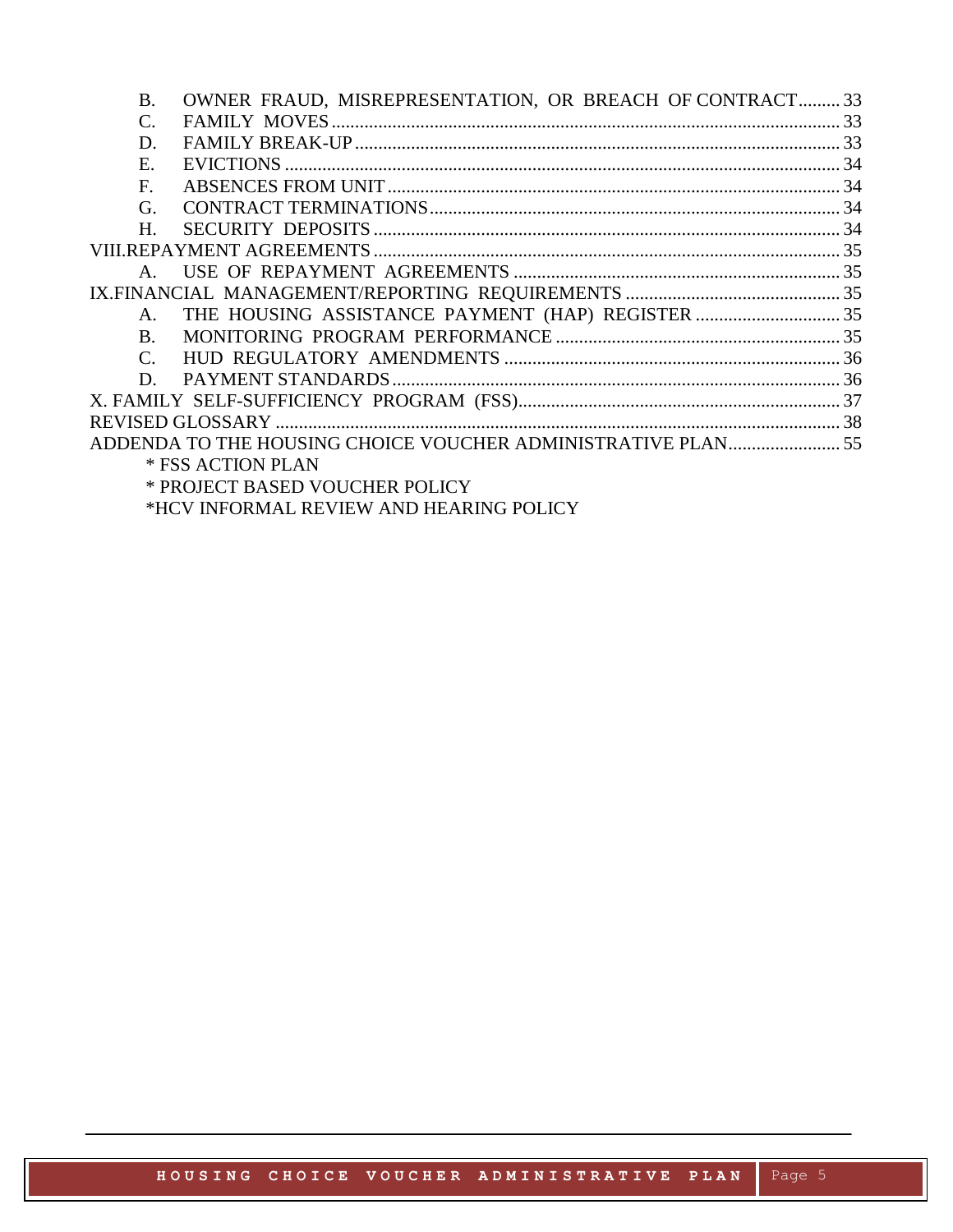- B. OWNER FRAUD, MISREPRESENTATION, OR BREACH OF CONTRACT......... 33
- C. FAMILY MOVES ............................................................................................................. 33
- D. FAMILY BREAK-UP ........................................................................................................ 33
- E. EVICTIONS ....................................................................................................................... 34
- F. ABSENCES FROM UNIT ................................................................................................ 34
- G. CONTRACT TERMINATIONS ....................................................................................... 34
- H. SECURITY DEPOSITS ................................................................................................... 34

VIII.REPAYMENT AGREEMENTS ................................................................................................... 35

- A. USE OF REPAYMENT AGREEMENTS ...................................................................... 35

IX.FINANCIAL MANAGEMENT/REPORTING REQUIREMENTS .............................................. 35

- A. THE HOUSING ASSISTANCE PAYMENT (HAP) REGISTER ............................... 35
- B. MONITORING PROGRAM PERFORMANCE ............................................................. 35
- C. HUD REGULATORY AMENDMENTS ........................................................................ 36
- D. PAYMENT STANDARDS ............................................................................................... 36

X. FAMILY SELF-SUFFICIENCY PROGRAM (FSS) ..................................................................... 37

REVISED GLOSSARY ......................................................................................................................... 38

ADDENDA TO THE HOUSING CHOICE VOUCHER ADMINISTRATIVE PLAN ........................ 55

* FSS ACTION PLAN
* PROJECT BASED VOUCHER POLICY
* HCV INFORMAL REVIEW AND HEARING POLICY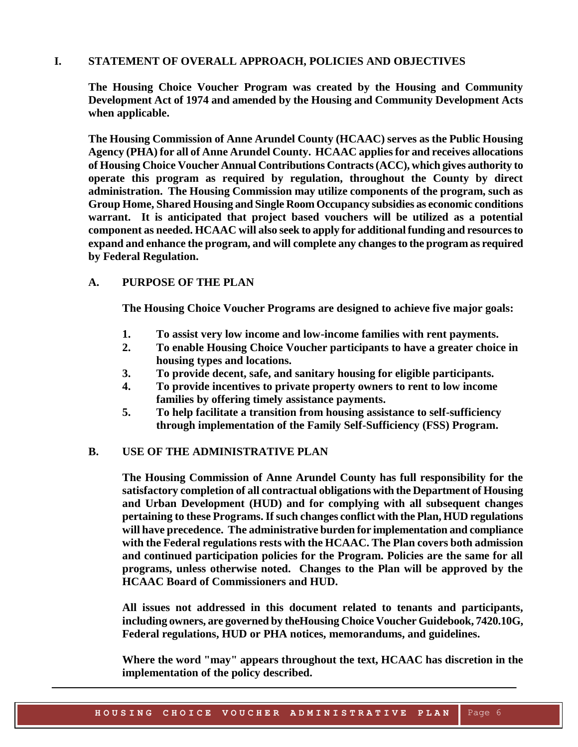# I. STATEMENT OF OVERALL APPROACH, POLICIES AND OBJECTIVES

**The Housing Choice Voucher Program was created by the Housing and Community Development Act of 1974 and amended by the Housing and Community Development Acts when applicable.**

**The Housing Commission of Anne Arundel County (HCAAC) serves as the Public Housing Agency (PHA) for all of Anne Arundel County. HCAAC applies for and receives allocations of Housing Choice Voucher Annual Contributions Contracts (ACC), which gives authority to operate this program as required by regulation, throughout the County by direct administration. The Housing Commission may utilize components of the program, such as Group Home, Shared Housing and Single Room Occupancy subsidies as economic conditions warrant. It is anticipated that project based vouchers will be utilized as a potential component as needed. HCAAC will also seek to apply for additional funding and resources to expand and enhance the program, and will complete any changes to the program as required by Federal Regulation.**

## A. PURPOSE OF THE PLAN

**The Housing Choice Voucher Programs are designed to achieve five major goals:**

1. **To assist very low income and low-income families with rent payments.**
2. **To enable Housing Choice Voucher participants to have a greater choice in housing types and locations.**
3. **To provide decent, safe, and sanitary housing for eligible participants.**
4. **To provide incentives to private property owners to rent to low income families by offering timely assistance payments.**
5. **To help facilitate a transition from housing assistance to self-sufficiency through implementation of the Family Self-Sufficiency (FSS) Program.**

## B. USE OF THE ADMINISTRATIVE PLAN

**The Housing Commission of Anne Arundel County has full responsibility for the satisfactory completion of all contractual obligations with the Department of Housing and Urban Development (HUD) and for complying with all subsequent changes pertaining to these Programs. If such changes conflict with the Plan, HUD regulations will have precedence. The administrative burden for implementation and compliance with the Federal regulations rests with the HCAAC. The Plan covers both admission and continued participation policies for the Program. Policies are the same for all programs, unless otherwise noted. Changes to the Plan will be approved by the HCAAC Board of Commissioners and HUD.**

**All issues not addressed in this document related to tenants and participants, including owners, are governed by theHousing Choice Voucher Guidebook, 7420.10G, Federal regulations, HUD or PHA notices, memorandums, and guidelines.**

**Where the word "may" appears throughout the text, HCAAC has discretion in the implementation of the policy described.**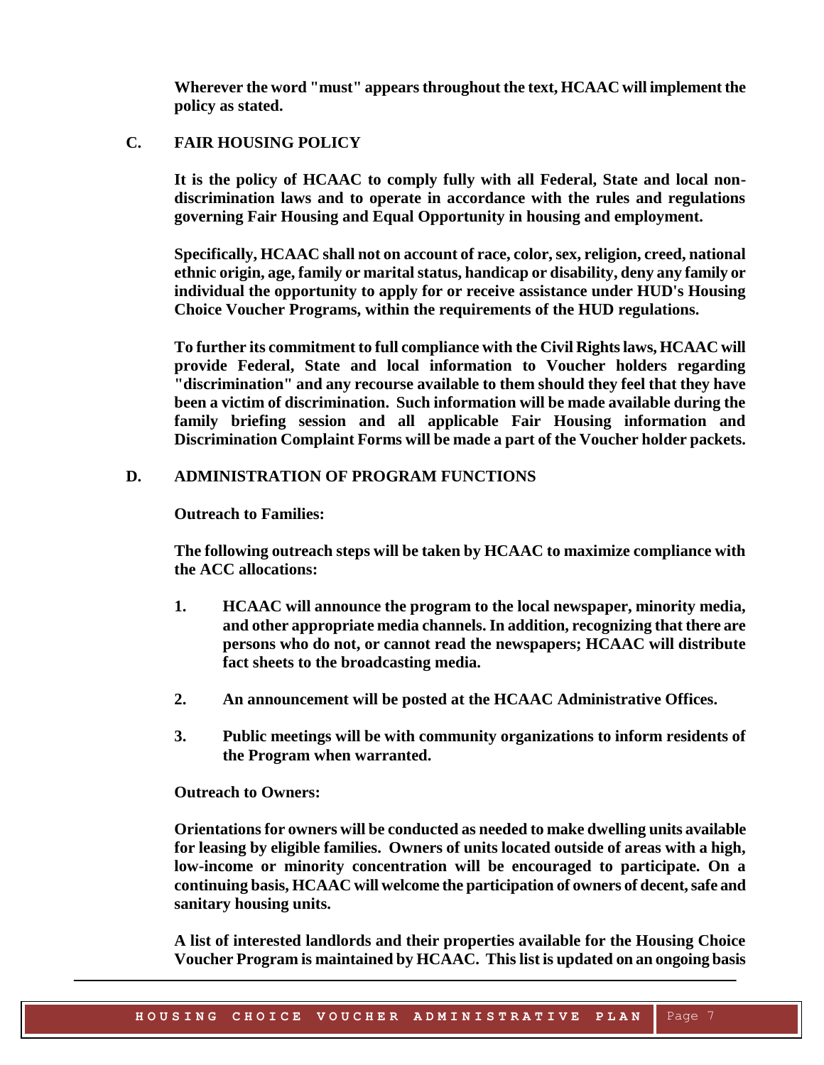**Wherever the word "must" appears throughout the text, HCAAC will implement the policy as stated.**

## C. FAIR HOUSING POLICY

**It is the policy of HCAAC to comply fully with all Federal, State and local non-discrimination laws and to operate in accordance with the rules and regulations governing Fair Housing and Equal Opportunity in housing and employment.**

**Specifically, HCAAC shall not on account of race, color, sex, religion, creed, national ethnic origin, age, family or marital status, handicap or disability, deny any family or individual the opportunity to apply for or receive assistance under HUD's Housing Choice Voucher Programs, within the requirements of the HUD regulations.**

**To further its commitment to full compliance with the Civil Rights laws, HCAAC will provide Federal, State and local information to Voucher holders regarding "discrimination" and any recourse available to them should they feel that they have been a victim of discrimination. Such information will be made available during the family briefing session and all applicable Fair Housing information and Discrimination Complaint Forms will be made a part of the Voucher holder packets.**

## D. ADMINISTRATION OF PROGRAM FUNCTIONS

**Outreach to Families:**

**The following outreach steps will be taken by HCAAC to maximize compliance with the ACC allocations:**

1. **HCAAC will announce the program to the local newspaper, minority media, and other appropriate media channels. In addition, recognizing that there are persons who do not, or cannot read the newspapers; HCAAC will distribute fact sheets to the broadcasting media.**

2. **An announcement will be posted at the HCAAC Administrative Offices.**

3. **Public meetings will be with community organizations to inform residents of the Program when warranted.**

**Outreach to Owners:**

**Orientations for owners will be conducted as needed to make dwelling units available for leasing by eligible families. Owners of units located outside of areas with a high, low-income or minority concentration will be encouraged to participate. On a continuing basis, HCAAC will welcome the participation of owners of decent, safe and sanitary housing units.**

**A list of interested landlords and their properties available for the Housing Choice Voucher Program is maintained by HCAAC. This list is updated on an ongoing basis**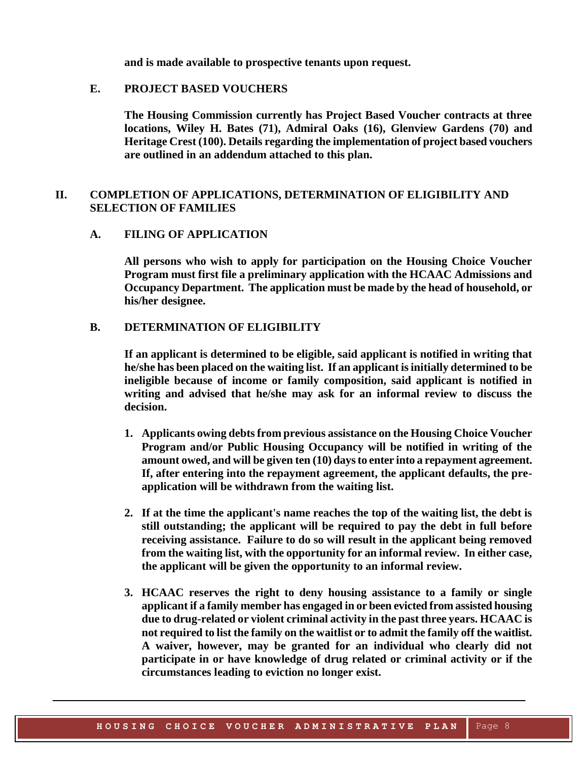**and is made available to prospective tenants upon request.**

### E. PROJECT BASED VOUCHERS

**The Housing Commission currently has Project Based Voucher contracts at three locations, Wiley H. Bates (71), Admiral Oaks (16), Glenview Gardens (70) and Heritage Crest (100). Details regarding the implementation of project based vouchers are outlined in an addendum attached to this plan.**

## II. COMPLETION OF APPLICATIONS, DETERMINATION OF ELIGIBILITY AND SELECTION OF FAMILIES

### A. FILING OF APPLICATION

**All persons who wish to apply for participation on the Housing Choice Voucher Program must first file a preliminary application with the HCAAC Admissions and Occupancy Department. The application must be made by the head of household, or his/her designee.**

### B. DETERMINATION OF ELIGIBILITY

**If an applicant is determined to be eligible, said applicant is notified in writing that he/she has been placed on the waiting list. If an applicant is initially determined to be ineligible because of income or family composition, said applicant is notified in writing and advised that he/she may ask for an informal review to discuss the decision.**

1. **Applicants owing debts from previous assistance on the Housing Choice Voucher Program and/or Public Housing Occupancy will be notified in writing of the amount owed, and will be given ten (10) days to enter into a repayment agreement. If, after entering into the repayment agreement, the applicant defaults, the pre-application will be withdrawn from the waiting list.**

2. **If at the time the applicant's name reaches the top of the waiting list, the debt is still outstanding; the applicant will be required to pay the debt in full before receiving assistance. Failure to do so will result in the applicant being removed from the waiting list, with the opportunity for an informal review. In either case, the applicant will be given the opportunity to an informal review.**

3. **HCAAC reserves the right to deny housing assistance to a family or single applicant if a family member has engaged in or been evicted from assisted housing due to drug-related or violent criminal activity in the past three years. HCAAC is not required to list the family on the waitlist or to admit the family off the waitlist. A waiver, however, may be granted for an individual who clearly did not participate in or have knowledge of drug related or criminal activity or if the circumstances leading to eviction no longer exist.**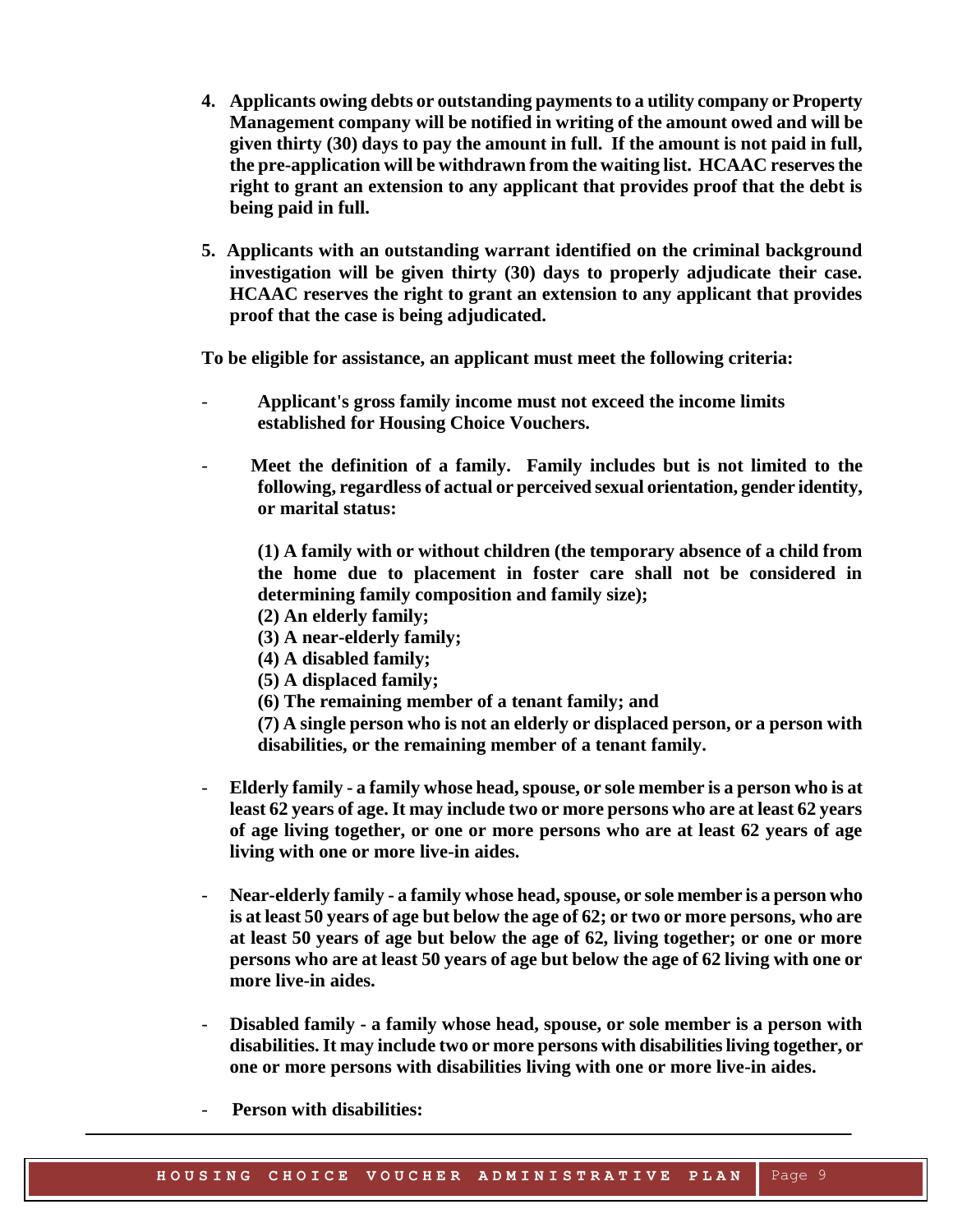**4. Applicants owing debts or outstanding payments to a utility company or Property Management company will be notified in writing of the amount owed and will be given thirty (30) days to pay the amount in full. If the amount is not paid in full, the pre-application will be withdrawn from the waiting list. HCAAC reserves the right to grant an extension to any applicant that provides proof that the debt is being paid in full.**

**5. Applicants with an outstanding warrant identified on the criminal background investigation will be given thirty (30) days to properly adjudicate their case. HCAAC reserves the right to grant an extension to any applicant that provides proof that the case is being adjudicated.**

**To be eligible for assistance, an applicant must meet the following criteria:**

- **Applicant's gross family income must not exceed the income limits established for Housing Choice Vouchers.**

- **Meet the definition of a family. Family includes but is not limited to the following, regardless of actual or perceived sexual orientation, gender identity, or marital status:**

  **(1) A family with or without children (the temporary absence of a child from the home due to placement in foster care shall not be considered in determining family composition and family size);**
  **(2) An elderly family;**
  **(3) A near-elderly family;**
  **(4) A disabled family;**
  **(5) A displaced family;**
  **(6) The remaining member of a tenant family; and**
  **(7) A single person who is not an elderly or displaced person, or a person with disabilities, or the remaining member of a tenant family.**

- **Elderly family - a family whose head, spouse, or sole member is a person who is at least 62 years of age. It may include two or more persons who are at least 62 years of age living together, or one or more persons who are at least 62 years of age living with one or more live-in aides.**

- **Near-elderly family - a family whose head, spouse, or sole member is a person who is at least 50 years of age but below the age of 62; or two or more persons, who are at least 50 years of age but below the age of 62, living together; or one or more persons who are at least 50 years of age but below the age of 62 living with one or more live-in aides.**

- **Disabled family - a family whose head, spouse, or sole member is a person with disabilities. It may include two or more persons with disabilities living together, or one or more persons with disabilities living with one or more live-in aides.**

- **Person with disabilities:**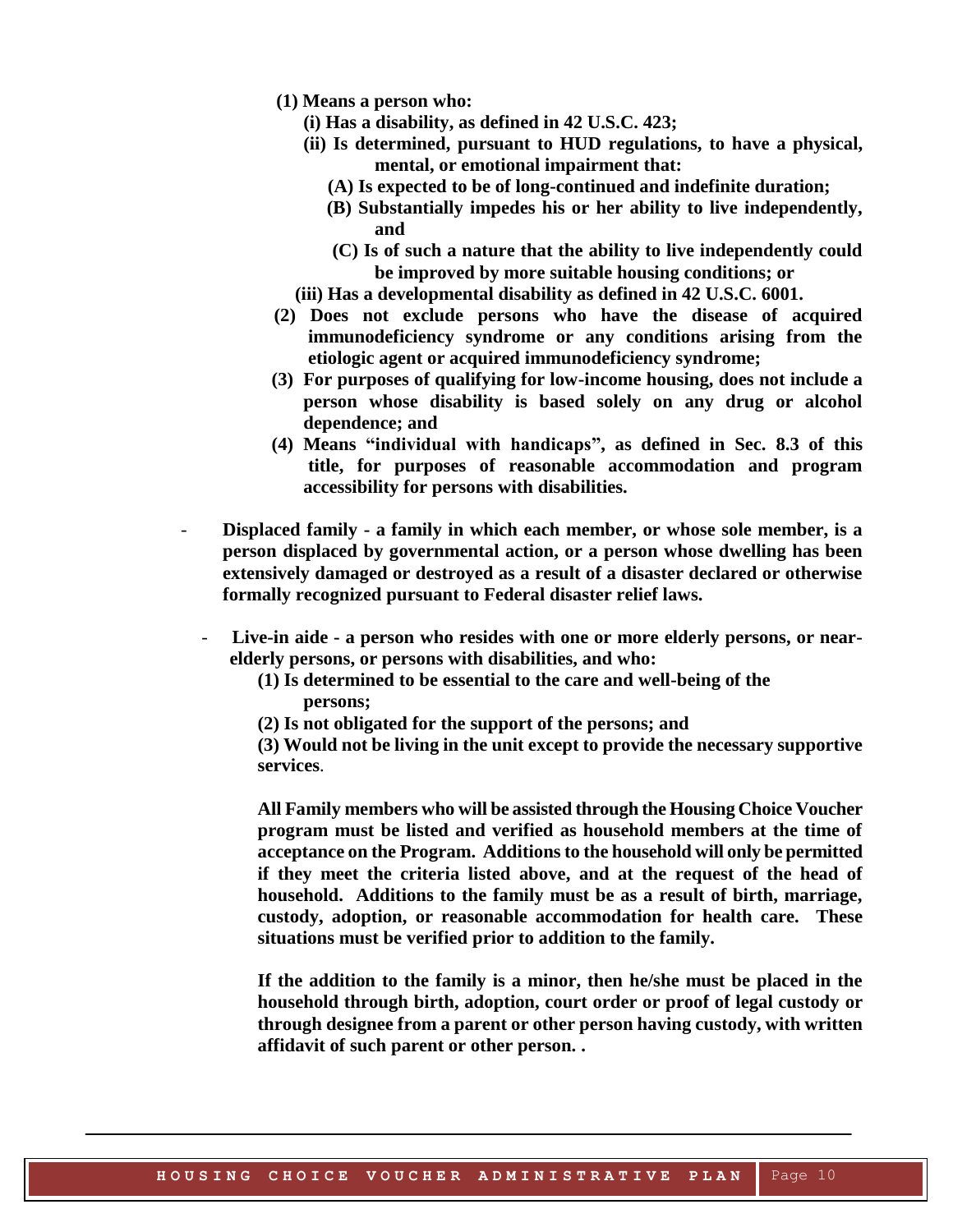**(1) Means a person who:**

**(i) Has a disability, as defined in 42 U.S.C. 423;**

**(ii) Is determined, pursuant to HUD regulations, to have a physical, mental, or emotional impairment that:**

**(A) Is expected to be of long-continued and indefinite duration;**

**(B) Substantially impedes his or her ability to live independently, and**

**(C) Is of such a nature that the ability to live independently could be improved by more suitable housing conditions; or**

**(iii) Has a developmental disability as defined in 42 U.S.C. 6001.**

**(2) Does not exclude persons who have the disease of acquired immunodeficiency syndrome or any conditions arising from the etiologic agent or acquired immunodeficiency syndrome;**

**(3) For purposes of qualifying for low-income housing, does not include a person whose disability is based solely on any drug or alcohol dependence; and**

**(4) Means "individual with handicaps", as defined in Sec. 8.3 of this title, for purposes of reasonable accommodation and program accessibility for persons with disabilities.**

- **Displaced family - a family in which each member, or whose sole member, is a person displaced by governmental action, or a person whose dwelling has been extensively damaged or destroyed as a result of a disaster declared or otherwise formally recognized pursuant to Federal disaster relief laws.**

- **Live-in aide - a person who resides with one or more elderly persons, or near-elderly persons, or persons with disabilities, and who:**

  **(1) Is determined to be essential to the care and well-being of the persons;**

  **(2) Is not obligated for the support of the persons; and**

  **(3) Would not be living in the unit except to provide the necessary supportive services**.

  **All Family members who will be assisted through the Housing Choice Voucher program must be listed and verified as household members at the time of acceptance on the Program. Additions to the household will only be permitted if they meet the criteria listed above, and at the request of the head of household. Additions to the family must be as a result of birth, marriage, custody, adoption, or reasonable accommodation for health care. These situations must be verified prior to addition to the family.**

  **If the addition to the family is a minor, then he/she must be placed in the household through birth, adoption, court order or proof of legal custody or through designee from a parent or other person having custody, with written affidavit of such parent or other person. .**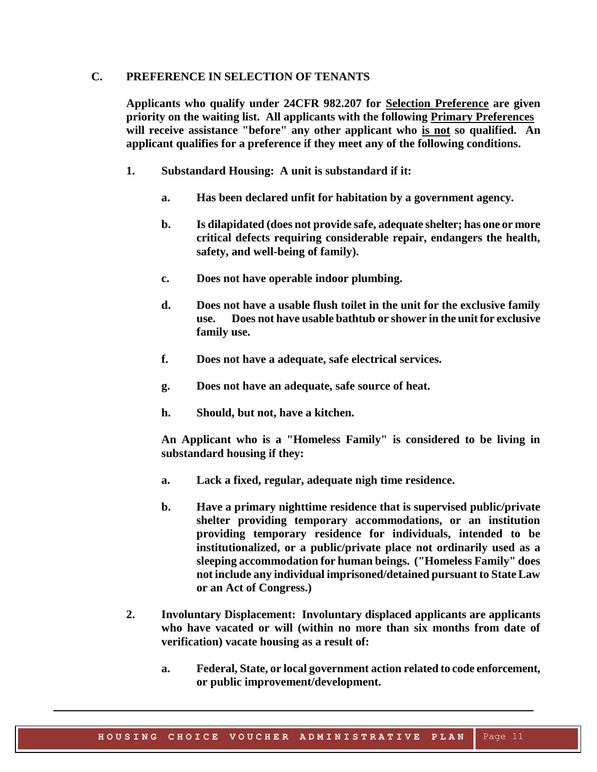## C. PREFERENCE IN SELECTION OF TENANTS

**Applicants who qualify under 24CFR 982.207 for <u>Selection Preference</u> are given priority on the waiting list. All applicants with the following <u>Primary Preferences</u> will receive assistance "before" any other applicant who <u>is not</u> so qualified. An applicant qualifies for a preference if they meet any of the following conditions.**

**1. Substandard Housing: A unit is substandard if it:**

- **a. Has been declared unfit for habitation by a government agency.**
- **b. Is dilapidated (does not provide safe, adequate shelter; has one or more critical defects requiring considerable repair, endangers the health, safety, and well-being of family).**
- **c. Does not have operable indoor plumbing.**
- **d. Does not have a usable flush toilet in the unit for the exclusive family use. Does not have usable bathtub or shower in the unit for exclusive family use.**
- **f. Does not have a adequate, safe electrical services.**
- **g. Does not have an adequate, safe source of heat.**
- **h. Should, but not, have a kitchen.**

**An Applicant who is a "Homeless Family" is considered to be living in substandard housing if they:**

- **a. Lack a fixed, regular, adequate nigh time residence.**
- **b. Have a primary nighttime residence that is supervised public/private shelter providing temporary accommodations, or an institution providing temporary residence for individuals, intended to be institutionalized, or a public/private place not ordinarily used as a sleeping accommodation for human beings. ("Homeless Family" does not include any individual imprisoned/detained pursuant to State Law or an Act of Congress.)**

**2. Involuntary Displacement: Involuntary displaced applicants are applicants who have vacated or will (within no more than six months from date of verification) vacate housing as a result of:**

- **a. Federal, State, or local government action related to code enforcement, or public improvement/development.**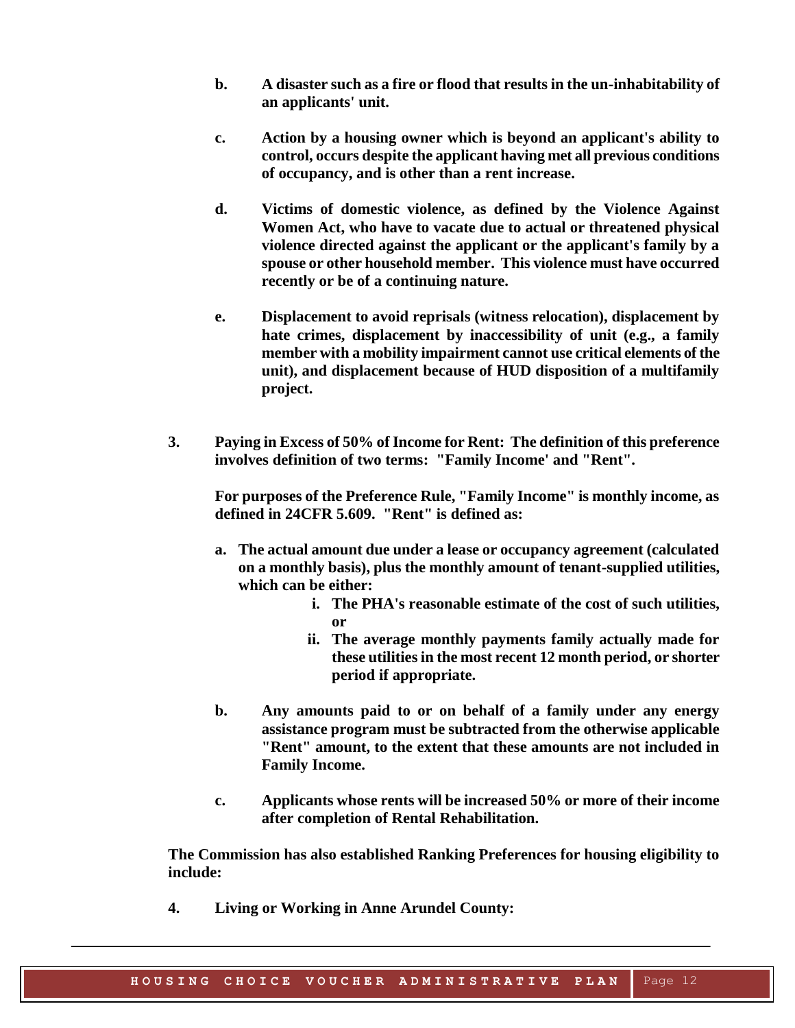**b. A disaster such as a fire or flood that results in the un-inhabitability of an applicants' unit.**

**c. Action by a housing owner which is beyond an applicant's ability to control, occurs despite the applicant having met all previous conditions of occupancy, and is other than a rent increase.**

**d. Victims of domestic violence, as defined by the Violence Against Women Act, who have to vacate due to actual or threatened physical violence directed against the applicant or the applicant's family by a spouse or other household member. This violence must have occurred recently or be of a continuing nature.**

**e. Displacement to avoid reprisals (witness relocation), displacement by hate crimes, displacement by inaccessibility of unit (e.g., a family member with a mobility impairment cannot use critical elements of the unit), and displacement because of HUD disposition of a multifamily project.**

**3. Paying in Excess of 50% of Income for Rent: The definition of this preference involves definition of two terms: "Family Income' and "Rent".**

**For purposes of the Preference Rule, "Family Income" is monthly income, as defined in 24CFR 5.609. "Rent" is defined as:**

**a. The actual amount due under a lease or occupancy agreement (calculated on a monthly basis), plus the monthly amount of tenant-supplied utilities, which can be either:**

**i. The PHA's reasonable estimate of the cost of such utilities, or**

**ii. The average monthly payments family actually made for these utilities in the most recent 12 month period, or shorter period if appropriate.**

**b. Any amounts paid to or on behalf of a family under any energy assistance program must be subtracted from the otherwise applicable "Rent" amount, to the extent that these amounts are not included in Family Income.**

**c. Applicants whose rents will be increased 50% or more of their income after completion of Rental Rehabilitation.**

**The Commission has also established Ranking Preferences for housing eligibility to include:**

**4. Living or Working in Anne Arundel County:**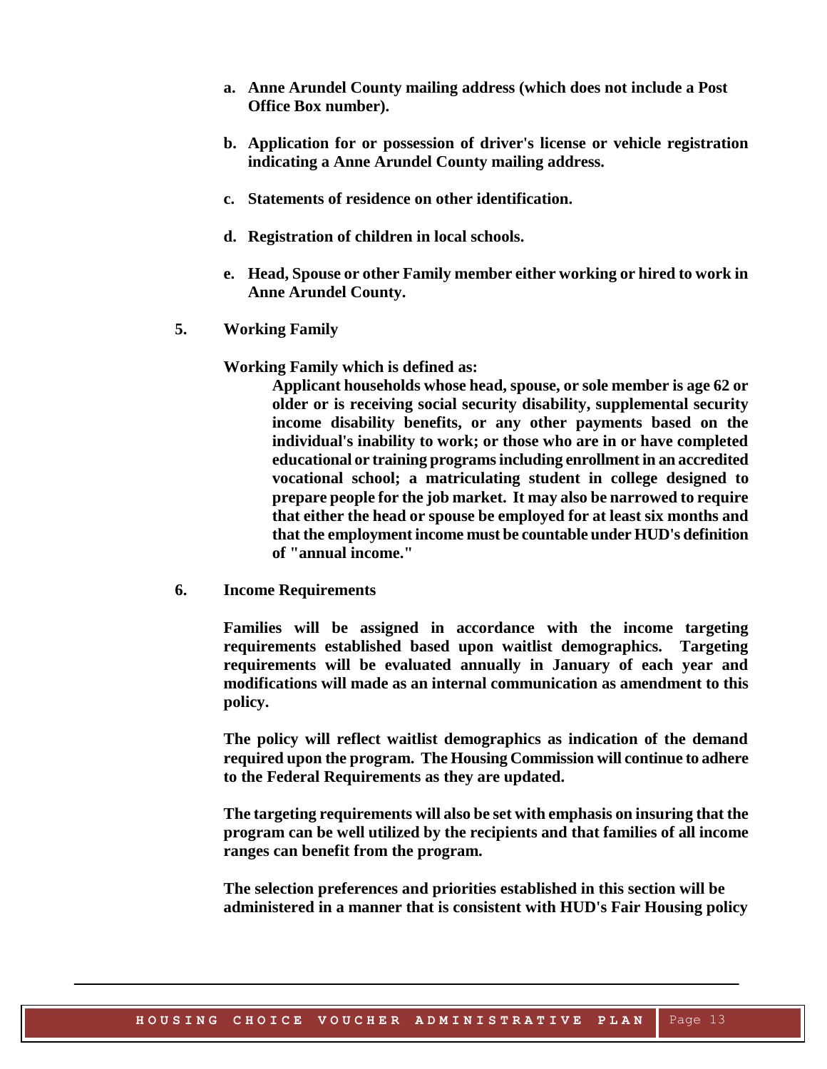a. **Anne Arundel County mailing address (which does not include a Post Office Box number).**

b. **Application for or possession of driver's license or vehicle registration indicating a Anne Arundel County mailing address.**

c. **Statements of residence on other identification.**

d. **Registration of children in local schools.**

e. **Head, Spouse or other Family member either working or hired to work in Anne Arundel County.**

**5. Working Family**

**Working Family which is defined as:**

> **Applicant households whose head, spouse, or sole member is age 62 or older or is receiving social security disability, supplemental security income disability benefits, or any other payments based on the individual's inability to work; or those who are in or have completed educational or training programs including enrollment in an accredited vocational school; a matriculating student in college designed to prepare people for the job market. It may also be narrowed to require that either the head or spouse be employed for at least six months and that the employment income must be countable under HUD's definition of "annual income."**

**6. Income Requirements**

**Families will be assigned in accordance with the income targeting requirements established based upon waitlist demographics. Targeting requirements will be evaluated annually in January of each year and modifications will made as an internal communication as amendment to this policy.**

**The policy will reflect waitlist demographics as indication of the demand required upon the program. The Housing Commission will continue to adhere to the Federal Requirements as they are updated.**

**The targeting requirements will also be set with emphasis on insuring that the program can be well utilized by the recipients and that families of all income ranges can benefit from the program.**

**The selection preferences and priorities established in this section will be administered in a manner that is consistent with HUD's Fair Housing policy**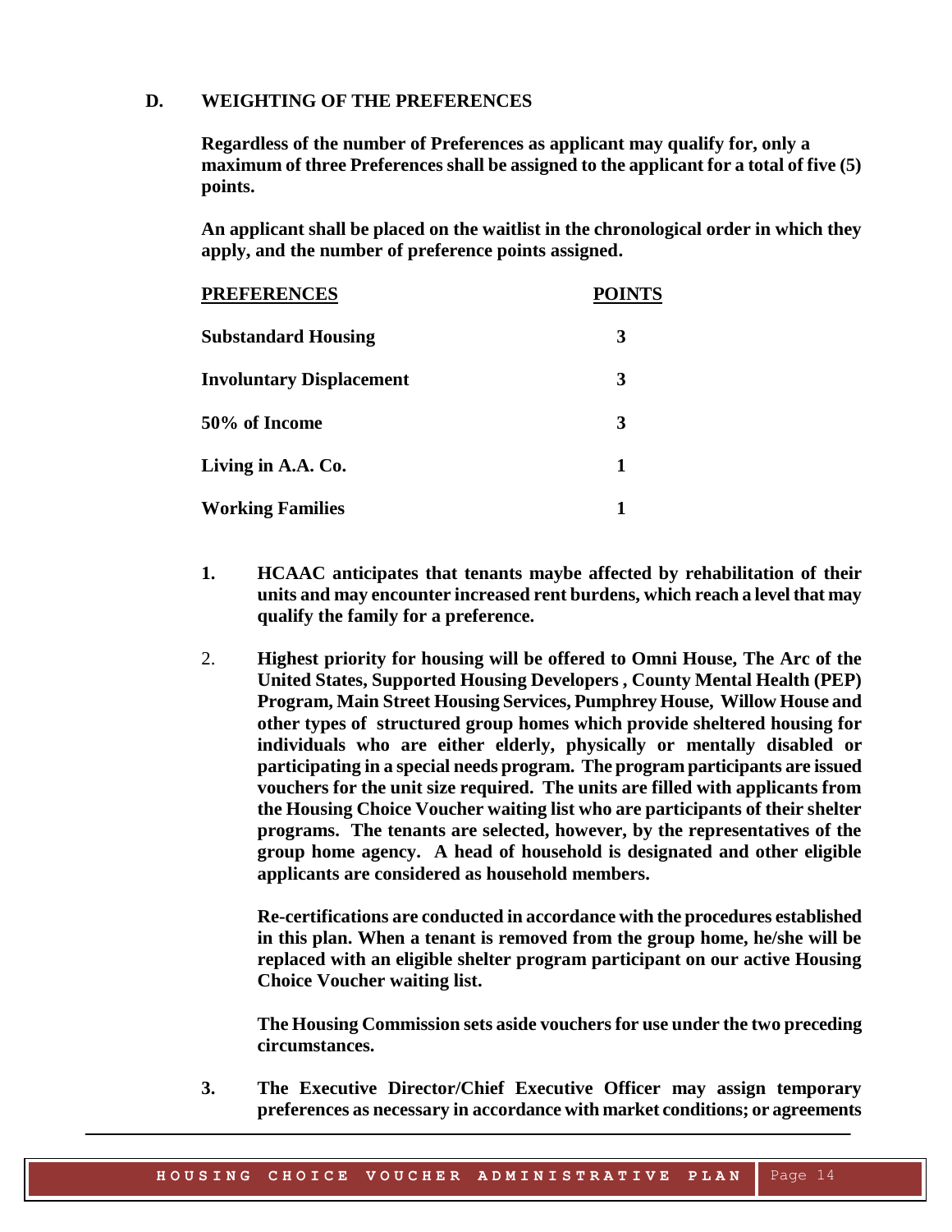## D. WEIGHTING OF THE PREFERENCES

**Regardless of the number of Preferences as applicant may qualify for, only a maximum of three Preferences shall be assigned to the applicant for a total of five (5) points.**

**An applicant shall be placed on the waitlist in the chronological order in which they apply, and the number of preference points assigned.**

| PREFERENCES | POINTS |
|---|---|
| **Substandard Housing** | **3** |
| **Involuntary Displacement** | **3** |
| **50% of Income** | **3** |
| **Living in A.A. Co.** | **1** |
| **Working Families** | **1** |

1. **HCAAC anticipates that tenants maybe affected by rehabilitation of their units and may encounter increased rent burdens, which reach a level that may qualify the family for a preference.**

2. **Highest priority for housing will be offered to Omni House, The Arc of the United States, Supported Housing Developers , County Mental Health (PEP) Program, Main Street Housing Services, Pumphrey House, Willow House and other types of structured group homes which provide sheltered housing for individuals who are either elderly, physically or mentally disabled or participating in a special needs program. The program participants are issued vouchers for the unit size required. The units are filled with applicants from the Housing Choice Voucher waiting list who are participants of their shelter programs. The tenants are selected, however, by the representatives of the group home agency. A head of household is designated and other eligible applicants are considered as household members.**

   **Re-certifications are conducted in accordance with the procedures established in this plan. When a tenant is removed from the group home, he/she will be replaced with an eligible shelter program participant on our active Housing Choice Voucher waiting list.**

   **The Housing Commission sets aside vouchers for use under the two preceding circumstances.**

3. **The Executive Director/Chief Executive Officer may assign temporary preferences as necessary in accordance with market conditions; or agreements**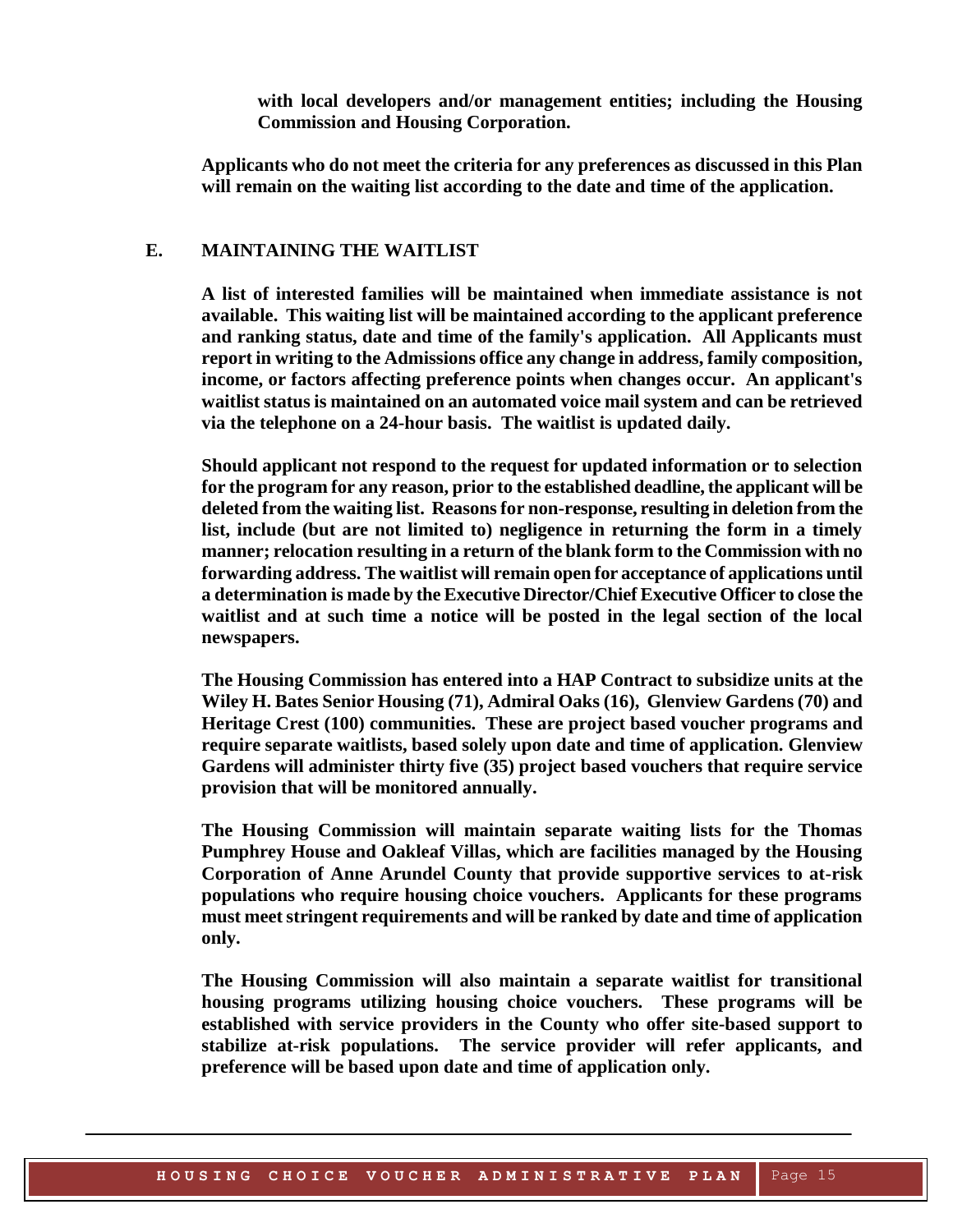**with local developers and/or management entities; including the Housing Commission and Housing Corporation.**

**Applicants who do not meet the criteria for any preferences as discussed in this Plan will remain on the waiting list according to the date and time of the application.**

## E. MAINTAINING THE WAITLIST

**A list of interested families will be maintained when immediate assistance is not available. This waiting list will be maintained according to the applicant preference and ranking status, date and time of the family's application. All Applicants must report in writing to the Admissions office any change in address, family composition, income, or factors affecting preference points when changes occur. An applicant's waitlist status is maintained on an automated voice mail system and can be retrieved via the telephone on a 24-hour basis. The waitlist is updated daily.**

**Should applicant not respond to the request for updated information or to selection for the program for any reason, prior to the established deadline, the applicant will be deleted from the waiting list. Reasons for non-response, resulting in deletion from the list, include (but are not limited to) negligence in returning the form in a timely manner; relocation resulting in a return of the blank form to the Commission with no forwarding address. The waitlist will remain open for acceptance of applications until a determination is made by the Executive Director/Chief Executive Officer to close the waitlist and at such time a notice will be posted in the legal section of the local newspapers.**

**The Housing Commission has entered into a HAP Contract to subsidize units at the Wiley H. Bates Senior Housing (71), Admiral Oaks (16), Glenview Gardens (70) and Heritage Crest (100) communities. These are project based voucher programs and require separate waitlists, based solely upon date and time of application. Glenview Gardens will administer thirty five (35) project based vouchers that require service provision that will be monitored annually.**

**The Housing Commission will maintain separate waiting lists for the Thomas Pumphrey House and Oakleaf Villas, which are facilities managed by the Housing Corporation of Anne Arundel County that provide supportive services to at-risk populations who require housing choice vouchers. Applicants for these programs must meet stringent requirements and will be ranked by date and time of application only.**

**The Housing Commission will also maintain a separate waitlist for transitional housing programs utilizing housing choice vouchers. These programs will be established with service providers in the County who offer site-based support to stabilize at-risk populations. The service provider will refer applicants, and preference will be based upon date and time of application only.**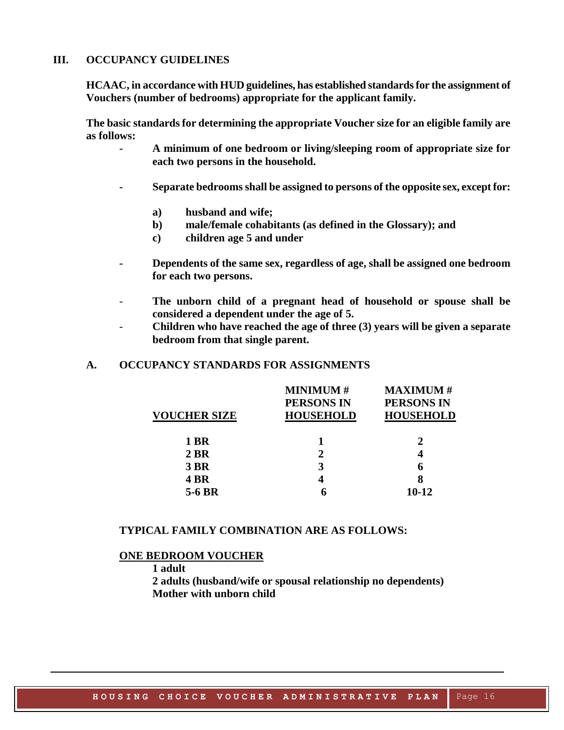## III. OCCUPANCY GUIDELINES

**HCAAC, in accordance with HUD guidelines, has established standards for the assignment of Vouchers (number of bedrooms) appropriate for the applicant family.**

**The basic standards for determining the appropriate Voucher size for an eligible family are as follows:**

- **A minimum of one bedroom or living/sleeping room of appropriate size for each two persons in the household.**

- **Separate bedrooms shall be assigned to persons of the opposite sex, except for:**

  - **a) husband and wife;**
  - **b) male/female cohabitants (as defined in the Glossary); and**
  - **c) children age 5 and under**

- **Dependents of the same sex, regardless of age, shall be assigned one bedroom for each two persons.**

- **The unborn child of a pregnant head of household or spouse shall be considered a dependent under the age of 5.**
- **Children who have reached the age of three (3) years will be given a separate bedroom from that single parent.**

### A. OCCUPANCY STANDARDS FOR ASSIGNMENTS

| VOUCHER SIZE | MINIMUM # PERSONS IN HOUSEHOLD | MAXIMUM # PERSONS IN HOUSEHOLD |
|---|---|---|
| 1 BR | 1 | 2 |
| 2 BR | 2 | 4 |
| 3 BR | 3 | 6 |
| 4 BR | 4 | 8 |
| 5-6 BR | 6 | 10-12 |

**TYPICAL FAMILY COMBINATION ARE AS FOLLOWS:**

**ONE BEDROOM VOUCHER**

**1 adult**
**2 adults (husband/wife or spousal relationship no dependents)**
**Mother with unborn child**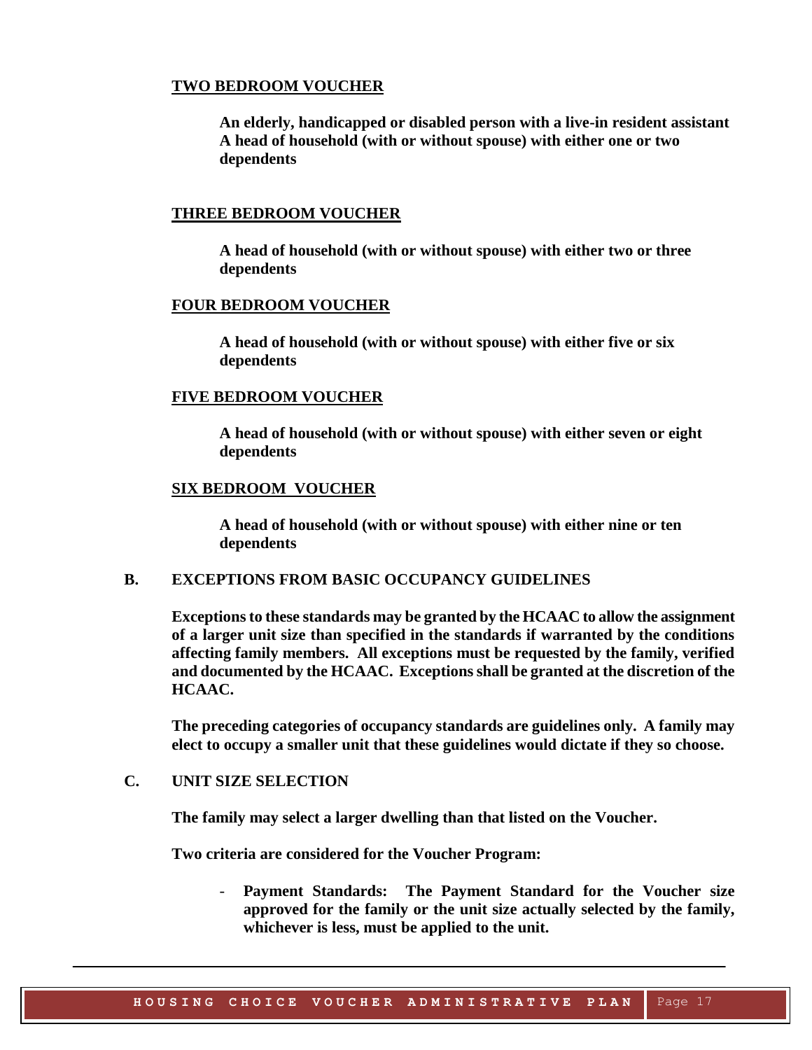**<u>TWO BEDROOM VOUCHER</u>**

**An elderly, handicapped or disabled person with a live-in resident assistant**
**A head of household (with or without spouse) with either one or two dependents**

**<u>THREE BEDROOM VOUCHER</u>**

**A head of household (with or without spouse) with either two or three dependents**

**<u>FOUR BEDROOM VOUCHER</u>**

**A head of household (with or without spouse) with either five or six dependents**

**<u>FIVE BEDROOM VOUCHER</u>**

**A head of household (with or without spouse) with either seven or eight dependents**

**<u>SIX BEDROOM VOUCHER</u>**

**A head of household (with or without spouse) with either nine or ten dependents**

## B. EXCEPTIONS FROM BASIC OCCUPANCY GUIDELINES

**Exceptions to these standards may be granted by the HCAAC to allow the assignment of a larger unit size than specified in the standards if warranted by the conditions affecting family members. All exceptions must be requested by the family, verified and documented by the HCAAC. Exceptions shall be granted at the discretion of the HCAAC.**

**The preceding categories of occupancy standards are guidelines only. A family may elect to occupy a smaller unit that these guidelines would dictate if they so choose.**

## C. UNIT SIZE SELECTION

**The family may select a larger dwelling than that listed on the Voucher.**

**Two criteria are considered for the Voucher Program:**

- **Payment Standards: The Payment Standard for the Voucher size approved for the family or the unit size actually selected by the family, whichever is less, must be applied to the unit.**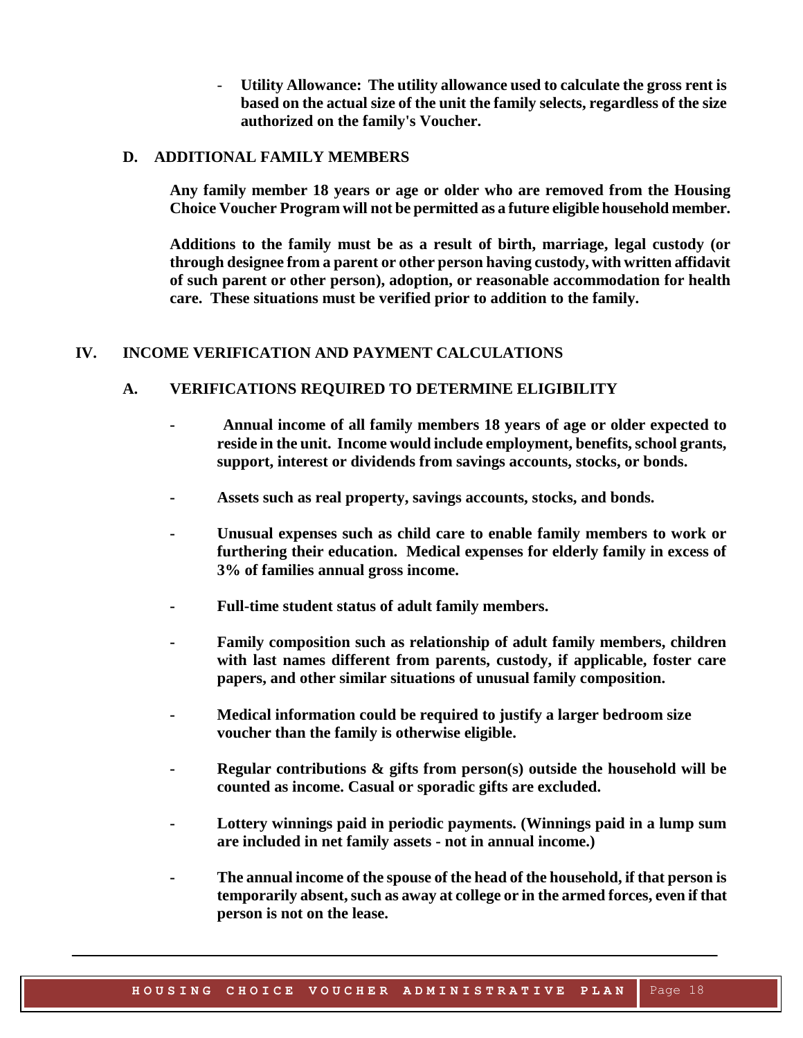- **Utility Allowance: The utility allowance used to calculate the gross rent is based on the actual size of the unit the family selects, regardless of the size authorized on the family's Voucher.**

### D. ADDITIONAL FAMILY MEMBERS

**Any family member 18 years or age or older who are removed from the Housing Choice Voucher Program will not be permitted as a future eligible household member.**

**Additions to the family must be as a result of birth, marriage, legal custody (or through designee from a parent or other person having custody, with written affidavit of such parent or other person), adoption, or reasonable accommodation for health care. These situations must be verified prior to addition to the family.**

## IV. INCOME VERIFICATION AND PAYMENT CALCULATIONS

### A. VERIFICATIONS REQUIRED TO DETERMINE ELIGIBILITY

- **Annual income of all family members 18 years of age or older expected to reside in the unit. Income would include employment, benefits, school grants, support, interest or dividends from savings accounts, stocks, or bonds.**

- **Assets such as real property, savings accounts, stocks, and bonds.**

- **Unusual expenses such as child care to enable family members to work or furthering their education. Medical expenses for elderly family in excess of 3% of families annual gross income.**

- **Full-time student status of adult family members.**

- **Family composition such as relationship of adult family members, children with last names different from parents, custody, if applicable, foster care papers, and other similar situations of unusual family composition.**

- **Medical information could be required to justify a larger bedroom size voucher than the family is otherwise eligible.**

- **Regular contributions & gifts from person(s) outside the household will be counted as income. Casual or sporadic gifts are excluded.**

- **Lottery winnings paid in periodic payments. (Winnings paid in a lump sum are included in net family assets - not in annual income.)**

- **The annual income of the spouse of the head of the household, if that person is temporarily absent, such as away at college or in the armed forces, even if that person is not on the lease.**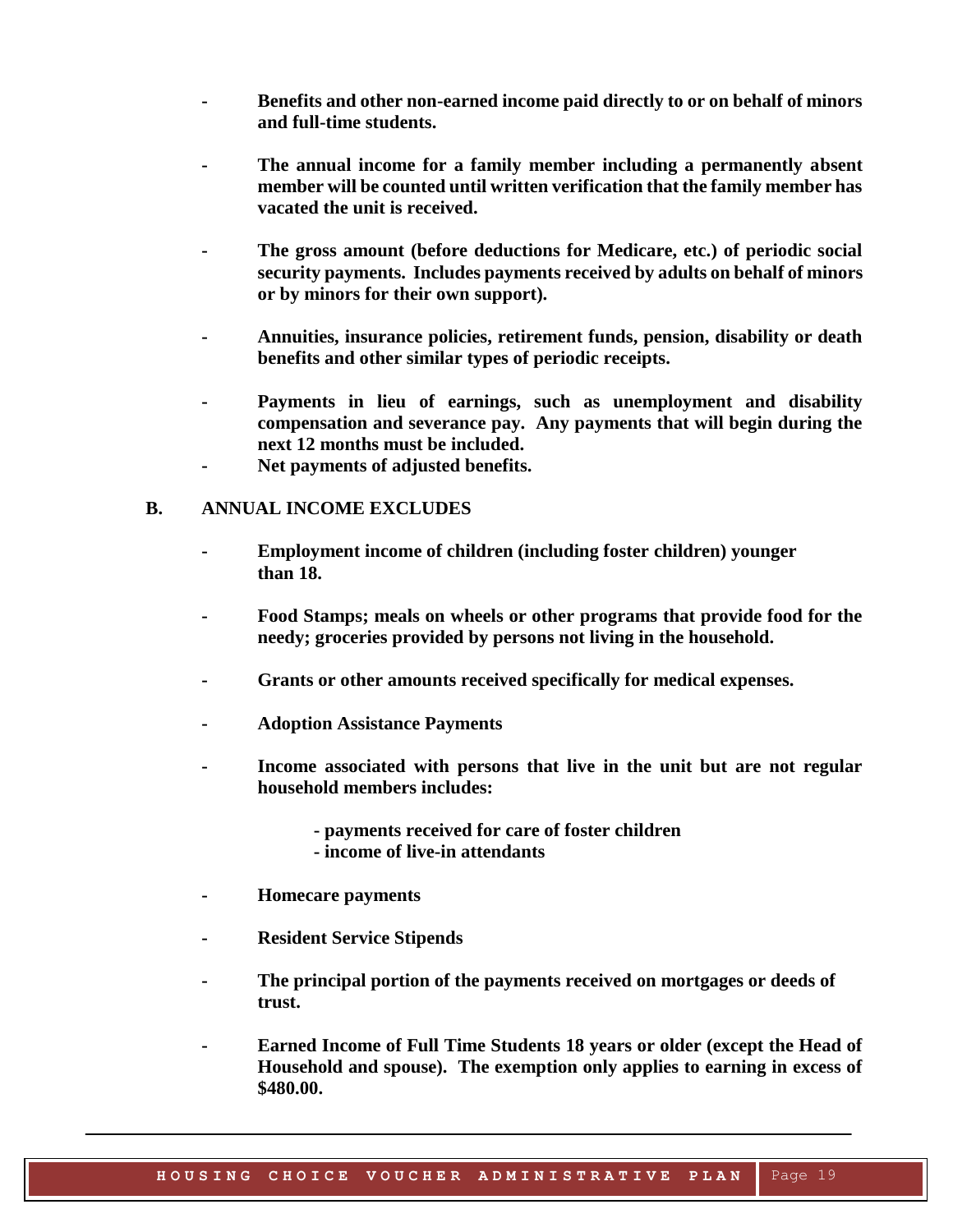- **Benefits and other non-earned income paid directly to or on behalf of minors and full-time students.**

- **The annual income for a family member including a permanently absent member will be counted until written verification that the family member has vacated the unit is received.**

- **The gross amount (before deductions for Medicare, etc.) of periodic social security payments. Includes payments received by adults on behalf of minors or by minors for their own support).**

- **Annuities, insurance policies, retirement funds, pension, disability or death benefits and other similar types of periodic receipts.**

- **Payments in lieu of earnings, such as unemployment and disability compensation and severance pay. Any payments that will begin during the next 12 months must be included.**
- **Net payments of adjusted benefits.**

**B. ANNUAL INCOME EXCLUDES**

- **Employment income of children (including foster children) younger than 18.**

- **Food Stamps; meals on wheels or other programs that provide food for the needy; groceries provided by persons not living in the household.**

- **Grants or other amounts received specifically for medical expenses.**

- **Adoption Assistance Payments**

- **Income associated with persons that live in the unit but are not regular household members includes:**

  - **payments received for care of foster children**
  - **income of live-in attendants**

- **Homecare payments**

- **Resident Service Stipends**

- **The principal portion of the payments received on mortgages or deeds of trust.**

- **Earned Income of Full Time Students 18 years or older (except the Head of Household and spouse). The exemption only applies to earning in excess of $480.00.**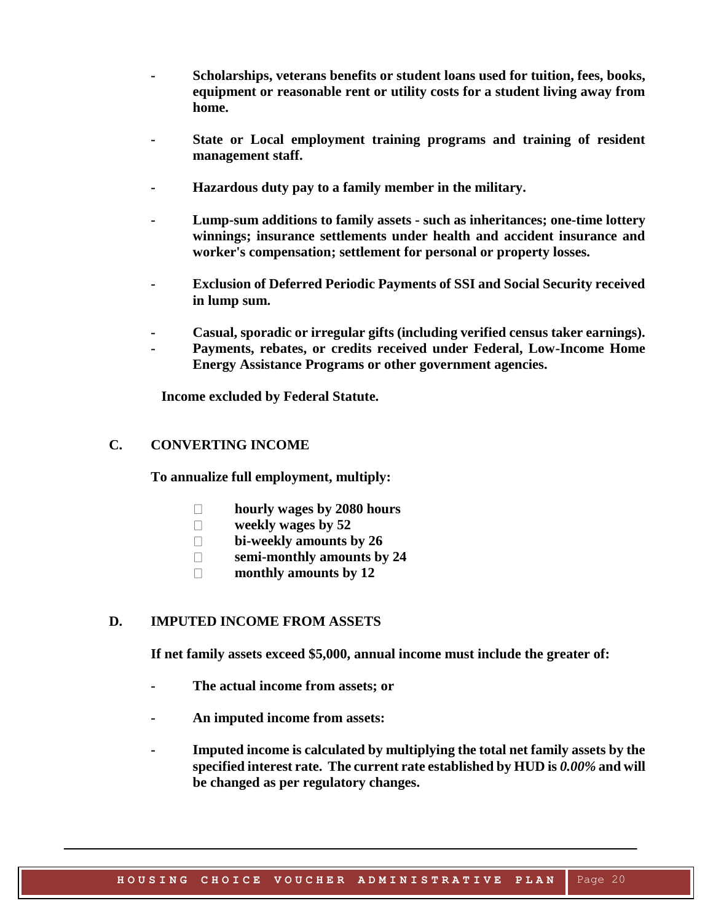- **Scholarships, veterans benefits or student loans used for tuition, fees, books, equipment or reasonable rent or utility costs for a student living away from home.**

- **State or Local employment training programs and training of resident management staff.**

- **Hazardous duty pay to a family member in the military.**

- **Lump-sum additions to family assets - such as inheritances; one-time lottery winnings; insurance settlements under health and accident insurance and worker's compensation; settlement for personal or property losses.**

- **Exclusion of Deferred Periodic Payments of SSI and Social Security received in lump sum.**

- **Casual, sporadic or irregular gifts (including verified census taker earnings).**
- **Payments, rebates, or credits received under Federal, Low-Income Home Energy Assistance Programs or other government agencies.**

**Income excluded by Federal Statute.**

## C. CONVERTING INCOME

**To annualize full employment, multiply:**

- **hourly wages by 2080 hours**
- **weekly wages by 52**
- **bi-weekly amounts by 26**
- **semi-monthly amounts by 24**
- **monthly amounts by 12**

## D. IMPUTED INCOME FROM ASSETS

**If net family assets exceed $5,000, annual income must include the greater of:**

- **The actual income from assets; or**

- **An imputed income from assets:**

- **Imputed income is calculated by multiplying the total net family assets by the specified interest rate. The current rate established by HUD is *0.00%* and will be changed as per regulatory changes.**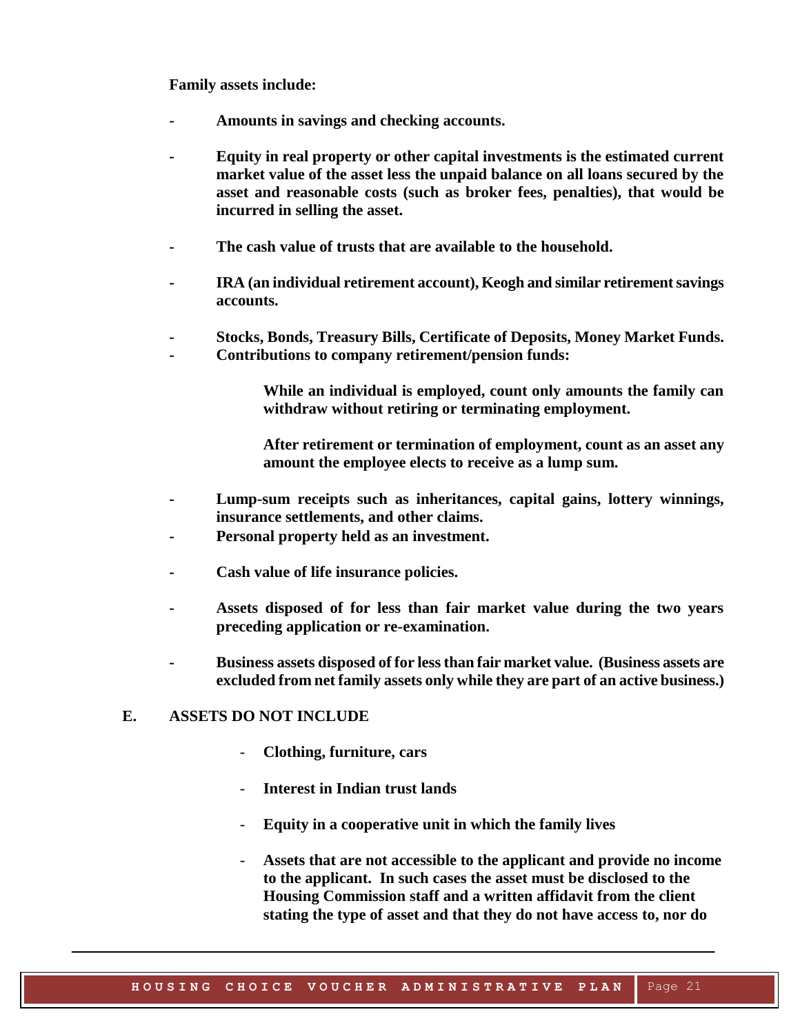**Family assets include:**

- **Amounts in savings and checking accounts.**

- **Equity in real property or other capital investments is the estimated current market value of the asset less the unpaid balance on all loans secured by the asset and reasonable costs (such as broker fees, penalties), that would be incurred in selling the asset.**

- **The cash value of trusts that are available to the household.**

- **IRA (an individual retirement account), Keogh and similar retirement savings accounts.**

- **Stocks, Bonds, Treasury Bills, Certificate of Deposits, Money Market Funds.**
- **Contributions to company retirement/pension funds:**

  **While an individual is employed, count only amounts the family can withdraw without retiring or terminating employment.**

  **After retirement or termination of employment, count as an asset any amount the employee elects to receive as a lump sum.**

- **Lump-sum receipts such as inheritances, capital gains, lottery winnings, insurance settlements, and other claims.**
- **Personal property held as an investment.**

- **Cash value of life insurance policies.**

- **Assets disposed of for less than fair market value during the two years preceding application or re-examination.**

- **Business assets disposed of for less than fair market value. (Business assets are excluded from net family assets only while they are part of an active business.)**

## E. ASSETS DO NOT INCLUDE

- **Clothing, furniture, cars**

- **Interest in Indian trust lands**

- **Equity in a cooperative unit in which the family lives**

- **Assets that are not accessible to the applicant and provide no income to the applicant. In such cases the asset must be disclosed to the Housing Commission staff and a written affidavit from the client stating the type of asset and that they do not have access to, nor do**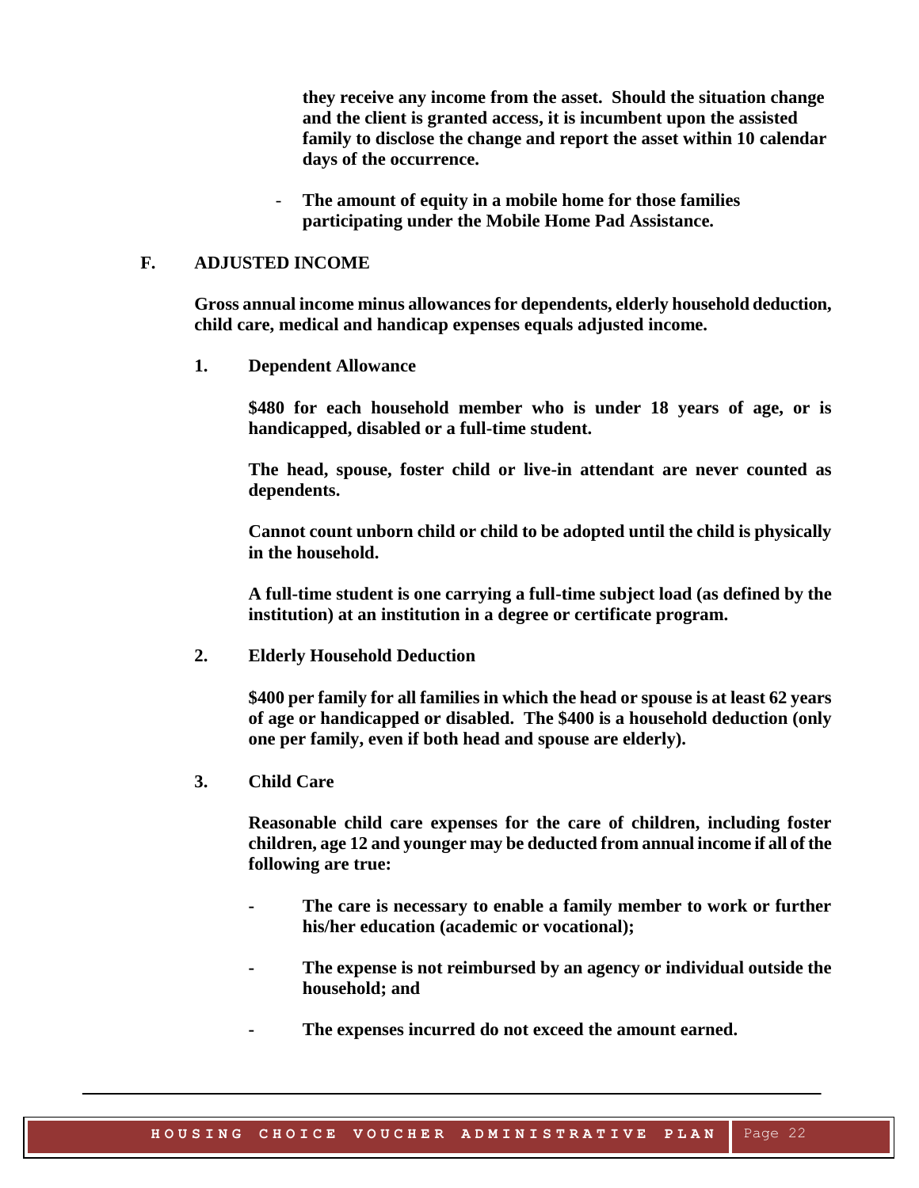they receive any income from the asset. Should the situation change and the client is granted access, it is incumbent upon the assisted family to disclose the change and report the asset within 10 calendar days of the occurrence.

- The amount of equity in a mobile home for those families participating under the Mobile Home Pad Assistance.

## F. ADJUSTED INCOME

**Gross annual income minus allowances for dependents, elderly household deduction, child care, medical and handicap expenses equals adjusted income.**

### 1. Dependent Allowance

**$480 for each household member who is under 18 years of age, or is handicapped, disabled or a full-time student.**

**The head, spouse, foster child or live-in attendant are never counted as dependents.**

**Cannot count unborn child or child to be adopted until the child is physically in the household.**

**A full-time student is one carrying a full-time subject load (as defined by the institution) at an institution in a degree or certificate program.**

### 2. Elderly Household Deduction

**$400 per family for all families in which the head or spouse is at least 62 years of age or handicapped or disabled. The $400 is a household deduction (only one per family, even if both head and spouse are elderly).**

### 3. Child Care

**Reasonable child care expenses for the care of children, including foster children, age 12 and younger may be deducted from annual income if all of the following are true:**

- **The care is necessary to enable a family member to work or further his/her education (academic or vocational);**
- **The expense is not reimbursed by an agency or individual outside the household; and**
- **The expenses incurred do not exceed the amount earned.**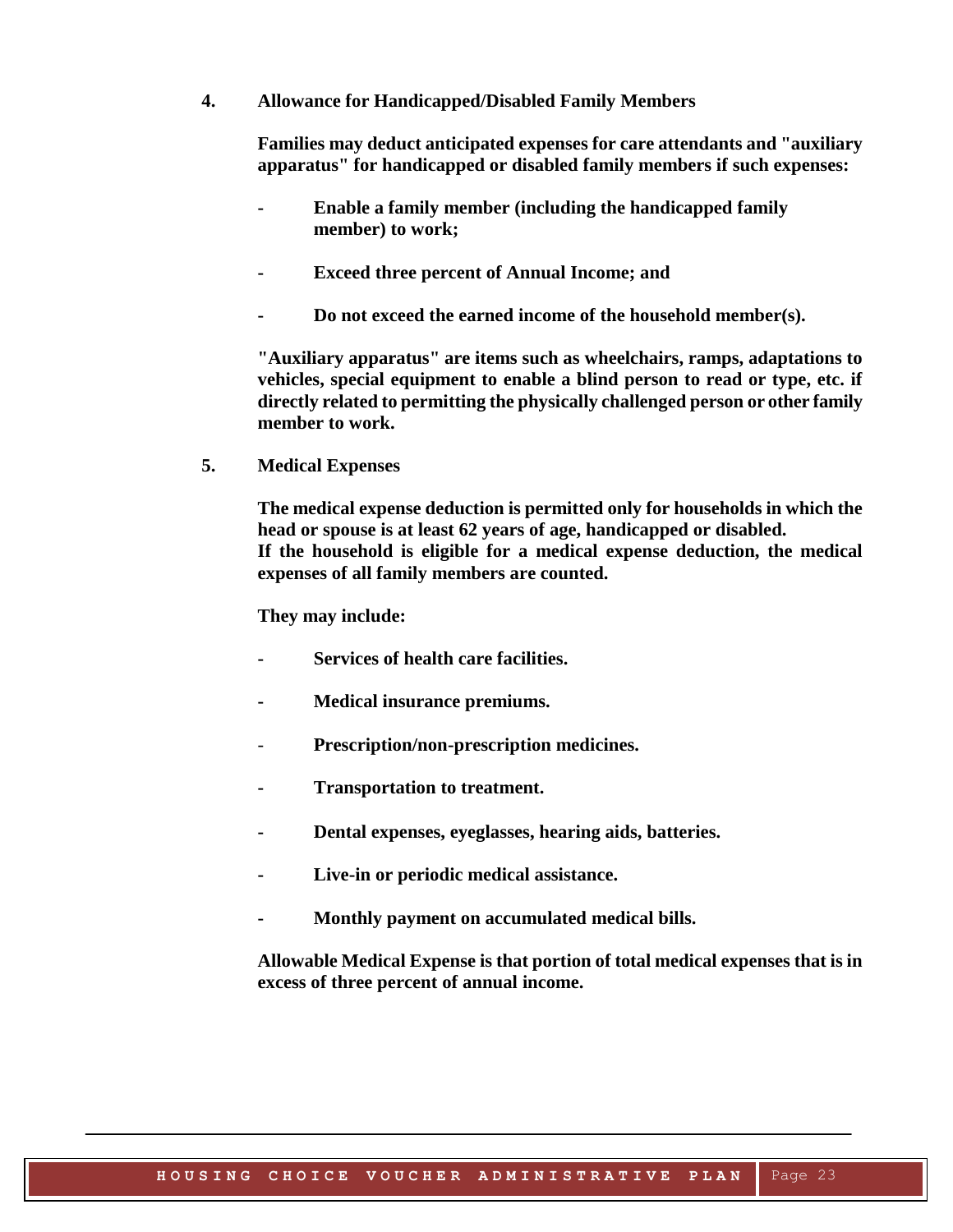**4. Allowance for Handicapped/Disabled Family Members**

**Families may deduct anticipated expenses for care attendants and "auxiliary apparatus" for handicapped or disabled family members if such expenses:**

- **Enable a family member (including the handicapped family member) to work;**
- **Exceed three percent of Annual Income; and**
- **Do not exceed the earned income of the household member(s).**

**"Auxiliary apparatus" are items such as wheelchairs, ramps, adaptations to vehicles, special equipment to enable a blind person to read or type, etc. if directly related to permitting the physically challenged person or other family member to work.**

**5. Medical Expenses**

**The medical expense deduction is permitted only for households in which the head or spouse is at least 62 years of age, handicapped or disabled.**
**If the household is eligible for a medical expense deduction, the medical expenses of all family members are counted.**

**They may include:**

- **Services of health care facilities.**
- **Medical insurance premiums.**
- **Prescription/non-prescription medicines.**
- **Transportation to treatment.**
- **Dental expenses, eyeglasses, hearing aids, batteries.**
- **Live-in or periodic medical assistance.**
- **Monthly payment on accumulated medical bills.**

**Allowable Medical Expense is that portion of total medical expenses that is in excess of three percent of annual income.**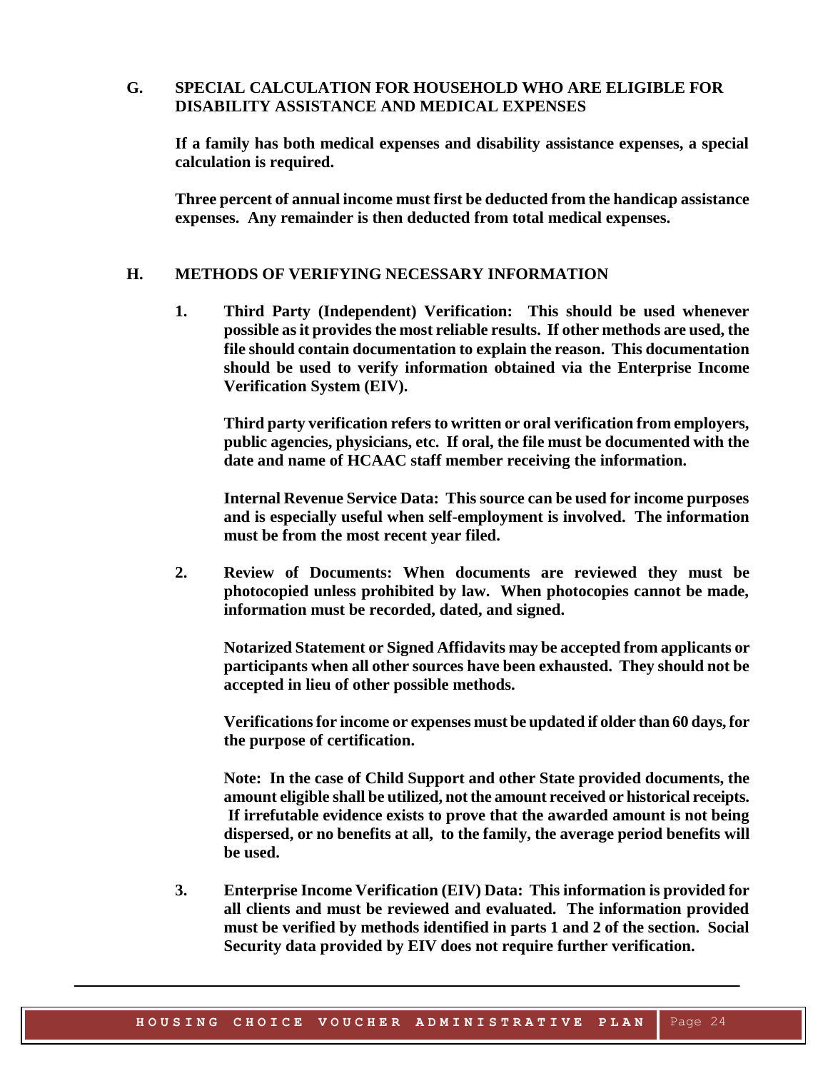## G. SPECIAL CALCULATION FOR HOUSEHOLD WHO ARE ELIGIBLE FOR DISABILITY ASSISTANCE AND MEDICAL EXPENSES

**If a family has both medical expenses and disability assistance expenses, a special calculation is required.**

**Three percent of annual income must first be deducted from the handicap assistance expenses. Any remainder is then deducted from total medical expenses.**

## H. METHODS OF VERIFYING NECESSARY INFORMATION

1. **Third Party (Independent) Verification: This should be used whenever possible as it provides the most reliable results. If other methods are used, the file should contain documentation to explain the reason. This documentation should be used to verify information obtained via the Enterprise Income Verification System (EIV).**

   **Third party verification refers to written or oral verification from employers, public agencies, physicians, etc. If oral, the file must be documented with the date and name of HCAAC staff member receiving the information.**

   **Internal Revenue Service Data: This source can be used for income purposes and is especially useful when self-employment is involved. The information must be from the most recent year filed.**

2. **Review of Documents: When documents are reviewed they must be photocopied unless prohibited by law. When photocopies cannot be made, information must be recorded, dated, and signed.**

   **Notarized Statement or Signed Affidavits may be accepted from applicants or participants when all other sources have been exhausted. They should not be accepted in lieu of other possible methods.**

   **Verifications for income or expenses must be updated if older than 60 days, for the purpose of certification.**

   **Note: In the case of Child Support and other State provided documents, the amount eligible shall be utilized, not the amount received or historical receipts. If irrefutable evidence exists to prove that the awarded amount is not being dispersed, or no benefits at all, to the family, the average period benefits will be used.**

3. **Enterprise Income Verification (EIV) Data: This information is provided for all clients and must be reviewed and evaluated. The information provided must be verified by methods identified in parts 1 and 2 of the section. Social Security data provided by EIV does not require further verification.**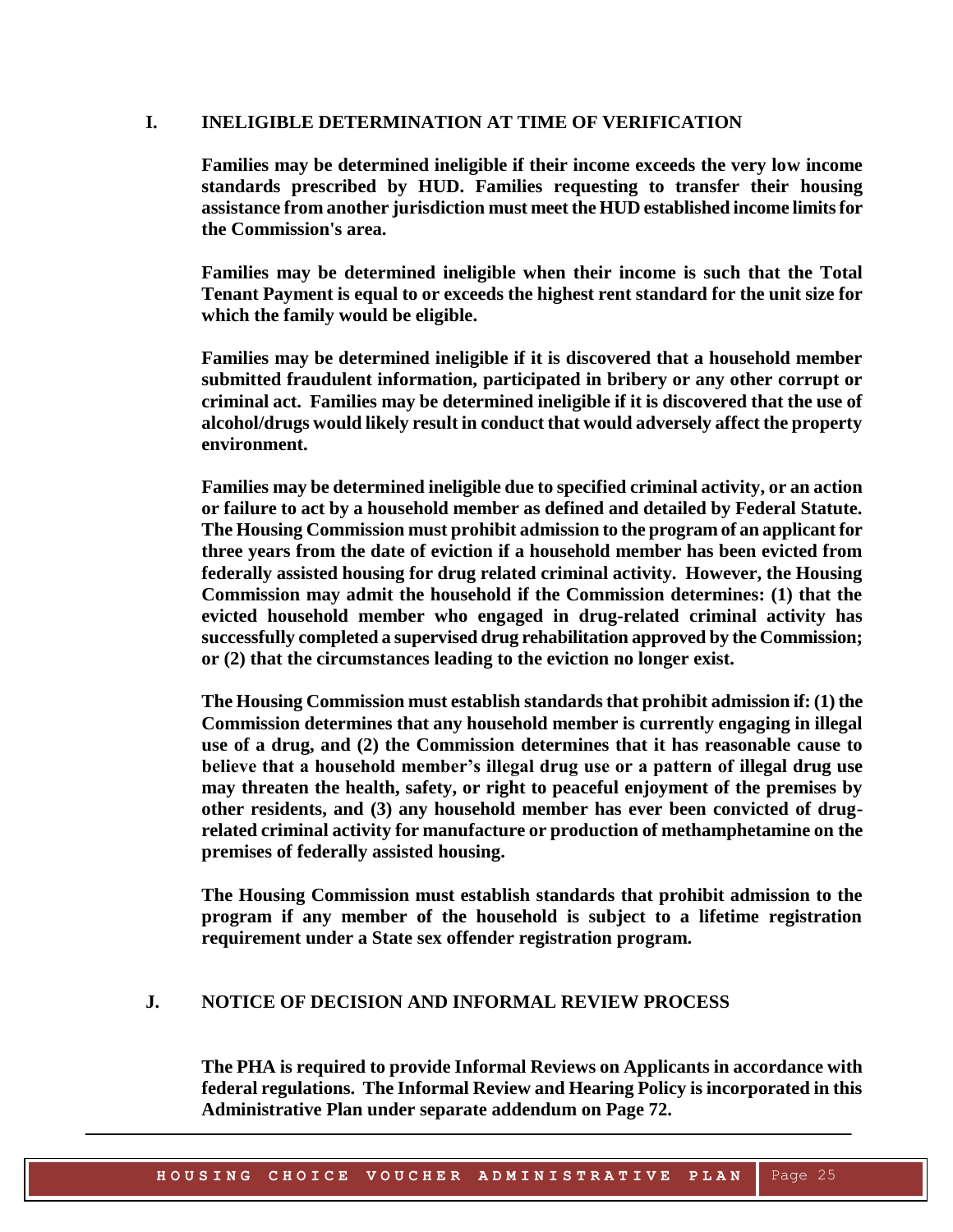## I. INELIGIBLE DETERMINATION AT TIME OF VERIFICATION

**Families may be determined ineligible if their income exceeds the very low income standards prescribed by HUD. Families requesting to transfer their housing assistance from another jurisdiction must meet the HUD established income limits for the Commission's area.**

**Families may be determined ineligible when their income is such that the Total Tenant Payment is equal to or exceeds the highest rent standard for the unit size for which the family would be eligible.**

**Families may be determined ineligible if it is discovered that a household member submitted fraudulent information, participated in bribery or any other corrupt or criminal act. Families may be determined ineligible if it is discovered that the use of alcohol/drugs would likely result in conduct that would adversely affect the property environment.**

**Families may be determined ineligible due to specified criminal activity, or an action or failure to act by a household member as defined and detailed by Federal Statute. The Housing Commission must prohibit admission to the program of an applicant for three years from the date of eviction if a household member has been evicted from federally assisted housing for drug related criminal activity. However, the Housing Commission may admit the household if the Commission determines: (1) that the evicted household member who engaged in drug-related criminal activity has successfully completed a supervised drug rehabilitation approved by the Commission; or (2) that the circumstances leading to the eviction no longer exist.**

**The Housing Commission must establish standards that prohibit admission if: (1) the Commission determines that any household member is currently engaging in illegal use of a drug, and (2) the Commission determines that it has reasonable cause to believe that a household member's illegal drug use or a pattern of illegal drug use may threaten the health, safety, or right to peaceful enjoyment of the premises by other residents, and (3) any household member has ever been convicted of drug-related criminal activity for manufacture or production of methamphetamine on the premises of federally assisted housing.**

**The Housing Commission must establish standards that prohibit admission to the program if any member of the household is subject to a lifetime registration requirement under a State sex offender registration program.**

## J. NOTICE OF DECISION AND INFORMAL REVIEW PROCESS

**The PHA is required to provide Informal Reviews on Applicants in accordance with federal regulations. The Informal Review and Hearing Policy is incorporated in this Administrative Plan under separate addendum on Page 72.**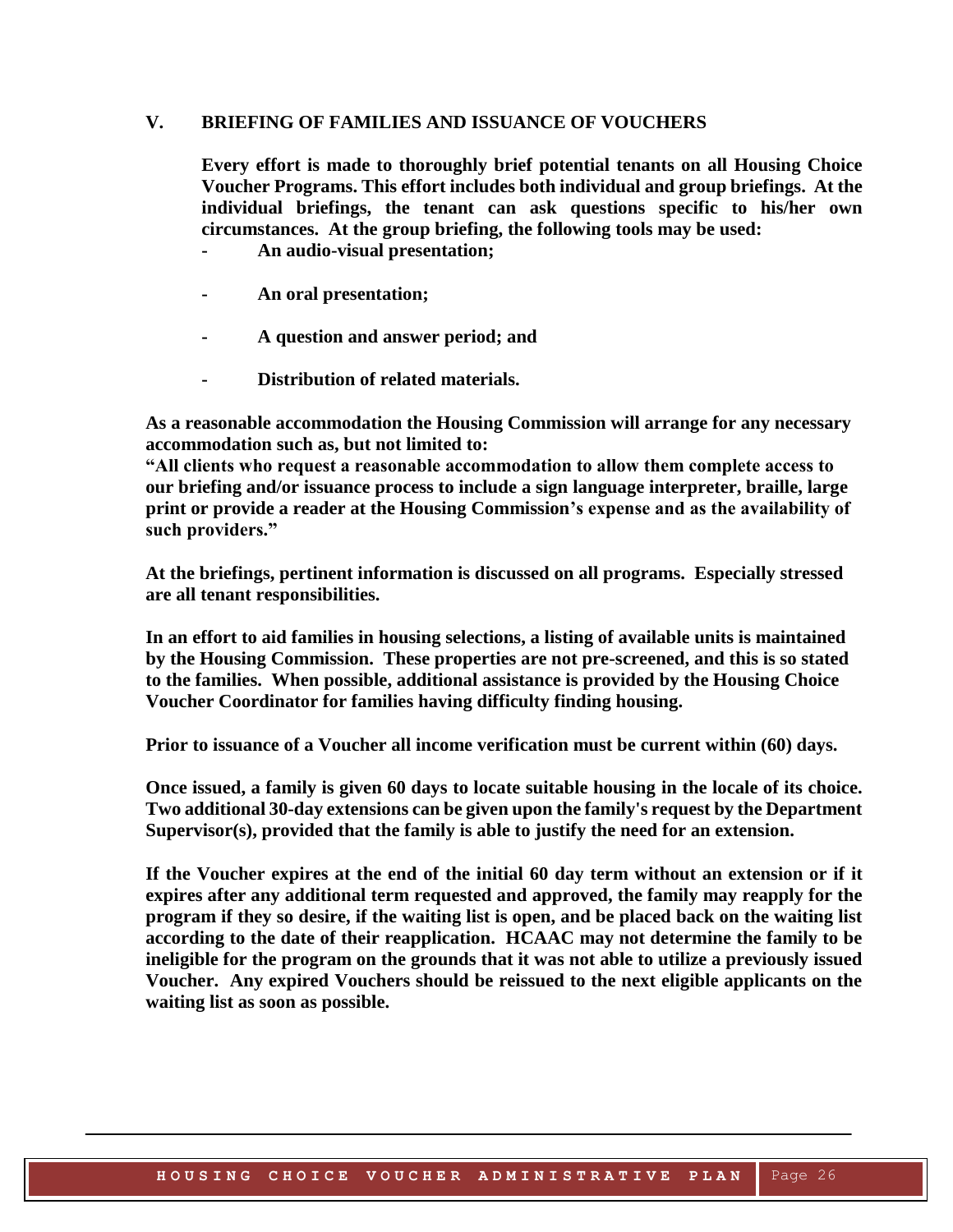## V. BRIEFING OF FAMILIES AND ISSUANCE OF VOUCHERS

**Every effort is made to thoroughly brief potential tenants on all Housing Choice Voucher Programs. This effort includes both individual and group briefings. At the individual briefings, the tenant can ask questions specific to his/her own circumstances. At the group briefing, the following tools may be used:**

- **An audio-visual presentation;**
- **An oral presentation;**
- **A question and answer period; and**
- **Distribution of related materials.**

**As a reasonable accommodation the Housing Commission will arrange for any necessary accommodation such as, but not limited to:**
**"All clients who request a reasonable accommodation to allow them complete access to our briefing and/or issuance process to include a sign language interpreter, braille, large print or provide a reader at the Housing Commission's expense and as the availability of such providers."**

**At the briefings, pertinent information is discussed on all programs. Especially stressed are all tenant responsibilities.**

**In an effort to aid families in housing selections, a listing of available units is maintained by the Housing Commission. These properties are not pre-screened, and this is so stated to the families. When possible, additional assistance is provided by the Housing Choice Voucher Coordinator for families having difficulty finding housing.**

**Prior to issuance of a Voucher all income verification must be current within (60) days.**

**Once issued, a family is given 60 days to locate suitable housing in the locale of its choice. Two additional 30-day extensions can be given upon the family's request by the Department Supervisor(s), provided that the family is able to justify the need for an extension.**

**If the Voucher expires at the end of the initial 60 day term without an extension or if it expires after any additional term requested and approved, the family may reapply for the program if they so desire, if the waiting list is open, and be placed back on the waiting list according to the date of their reapplication. HCAAC may not determine the family to be ineligible for the program on the grounds that it was not able to utilize a previously issued Voucher. Any expired Vouchers should be reissued to the next eligible applicants on the waiting list as soon as possible.**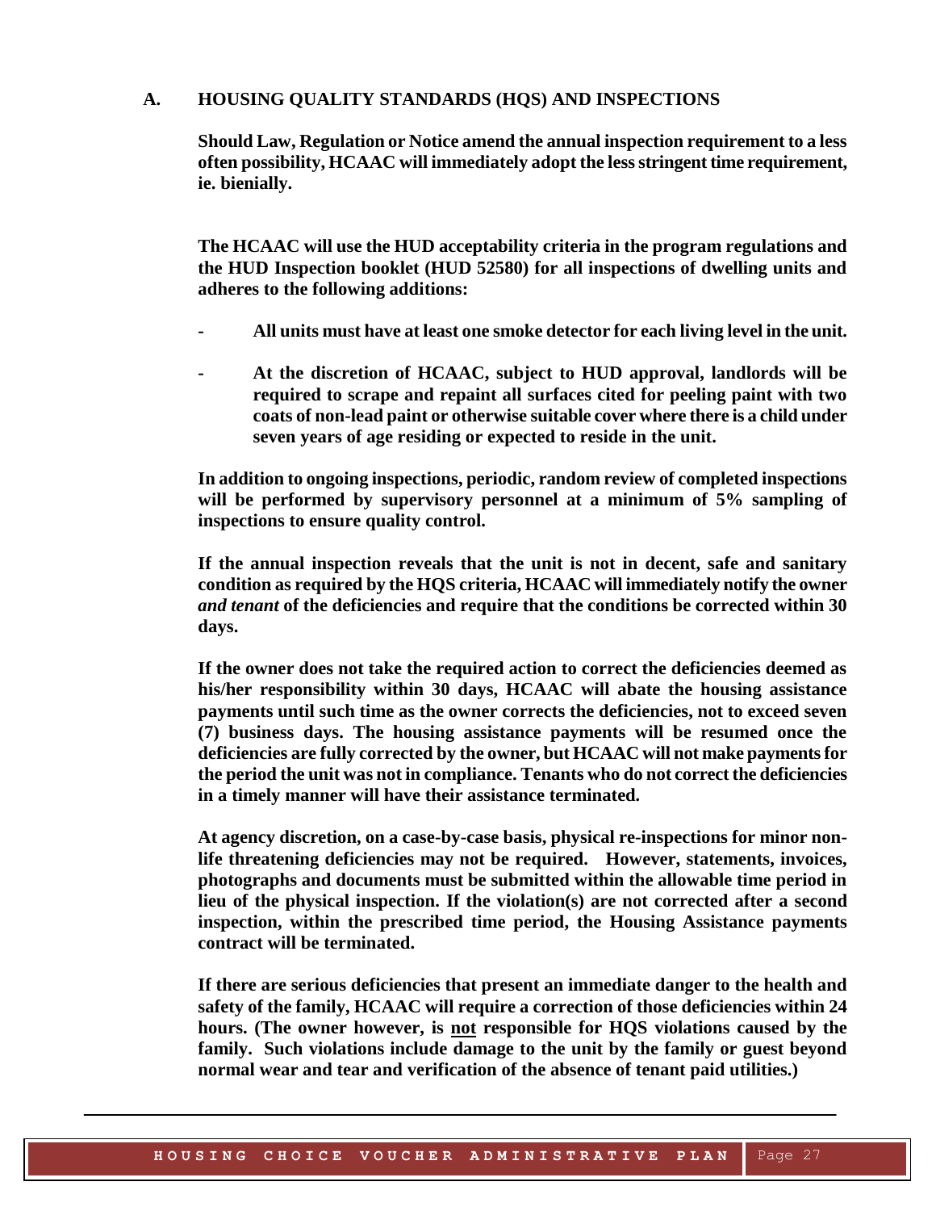## A. HOUSING QUALITY STANDARDS (HQS) AND INSPECTIONS

**Should Law, Regulation or Notice amend the annual inspection requirement to a less often possibility, HCAAC will immediately adopt the less stringent time requirement, ie. bienially.**

**The HCAAC will use the HUD acceptability criteria in the program regulations and the HUD Inspection booklet (HUD 52580) for all inspections of dwelling units and adheres to the following additions:**

- **All units must have at least one smoke detector for each living level in the unit.**
- **At the discretion of HCAAC, subject to HUD approval, landlords will be required to scrape and repaint all surfaces cited for peeling paint with two coats of non-lead paint or otherwise suitable cover where there is a child under seven years of age residing or expected to reside in the unit.**

**In addition to ongoing inspections, periodic, random review of completed inspections will be performed by supervisory personnel at a minimum of 5% sampling of inspections to ensure quality control.**

**If the annual inspection reveals that the unit is not in decent, safe and sanitary condition as required by the HQS criteria, HCAAC will immediately notify the owner *and tenant* of the deficiencies and require that the conditions be corrected within 30 days.**

**If the owner does not take the required action to correct the deficiencies deemed as his/her responsibility within 30 days, HCAAC will abate the housing assistance payments until such time as the owner corrects the deficiencies, not to exceed seven (7) business days. The housing assistance payments will be resumed once the deficiencies are fully corrected by the owner, but HCAAC will not make payments for the period the unit was not in compliance. Tenants who do not correct the deficiencies in a timely manner will have their assistance terminated.**

**At agency discretion, on a case-by-case basis, physical re-inspections for minor non-life threatening deficiencies may not be required. However, statements, invoices, photographs and documents must be submitted within the allowable time period in lieu of the physical inspection. If the violation(s) are not corrected after a second inspection, within the prescribed time period, the Housing Assistance payments contract will be terminated.**

**If there are serious deficiencies that present an immediate danger to the health and safety of the family, HCAAC will require a correction of those deficiencies within 24 hours. (The owner however, is <u>not</u> responsible for HQS violations caused by the family. Such violations include damage to the unit by the family or guest beyond normal wear and tear and verification of the absence of tenant paid utilities.)**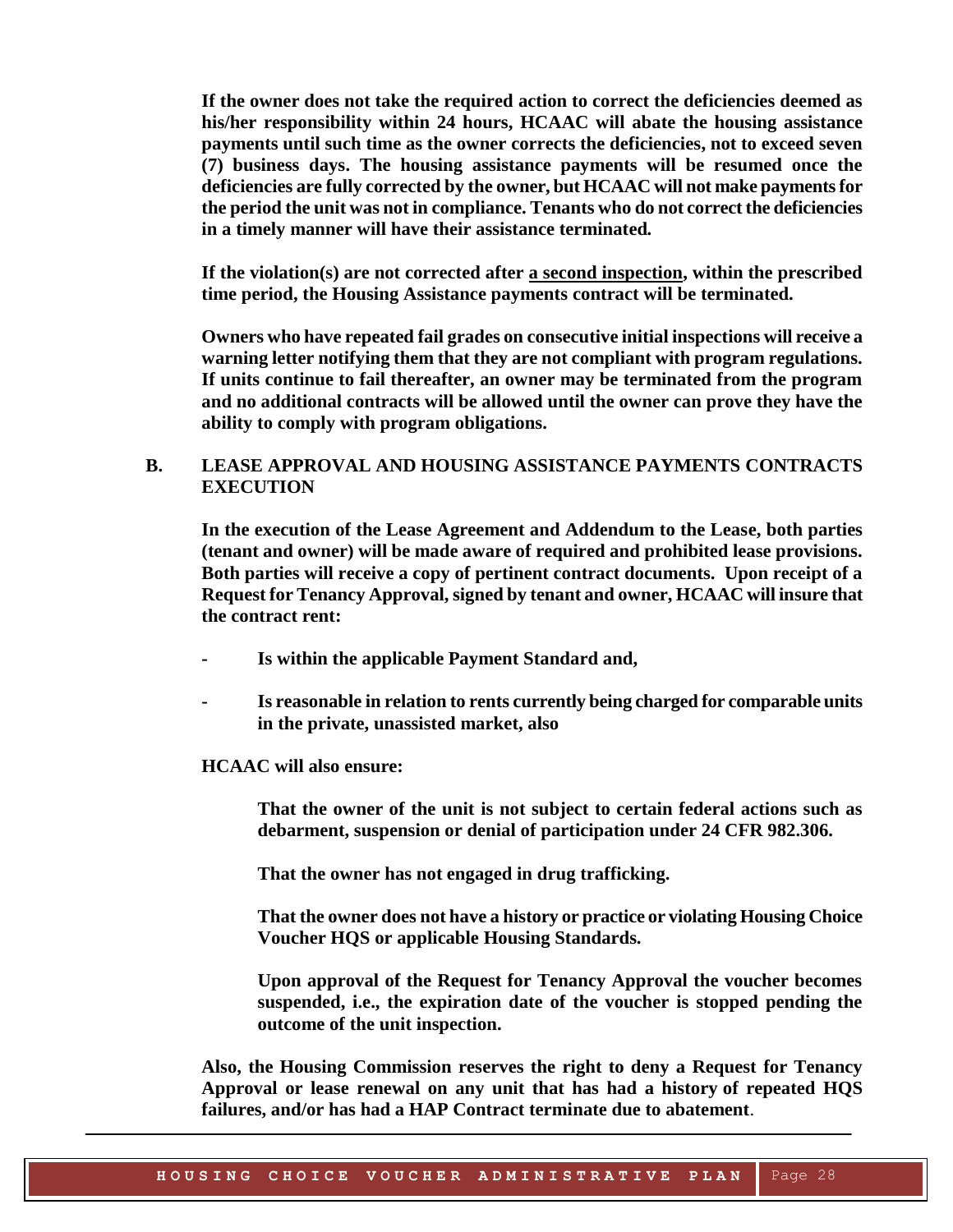**If the owner does not take the required action to correct the deficiencies deemed as his/her responsibility within 24 hours, HCAAC will abate the housing assistance payments until such time as the owner corrects the deficiencies, not to exceed seven (7) business days. The housing assistance payments will be resumed once the deficiencies are fully corrected by the owner, but HCAAC will not make payments for the period the unit was not in compliance. Tenants who do not correct the deficiencies in a timely manner will have their assistance terminated.**

**If the violation(s) are not corrected after <u>a second inspection</u>, within the prescribed time period, the Housing Assistance payments contract will be terminated.**

**Owners who have repeated fail grades on consecutive initial inspections will receive a warning letter notifying them that they are not compliant with program regulations. If units continue to fail thereafter, an owner may be terminated from the program and no additional contracts will be allowed until the owner can prove they have the ability to comply with program obligations.**

## B. LEASE APPROVAL AND HOUSING ASSISTANCE PAYMENTS CONTRACTS EXECUTION

**In the execution of the Lease Agreement and Addendum to the Lease, both parties (tenant and owner) will be made aware of required and prohibited lease provisions. Both parties will receive a copy of pertinent contract documents. Upon receipt of a Request for Tenancy Approval, signed by tenant and owner, HCAAC will insure that the contract rent:**

- **Is within the applicable Payment Standard and,**
- **Is reasonable in relation to rents currently being charged for comparable units in the private, unassisted market, also**

**HCAAC will also ensure:**

**That the owner of the unit is not subject to certain federal actions such as debarment, suspension or denial of participation under 24 CFR 982.306.**

**That the owner has not engaged in drug trafficking.**

**That the owner does not have a history or practice or violating Housing Choice Voucher HQS or applicable Housing Standards.**

**Upon approval of the Request for Tenancy Approval the voucher becomes suspended, i.e., the expiration date of the voucher is stopped pending the outcome of the unit inspection.**

**Also, the Housing Commission reserves the right to deny a Request for Tenancy Approval or lease renewal on any unit that has had a history of repeated HQS failures, and/or has had a HAP Contract terminate due to abatement**.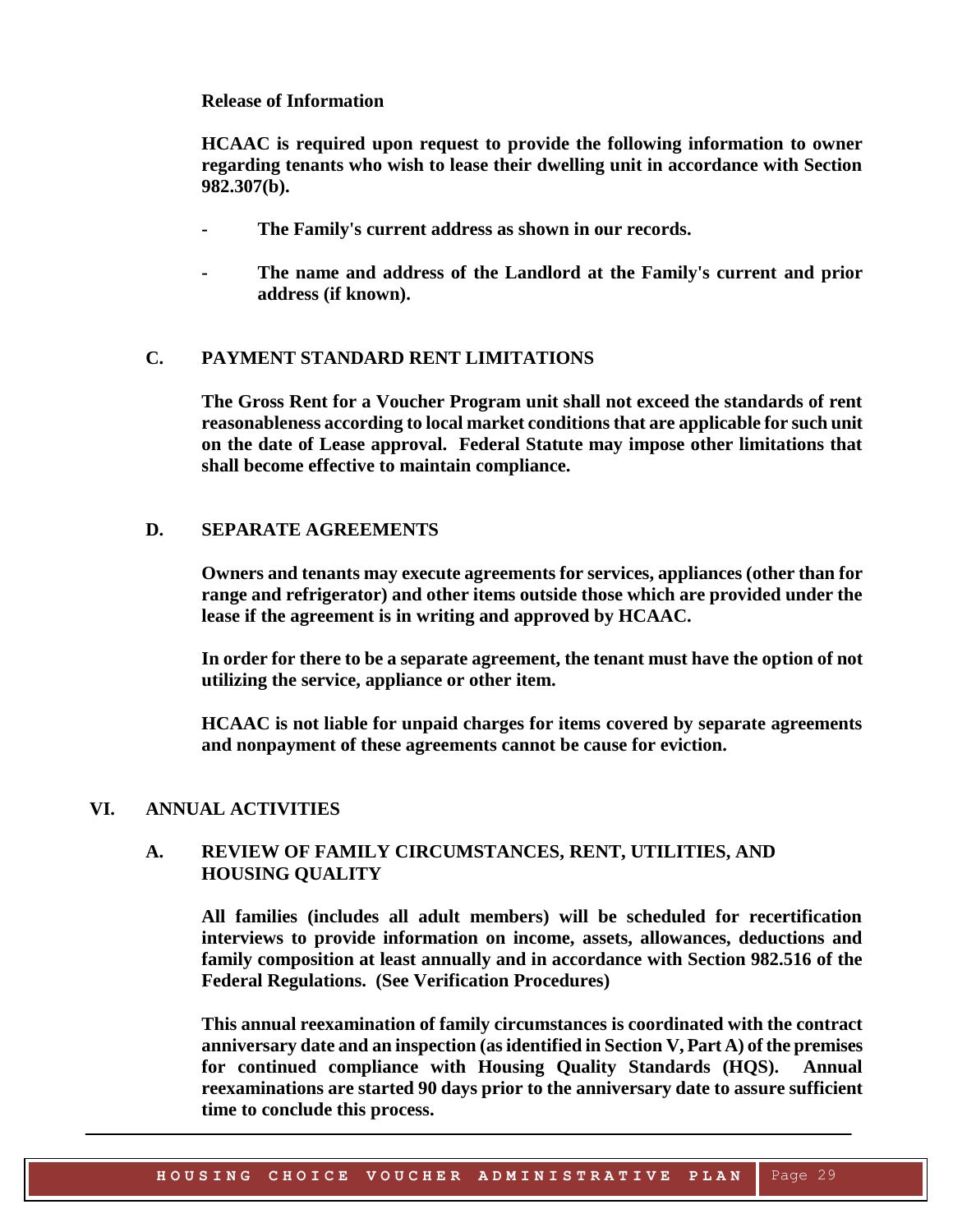**Release of Information**

**HCAAC is required upon request to provide the following information to owner regarding tenants who wish to lease their dwelling unit in accordance with Section 982.307(b).**

- **The Family's current address as shown in our records.**
- **The name and address of the Landlord at the Family's current and prior address (if known).**

### C. PAYMENT STANDARD RENT LIMITATIONS

**The Gross Rent for a Voucher Program unit shall not exceed the standards of rent reasonableness according to local market conditions that are applicable for such unit on the date of Lease approval. Federal Statute may impose other limitations that shall become effective to maintain compliance.**

### D. SEPARATE AGREEMENTS

**Owners and tenants may execute agreements for services, appliances (other than for range and refrigerator) and other items outside those which are provided under the lease if the agreement is in writing and approved by HCAAC.**

**In order for there to be a separate agreement, the tenant must have the option of not utilizing the service, appliance or other item.**

**HCAAC is not liable for unpaid charges for items covered by separate agreements and nonpayment of these agreements cannot be cause for eviction.**

## VI. ANNUAL ACTIVITIES

### A. REVIEW OF FAMILY CIRCUMSTANCES, RENT, UTILITIES, AND HOUSING QUALITY

**All families (includes all adult members) will be scheduled for recertification interviews to provide information on income, assets, allowances, deductions and family composition at least annually and in accordance with Section 982.516 of the Federal Regulations. (See Verification Procedures)**

**This annual reexamination of family circumstances is coordinated with the contract anniversary date and an inspection (as identified in Section V, Part A) of the premises for continued compliance with Housing Quality Standards (HQS). Annual reexaminations are started 90 days prior to the anniversary date to assure sufficient time to conclude this process.**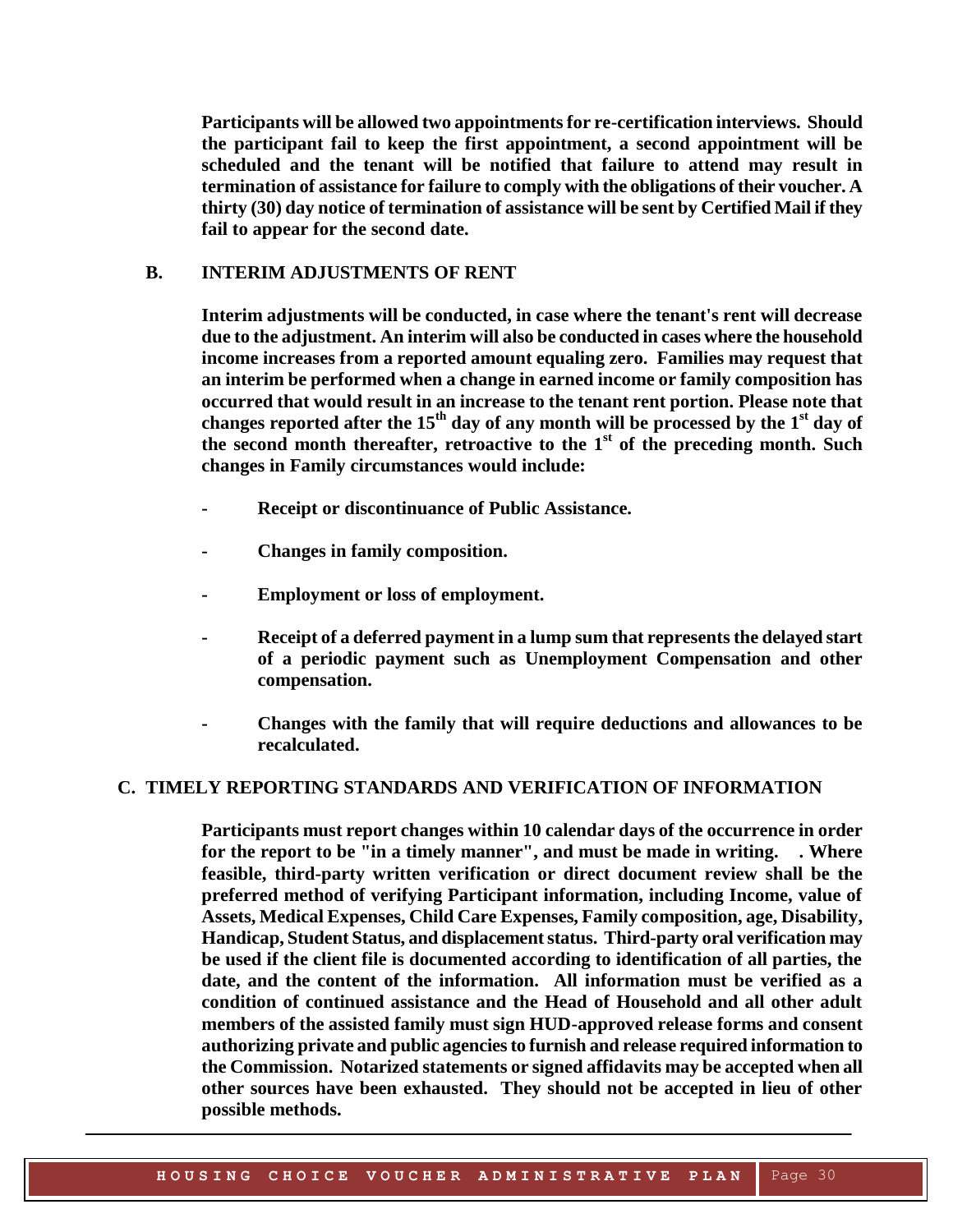**Participants will be allowed two appointments for re-certification interviews. Should the participant fail to keep the first appointment, a second appointment will be scheduled and the tenant will be notified that failure to attend may result in termination of assistance for failure to comply with the obligations of their voucher. A thirty (30) day notice of termination of assistance will be sent by Certified Mail if they fail to appear for the second date.**

## B. INTERIM ADJUSTMENTS OF RENT

**Interim adjustments will be conducted, in case where the tenant's rent will decrease due to the adjustment. An interim will also be conducted in cases where the household income increases from a reported amount equaling zero. Families may request that an interim be performed when a change in earned income or family composition has occurred that would result in an increase to the tenant rent portion. Please note that changes reported after the 15th day of any month will be processed by the 1st day of the second month thereafter, retroactive to the 1st of the preceding month. Such changes in Family circumstances would include:**

- **Receipt or discontinuance of Public Assistance.**
- **Changes in family composition.**
- **Employment or loss of employment.**
- **Receipt of a deferred payment in a lump sum that represents the delayed start of a periodic payment such as Unemployment Compensation and other compensation.**
- **Changes with the family that will require deductions and allowances to be recalculated.**

## C. TIMELY REPORTING STANDARDS AND VERIFICATION OF INFORMATION

**Participants must report changes within 10 calendar days of the occurrence in order for the report to be "in a timely manner", and must be made in writing. . Where feasible, third-party written verification or direct document review shall be the preferred method of verifying Participant information, including Income, value of Assets, Medical Expenses, Child Care Expenses, Family composition, age, Disability, Handicap, Student Status, and displacement status. Third-party oral verification may be used if the client file is documented according to identification of all parties, the date, and the content of the information. All information must be verified as a condition of continued assistance and the Head of Household and all other adult members of the assisted family must sign HUD-approved release forms and consent authorizing private and public agencies to furnish and release required information to the Commission. Notarized statements or signed affidavits may be accepted when all other sources have been exhausted. They should not be accepted in lieu of other possible methods.**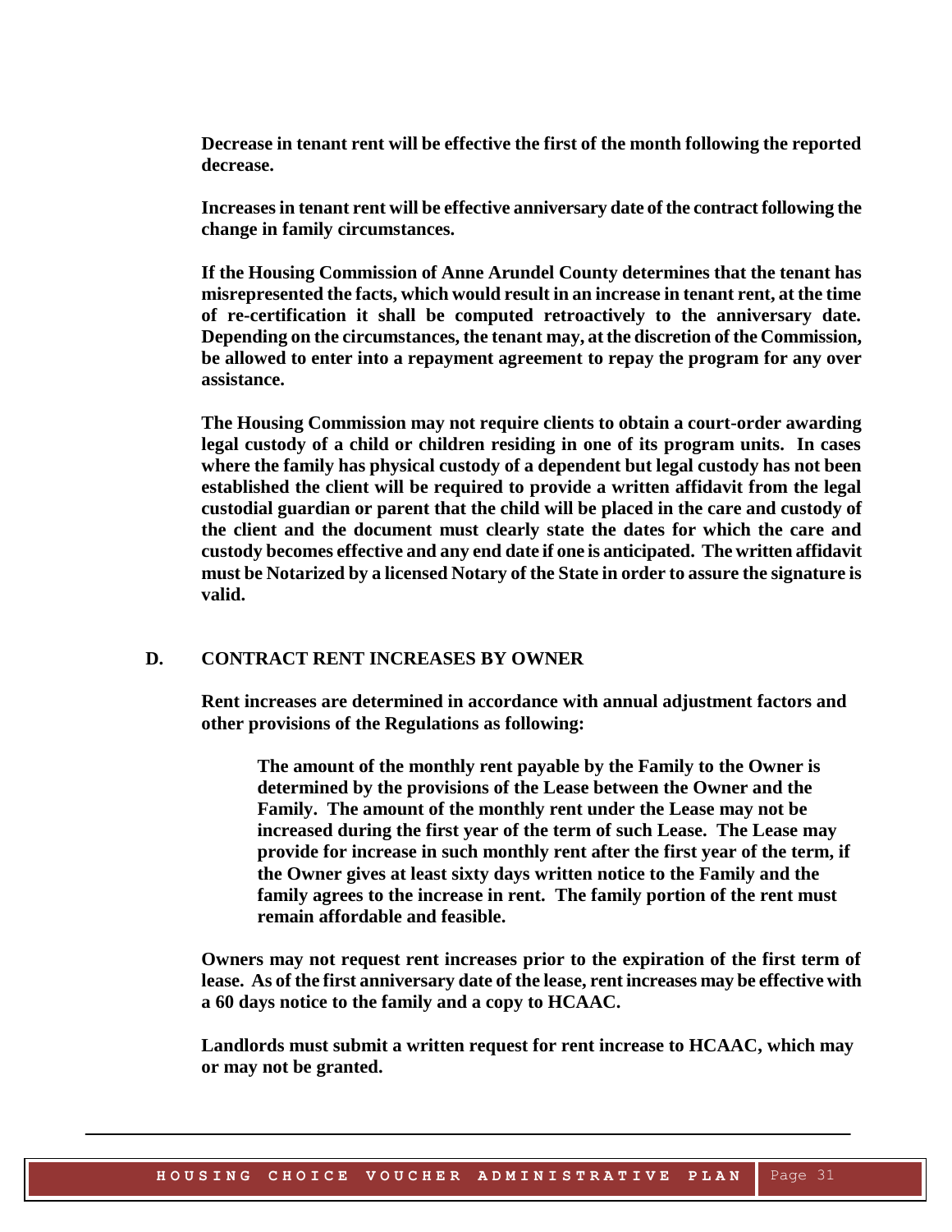**Decrease in tenant rent will be effective the first of the month following the reported decrease.**

**Increases in tenant rent will be effective anniversary date of the contract following the change in family circumstances.**

**If the Housing Commission of Anne Arundel County determines that the tenant has misrepresented the facts, which would result in an increase in tenant rent, at the time of re-certification it shall be computed retroactively to the anniversary date. Depending on the circumstances, the tenant may, at the discretion of the Commission, be allowed to enter into a repayment agreement to repay the program for any over assistance.**

**The Housing Commission may not require clients to obtain a court-order awarding legal custody of a child or children residing in one of its program units. In cases where the family has physical custody of a dependent but legal custody has not been established the client will be required to provide a written affidavit from the legal custodial guardian or parent that the child will be placed in the care and custody of the client and the document must clearly state the dates for which the care and custody becomes effective and any end date if one is anticipated. The written affidavit must be Notarized by a licensed Notary of the State in order to assure the signature is valid.**

## D. CONTRACT RENT INCREASES BY OWNER

**Rent increases are determined in accordance with annual adjustment factors and other provisions of the Regulations as following:**

> **The amount of the monthly rent payable by the Family to the Owner is determined by the provisions of the Lease between the Owner and the Family. The amount of the monthly rent under the Lease may not be increased during the first year of the term of such Lease. The Lease may provide for increase in such monthly rent after the first year of the term, if the Owner gives at least sixty days written notice to the Family and the family agrees to the increase in rent. The family portion of the rent must remain affordable and feasible.**

**Owners may not request rent increases prior to the expiration of the first term of lease. As of the first anniversary date of the lease, rent increases may be effective with a 60 days notice to the family and a copy to HCAAC.**

**Landlords must submit a written request for rent increase to HCAAC, which may or may not be granted.**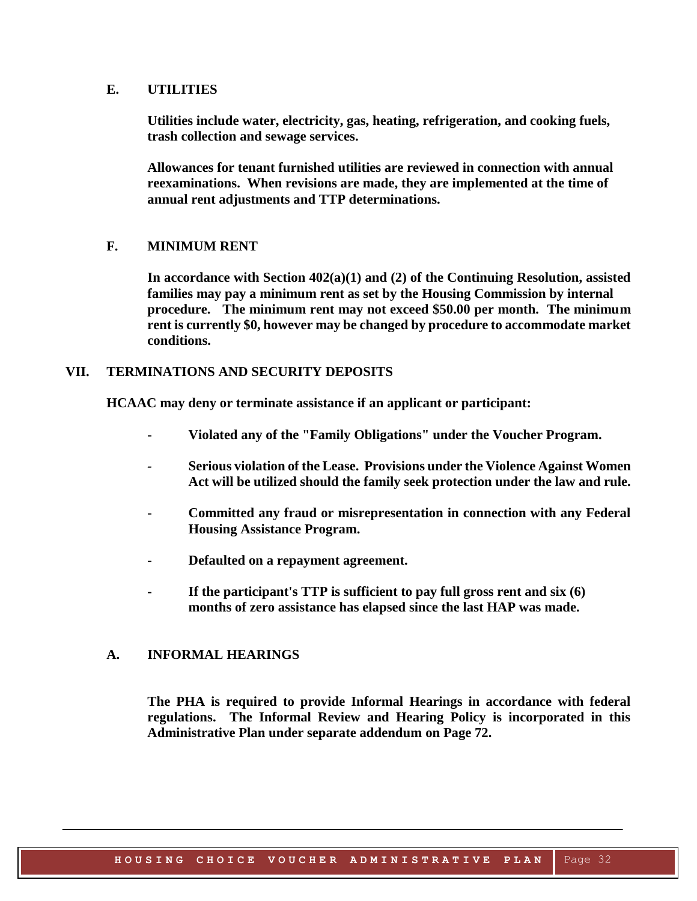### E. UTILITIES

**Utilities include water, electricity, gas, heating, refrigeration, and cooking fuels, trash collection and sewage services.**

**Allowances for tenant furnished utilities are reviewed in connection with annual reexaminations. When revisions are made, they are implemented at the time of annual rent adjustments and TTP determinations.**

### F. MINIMUM RENT

**In accordance with Section 402(a)(1) and (2) of the Continuing Resolution, assisted families may pay a minimum rent as set by the Housing Commission by internal procedure. The minimum rent may not exceed $50.00 per month. The minimum rent is currently $0, however may be changed by procedure to accommodate market conditions.**

## VII. TERMINATIONS AND SECURITY DEPOSITS

**HCAAC may deny or terminate assistance if an applicant or participant:**

- **Violated any of the "Family Obligations" under the Voucher Program.**
- **Serious violation of the Lease. Provisions under the Violence Against Women Act will be utilized should the family seek protection under the law and rule.**
- **Committed any fraud or misrepresentation in connection with any Federal Housing Assistance Program.**
- **Defaulted on a repayment agreement.**
- **If the participant's TTP is sufficient to pay full gross rent and six (6) months of zero assistance has elapsed since the last HAP was made.**

### A. INFORMAL HEARINGS

**The PHA is required to provide Informal Hearings in accordance with federal regulations. The Informal Review and Hearing Policy is incorporated in this Administrative Plan under separate addendum on Page 72.**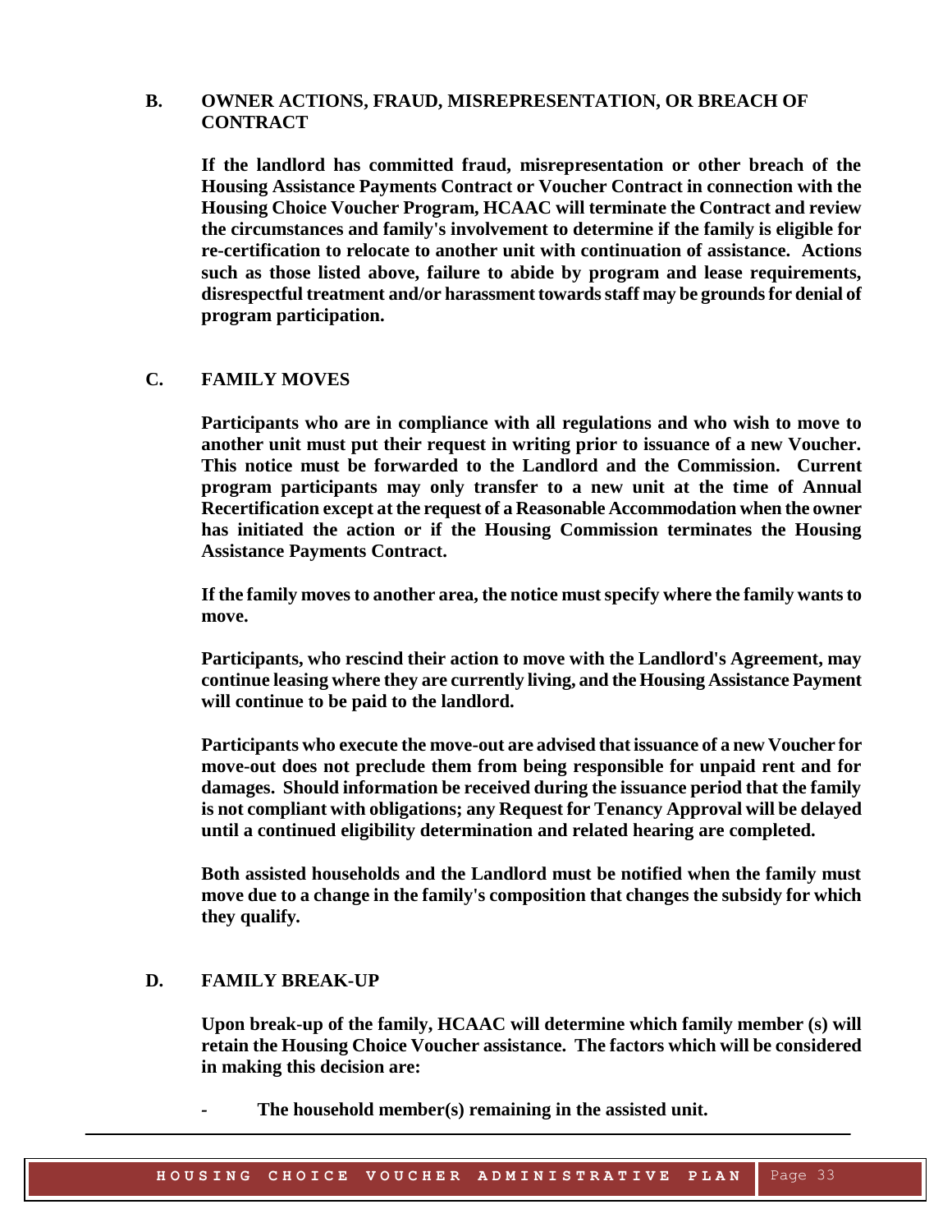## B. OWNER ACTIONS, FRAUD, MISREPRESENTATION, OR BREACH OF CONTRACT

**If the landlord has committed fraud, misrepresentation or other breach of the Housing Assistance Payments Contract or Voucher Contract in connection with the Housing Choice Voucher Program, HCAAC will terminate the Contract and review the circumstances and family's involvement to determine if the family is eligible for re-certification to relocate to another unit with continuation of assistance. Actions such as those listed above, failure to abide by program and lease requirements, disrespectful treatment and/or harassment towards staff may be grounds for denial of program participation.**

## C. FAMILY MOVES

**Participants who are in compliance with all regulations and who wish to move to another unit must put their request in writing prior to issuance of a new Voucher. This notice must be forwarded to the Landlord and the Commission. Current program participants may only transfer to a new unit at the time of Annual Recertification except at the request of a Reasonable Accommodation when the owner has initiated the action or if the Housing Commission terminates the Housing Assistance Payments Contract.**

**If the family moves to another area, the notice must specify where the family wants to move.**

**Participants, who rescind their action to move with the Landlord's Agreement, may continue leasing where they are currently living, and the Housing Assistance Payment will continue to be paid to the landlord.**

**Participants who execute the move-out are advised that issuance of a new Voucher for move-out does not preclude them from being responsible for unpaid rent and for damages. Should information be received during the issuance period that the family is not compliant with obligations; any Request for Tenancy Approval will be delayed until a continued eligibility determination and related hearing are completed.**

**Both assisted households and the Landlord must be notified when the family must move due to a change in the family's composition that changes the subsidy for which they qualify.**

## D. FAMILY BREAK-UP

**Upon break-up of the family, HCAAC will determine which family member (s) will retain the Housing Choice Voucher assistance. The factors which will be considered in making this decision are:**

- **The household member(s) remaining in the assisted unit.**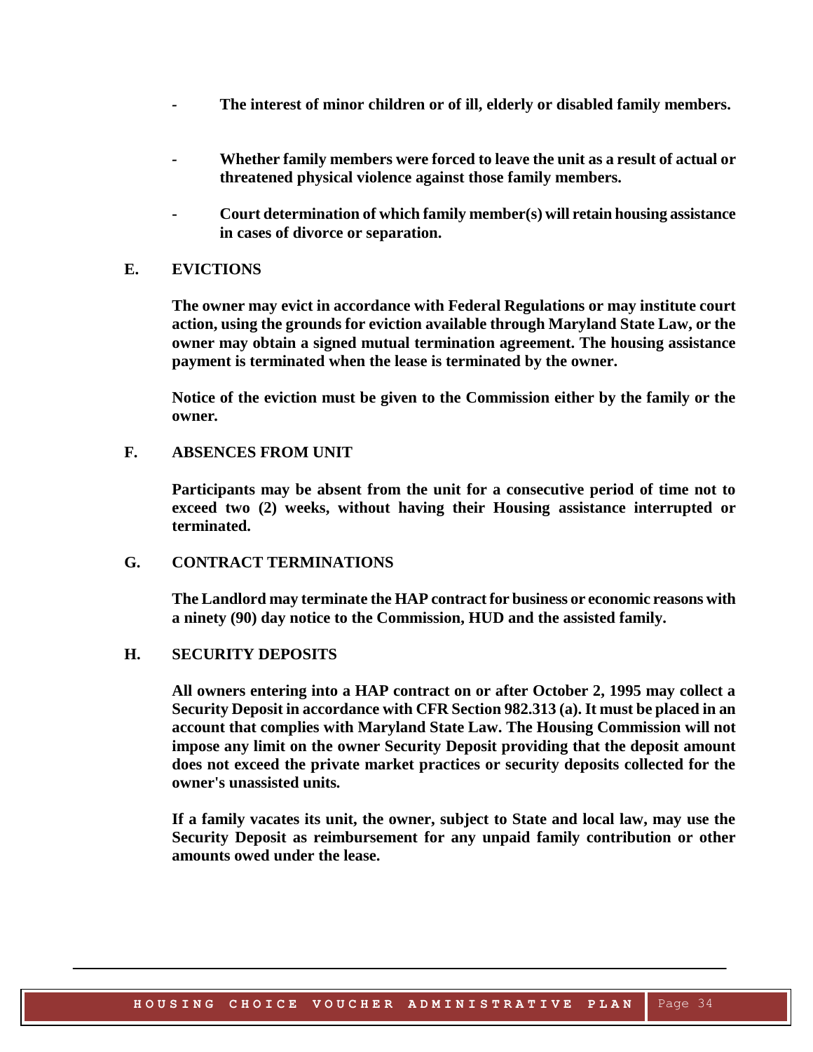- **The interest of minor children or of ill, elderly or disabled family members.**

- **Whether family members were forced to leave the unit as a result of actual or threatened physical violence against those family members.**

- **Court determination of which family member(s) will retain housing assistance in cases of divorce or separation.**

## E. EVICTIONS

**The owner may evict in accordance with Federal Regulations or may institute court action, using the grounds for eviction available through Maryland State Law, or the owner may obtain a signed mutual termination agreement. The housing assistance payment is terminated when the lease is terminated by the owner.**

**Notice of the eviction must be given to the Commission either by the family or the owner.**

## F. ABSENCES FROM UNIT

**Participants may be absent from the unit for a consecutive period of time not to exceed two (2) weeks, without having their Housing assistance interrupted or terminated.**

## G. CONTRACT TERMINATIONS

**The Landlord may terminate the HAP contract for business or economic reasons with a ninety (90) day notice to the Commission, HUD and the assisted family.**

## H. SECURITY DEPOSITS

**All owners entering into a HAP contract on or after October 2, 1995 may collect a Security Deposit in accordance with CFR Section 982.313 (a). It must be placed in an account that complies with Maryland State Law. The Housing Commission will not impose any limit on the owner Security Deposit providing that the deposit amount does not exceed the private market practices or security deposits collected for the owner's unassisted units.**

**If a family vacates its unit, the owner, subject to State and local law, may use the Security Deposit as reimbursement for any unpaid family contribution or other amounts owed under the lease.**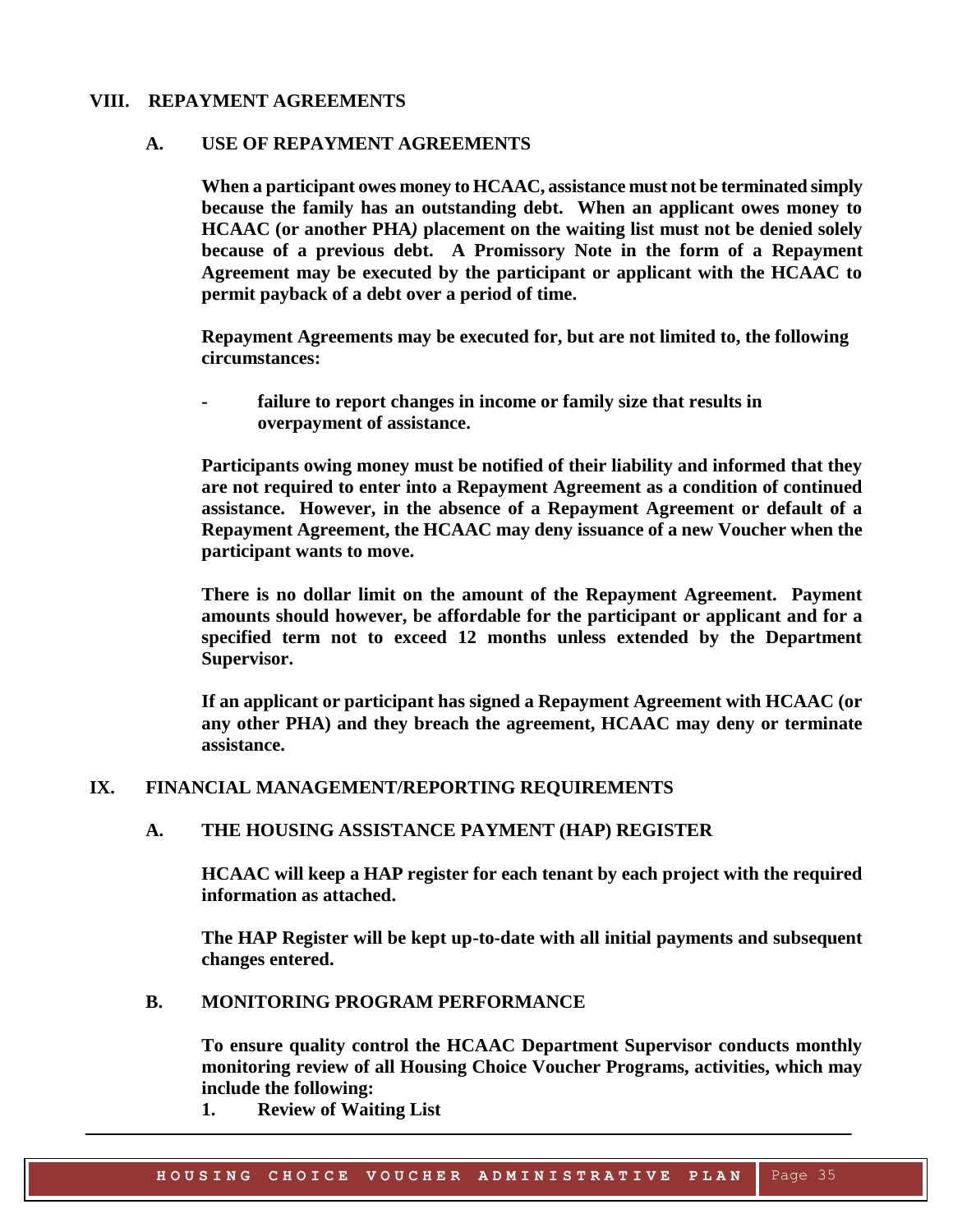## VIII. REPAYMENT AGREEMENTS

### A. USE OF REPAYMENT AGREEMENTS

**When a participant owes money to HCAAC, assistance must not be terminated simply because the family has an outstanding debt. When an applicant owes money to HCAAC (or another PHA) placement on the waiting list must not be denied solely because of a previous debt. A Promissory Note in the form of a Repayment Agreement may be executed by the participant or applicant with the HCAAC to permit payback of a debt over a period of time.**

**Repayment Agreements may be executed for, but are not limited to, the following circumstances:**

- **failure to report changes in income or family size that results in overpayment of assistance.**

**Participants owing money must be notified of their liability and informed that they are not required to enter into a Repayment Agreement as a condition of continued assistance. However, in the absence of a Repayment Agreement or default of a Repayment Agreement, the HCAAC may deny issuance of a new Voucher when the participant wants to move.**

**There is no dollar limit on the amount of the Repayment Agreement. Payment amounts should however, be affordable for the participant or applicant and for a specified term not to exceed 12 months unless extended by the Department Supervisor.**

**If an applicant or participant has signed a Repayment Agreement with HCAAC (or any other PHA) and they breach the agreement, HCAAC may deny or terminate assistance.**

## IX. FINANCIAL MANAGEMENT/REPORTING REQUIREMENTS

### A. THE HOUSING ASSISTANCE PAYMENT (HAP) REGISTER

**HCAAC will keep a HAP register for each tenant by each project with the required information as attached.**

**The HAP Register will be kept up-to-date with all initial payments and subsequent changes entered.**

### B. MONITORING PROGRAM PERFORMANCE

**To ensure quality control the HCAAC Department Supervisor conducts monthly monitoring review of all Housing Choice Voucher Programs, activities, which may include the following:**

1. **Review of Waiting List**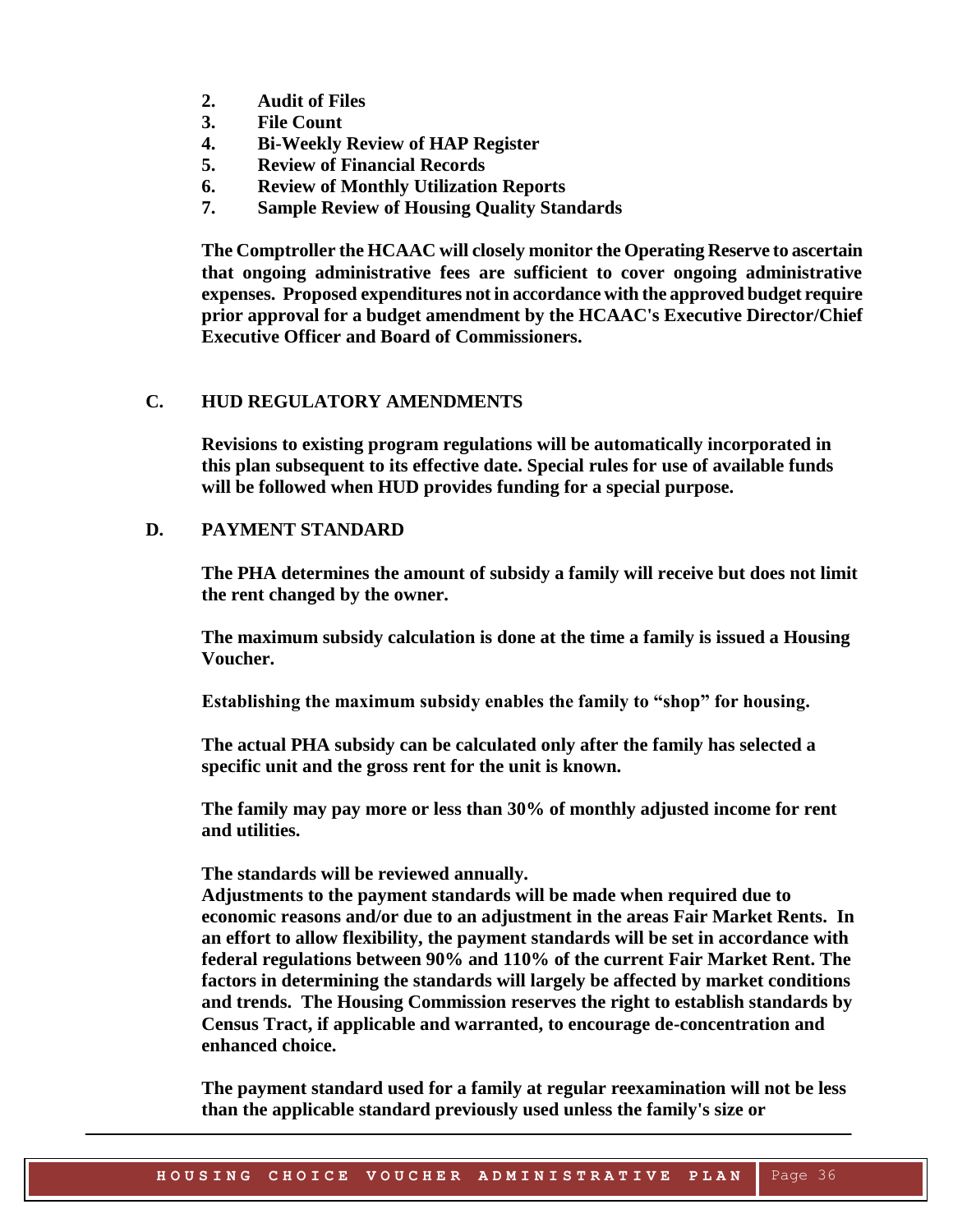2. **Audit of Files**
3. **File Count**
4. **Bi-Weekly Review of HAP Register**
5. **Review of Financial Records**
6. **Review of Monthly Utilization Reports**
7. **Sample Review of Housing Quality Standards**

**The Comptroller the HCAAC will closely monitor the Operating Reserve to ascertain that ongoing administrative fees are sufficient to cover ongoing administrative expenses. Proposed expenditures not in accordance with the approved budget require prior approval for a budget amendment by the HCAAC's Executive Director/Chief Executive Officer and Board of Commissioners.**

## C. HUD REGULATORY AMENDMENTS

**Revisions to existing program regulations will be automatically incorporated in this plan subsequent to its effective date. Special rules for use of available funds will be followed when HUD provides funding for a special purpose.**

## D. PAYMENT STANDARD

**The PHA determines the amount of subsidy a family will receive but does not limit the rent changed by the owner.**

**The maximum subsidy calculation is done at the time a family is issued a Housing Voucher.**

**Establishing the maximum subsidy enables the family to "shop" for housing.**

**The actual PHA subsidy can be calculated only after the family has selected a specific unit and the gross rent for the unit is known.**

**The family may pay more or less than 30% of monthly adjusted income for rent and utilities.**

**The standards will be reviewed annually.**
**Adjustments to the payment standards will be made when required due to economic reasons and/or due to an adjustment in the areas Fair Market Rents. In an effort to allow flexibility, the payment standards will be set in accordance with federal regulations between 90% and 110% of the current Fair Market Rent. The factors in determining the standards will largely be affected by market conditions and trends. The Housing Commission reserves the right to establish standards by Census Tract, if applicable and warranted, to encourage de-concentration and enhanced choice.**

**The payment standard used for a family at regular reexamination will not be less than the applicable standard previously used unless the family's size or**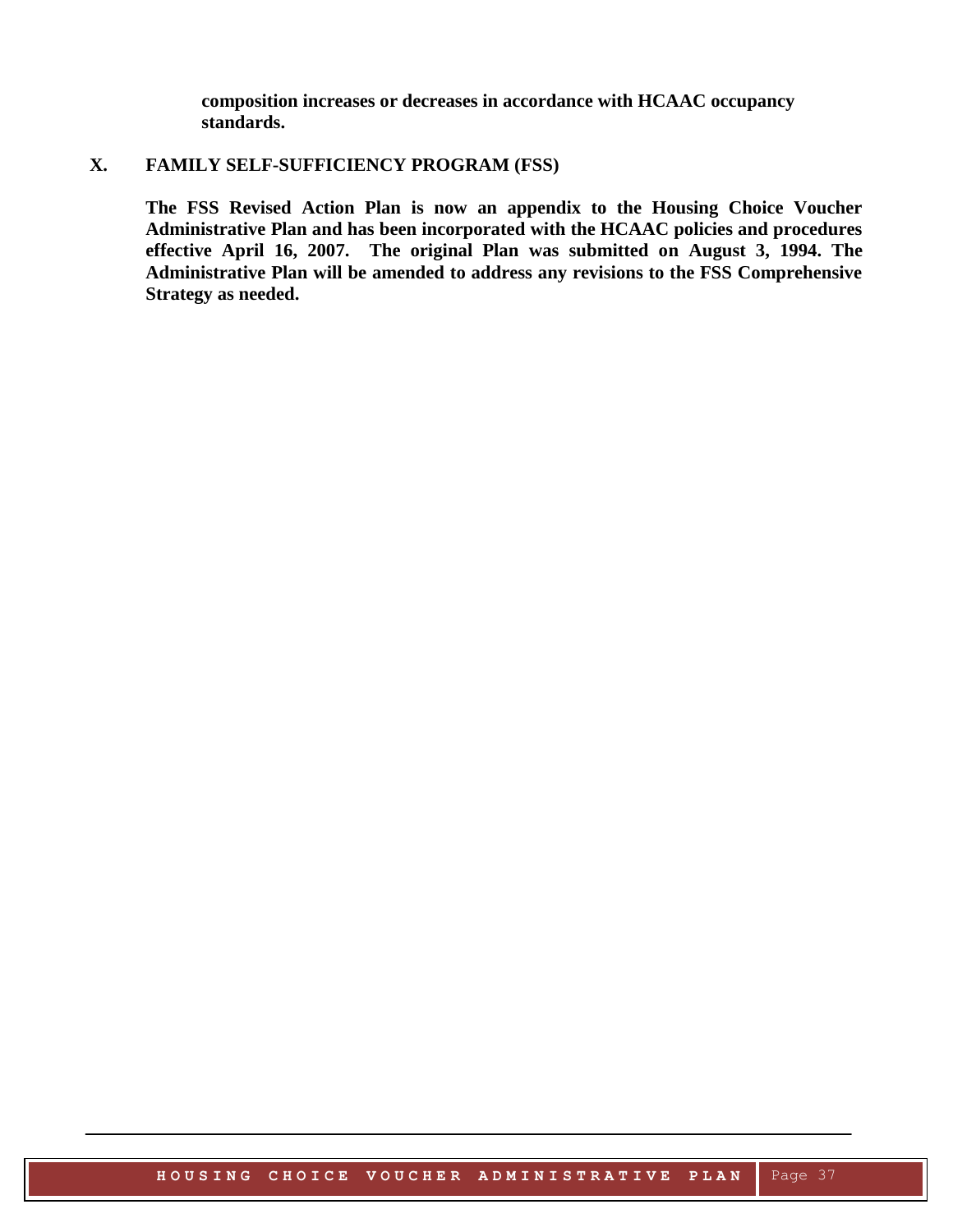**composition increases or decreases in accordance with HCAAC occupancy standards.**

## X. FAMILY SELF-SUFFICIENCY PROGRAM (FSS)

**The FSS Revised Action Plan is now an appendix to the Housing Choice Voucher Administrative Plan and has been incorporated with the HCAAC policies and procedures effective April 16, 2007. The original Plan was submitted on August 3, 1994. The Administrative Plan will be amended to address any revisions to the FSS Comprehensive Strategy as needed.**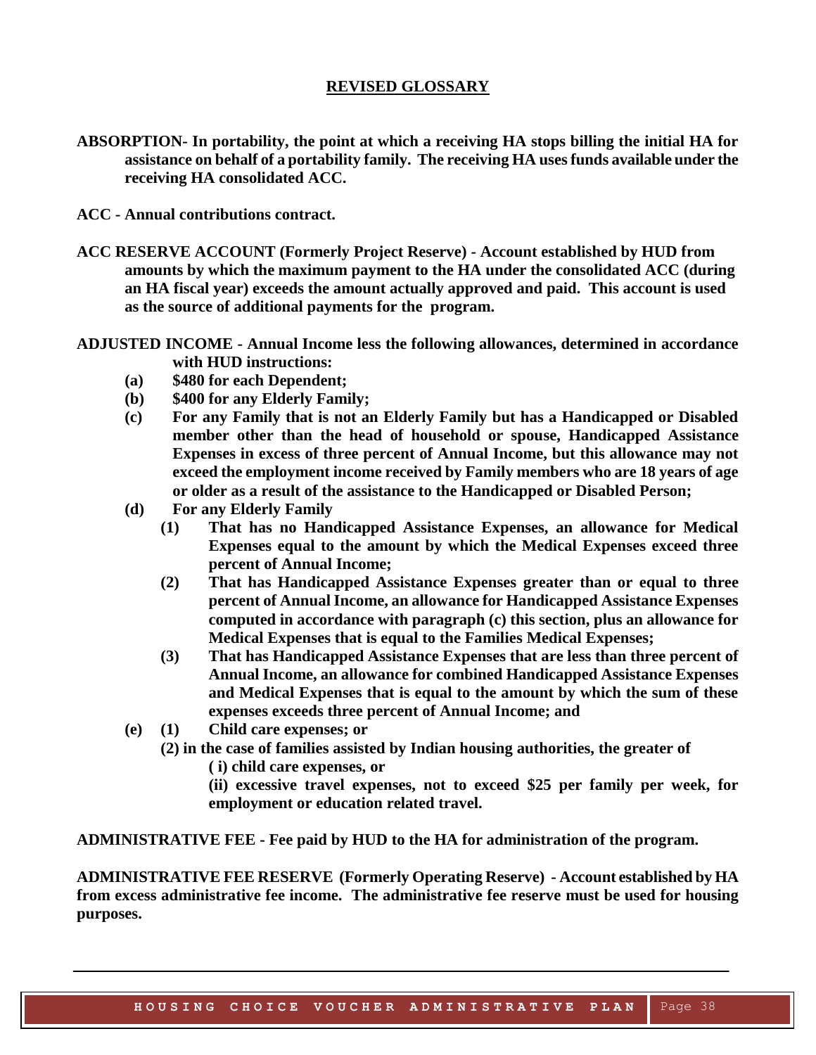## **REVISED GLOSSARY**

**ABSORPTION- In portability, the point at which a receiving HA stops billing the initial HA for assistance on behalf of a portability family. The receiving HA uses funds available under the receiving HA consolidated ACC.**

**ACC - Annual contributions contract.**

**ACC RESERVE ACCOUNT (Formerly Project Reserve) - Account established by HUD from amounts by which the maximum payment to the HA under the consolidated ACC (during an HA fiscal year) exceeds the amount actually approved and paid. This account is used as the source of additional payments for the program.**

**ADJUSTED INCOME - Annual Income less the following allowances, determined in accordance with HUD instructions:**

- **(a) \$480 for each Dependent;**
- **(b) \$400 for any Elderly Family;**
- **(c) For any Family that is not an Elderly Family but has a Handicapped or Disabled member other than the head of household or spouse, Handicapped Assistance Expenses in excess of three percent of Annual Income, but this allowance may not exceed the employment income received by Family members who are 18 years of age or older as a result of the assistance to the Handicapped or Disabled Person;**
- **(d) For any Elderly Family**
  - **(1) That has no Handicapped Assistance Expenses, an allowance for Medical Expenses equal to the amount by which the Medical Expenses exceed three percent of Annual Income;**
  - **(2) That has Handicapped Assistance Expenses greater than or equal to three percent of Annual Income, an allowance for Handicapped Assistance Expenses computed in accordance with paragraph (c) this section, plus an allowance for Medical Expenses that is equal to the Families Medical Expenses;**
  - **(3) That has Handicapped Assistance Expenses that are less than three percent of Annual Income, an allowance for combined Handicapped Assistance Expenses and Medical Expenses that is equal to the amount by which the sum of these expenses exceeds three percent of Annual Income; and**
- **(e) (1) Child care expenses; or**
  - **(2) in the case of families assisted by Indian housing authorities, the greater of**
    - **( i) child care expenses, or**
    - **(ii) excessive travel expenses, not to exceed \$25 per family per week, for employment or education related travel.**

**ADMINISTRATIVE FEE - Fee paid by HUD to the HA for administration of the program.**

**ADMINISTRATIVE FEE RESERVE (Formerly Operating Reserve) - Account established by HA from excess administrative fee income. The administrative fee reserve must be used for housing purposes.**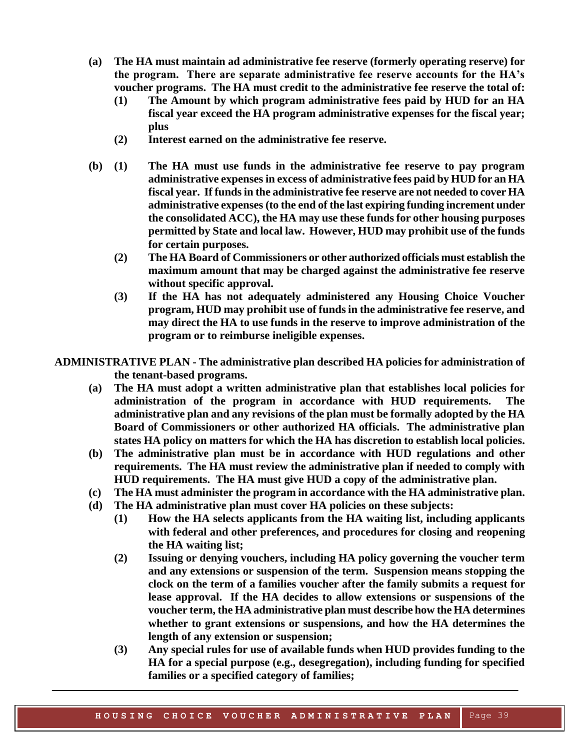**(a) The HA must maintain ad administrative fee reserve (formerly operating reserve) for the program. There are separate administrative fee reserve accounts for the HA's voucher programs. The HA must credit to the administrative fee reserve the total of:**

- **(1) The Amount by which program administrative fees paid by HUD for an HA fiscal year exceed the HA program administrative expenses for the fiscal year; plus**
- **(2) Interest earned on the administrative fee reserve.**

**(b) (1) The HA must use funds in the administrative fee reserve to pay program administrative expenses in excess of administrative fees paid by HUD for an HA fiscal year. If funds in the administrative fee reserve are not needed to cover HA administrative expenses (to the end of the last expiring funding increment under the consolidated ACC), the HA may use these funds for other housing purposes permitted by State and local law. However, HUD may prohibit use of the funds for certain purposes.**

- **(2) The HA Board of Commissioners or other authorized officials must establish the maximum amount that may be charged against the administrative fee reserve without specific approval.**
- **(3) If the HA has not adequately administered any Housing Choice Voucher program, HUD may prohibit use of funds in the administrative fee reserve, and may direct the HA to use funds in the reserve to improve administration of the program or to reimburse ineligible expenses.**

**ADMINISTRATIVE PLAN - The administrative plan described HA policies for administration of the tenant-based programs.**

**(a) The HA must adopt a written administrative plan that establishes local policies for administration of the program in accordance with HUD requirements. The administrative plan and any revisions of the plan must be formally adopted by the HA Board of Commissioners or other authorized HA officials. The administrative plan states HA policy on matters for which the HA has discretion to establish local policies.**

**(b) The administrative plan must be in accordance with HUD regulations and other requirements. The HA must review the administrative plan if needed to comply with HUD requirements. The HA must give HUD a copy of the administrative plan.**

**(c) The HA must administer the program in accordance with the HA administrative plan.**

**(d) The HA administrative plan must cover HA policies on these subjects:**

- **(1) How the HA selects applicants from the HA waiting list, including applicants with federal and other preferences, and procedures for closing and reopening the HA waiting list;**
- **(2) Issuing or denying vouchers, including HA policy governing the voucher term and any extensions or suspension of the term. Suspension means stopping the clock on the term of a families voucher after the family submits a request for lease approval. If the HA decides to allow extensions or suspensions of the voucher term, the HA administrative plan must describe how the HA determines whether to grant extensions or suspensions, and how the HA determines the length of any extension or suspension;**
- **(3) Any special rules for use of available funds when HUD provides funding to the HA for a special purpose (e.g., desegregation), including funding for specified families or a specified category of families;**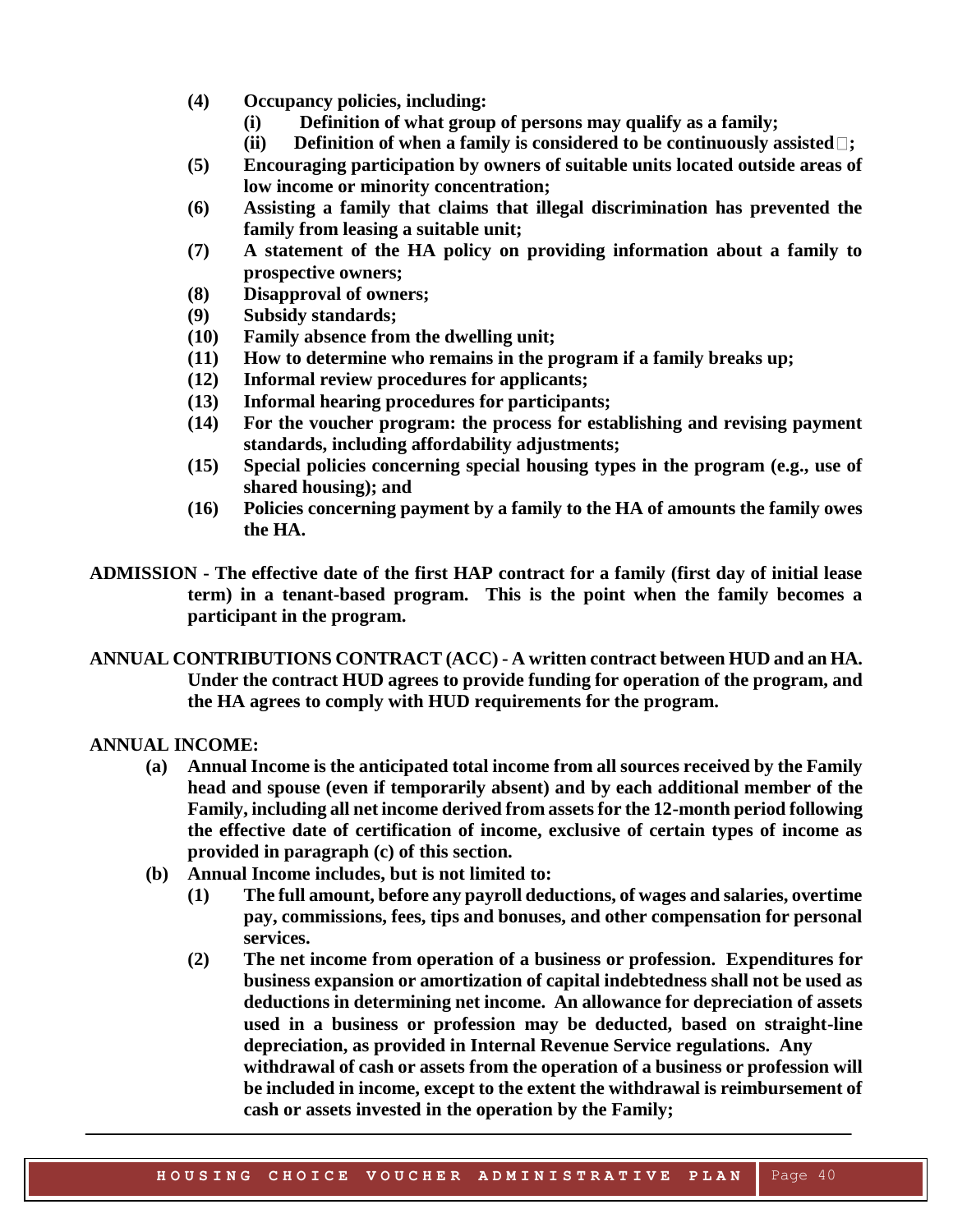**(4) Occupancy policies, including:**

- **(i) Definition of what group of persons may qualify as a family;**
- **(ii) Definition of when a family is considered to be continuously assisted ;**

**(5) Encouraging participation by owners of suitable units located outside areas of low income or minority concentration;**

**(6) Assisting a family that claims that illegal discrimination has prevented the family from leasing a suitable unit;**

**(7) A statement of the HA policy on providing information about a family to prospective owners;**

**(8) Disapproval of owners;**

**(9) Subsidy standards;**

**(10) Family absence from the dwelling unit;**

**(11) How to determine who remains in the program if a family breaks up;**

**(12) Informal review procedures for applicants;**

**(13) Informal hearing procedures for participants;**

**(14) For the voucher program: the process for establishing and revising payment standards, including affordability adjustments;**

**(15) Special policies concerning special housing types in the program (e.g., use of shared housing); and**

**(16) Policies concerning payment by a family to the HA of amounts the family owes the HA.**

**ADMISSION - The effective date of the first HAP contract for a family (first day of initial lease term) in a tenant-based program. This is the point when the family becomes a participant in the program.**

**ANNUAL CONTRIBUTIONS CONTRACT (ACC) - A written contract between HUD and an HA. Under the contract HUD agrees to provide funding for operation of the program, and the HA agrees to comply with HUD requirements for the program.**

**ANNUAL INCOME:**

**(a) Annual Income is the anticipated total income from all sources received by the Family head and spouse (even if temporarily absent) and by each additional member of the Family, including all net income derived from assets for the 12-month period following the effective date of certification of income, exclusive of certain types of income as provided in paragraph (c) of this section.**

**(b) Annual Income includes, but is not limited to:**

- **(1) The full amount, before any payroll deductions, of wages and salaries, overtime pay, commissions, fees, tips and bonuses, and other compensation for personal services.**
- **(2) The net income from operation of a business or profession. Expenditures for business expansion or amortization of capital indebtedness shall not be used as deductions in determining net income. An allowance for depreciation of assets used in a business or profession may be deducted, based on straight-line depreciation, as provided in Internal Revenue Service regulations. Any withdrawal of cash or assets from the operation of a business or profession will be included in income, except to the extent the withdrawal is reimbursement of cash or assets invested in the operation by the Family;**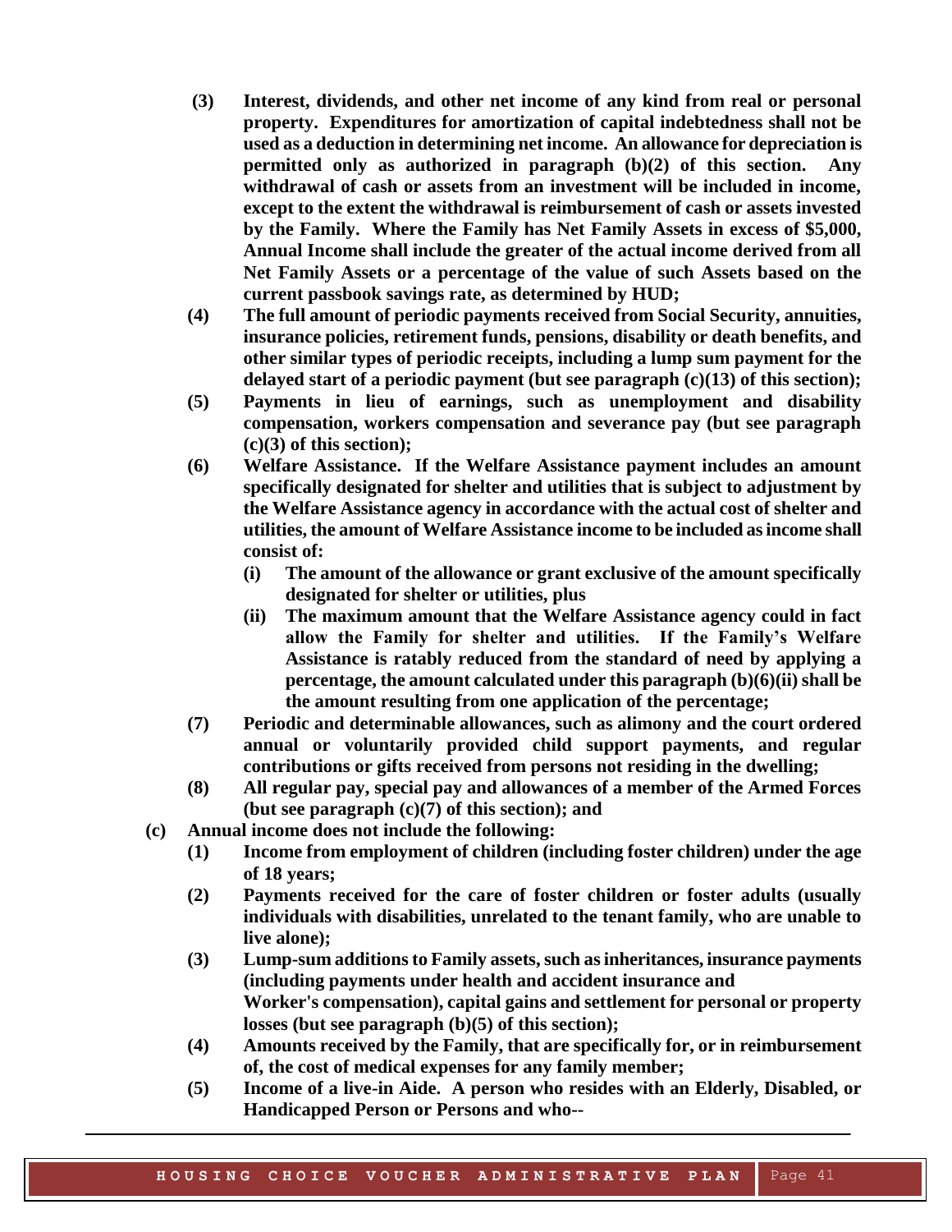**(3) Interest, dividends, and other net income of any kind from real or personal property. Expenditures for amortization of capital indebtedness shall not be used as a deduction in determining net income. An allowance for depreciation is permitted only as authorized in paragraph (b)(2) of this section. Any withdrawal of cash or assets from an investment will be included in income, except to the extent the withdrawal is reimbursement of cash or assets invested by the Family. Where the Family has Net Family Assets in excess of $5,000, Annual Income shall include the greater of the actual income derived from all Net Family Assets or a percentage of the value of such Assets based on the current passbook savings rate, as determined by HUD;**

**(4) The full amount of periodic payments received from Social Security, annuities, insurance policies, retirement funds, pensions, disability or death benefits, and other similar types of periodic receipts, including a lump sum payment for the delayed start of a periodic payment (but see paragraph (c)(13) of this section);**

**(5) Payments in lieu of earnings, such as unemployment and disability compensation, workers compensation and severance pay (but see paragraph (c)(3) of this section);**

**(6) Welfare Assistance. If the Welfare Assistance payment includes an amount specifically designated for shelter and utilities that is subject to adjustment by the Welfare Assistance agency in accordance with the actual cost of shelter and utilities, the amount of Welfare Assistance income to be included as income shall consist of:**

- **(i) The amount of the allowance or grant exclusive of the amount specifically designated for shelter or utilities, plus**
- **(ii) The maximum amount that the Welfare Assistance agency could in fact allow the Family for shelter and utilities. If the Family's Welfare Assistance is ratably reduced from the standard of need by applying a percentage, the amount calculated under this paragraph (b)(6)(ii) shall be the amount resulting from one application of the percentage;**

**(7) Periodic and determinable allowances, such as alimony and the court ordered annual or voluntarily provided child support payments, and regular contributions or gifts received from persons not residing in the dwelling;**

**(8) All regular pay, special pay and allowances of a member of the Armed Forces (but see paragraph (c)(7) of this section); and**

**(c) Annual income does not include the following:**

**(1) Income from employment of children (including foster children) under the age of 18 years;**

**(2) Payments received for the care of foster children or foster adults (usually individuals with disabilities, unrelated to the tenant family, who are unable to live alone);**

**(3) Lump-sum additions to Family assets, such as inheritances, insurance payments (including payments under health and accident insurance and Worker's compensation), capital gains and settlement for personal or property losses (but see paragraph (b)(5) of this section);**

**(4) Amounts received by the Family, that are specifically for, or in reimbursement of, the cost of medical expenses for any family member;**

**(5) Income of a live-in Aide. A person who resides with an Elderly, Disabled, or Handicapped Person or Persons and who--**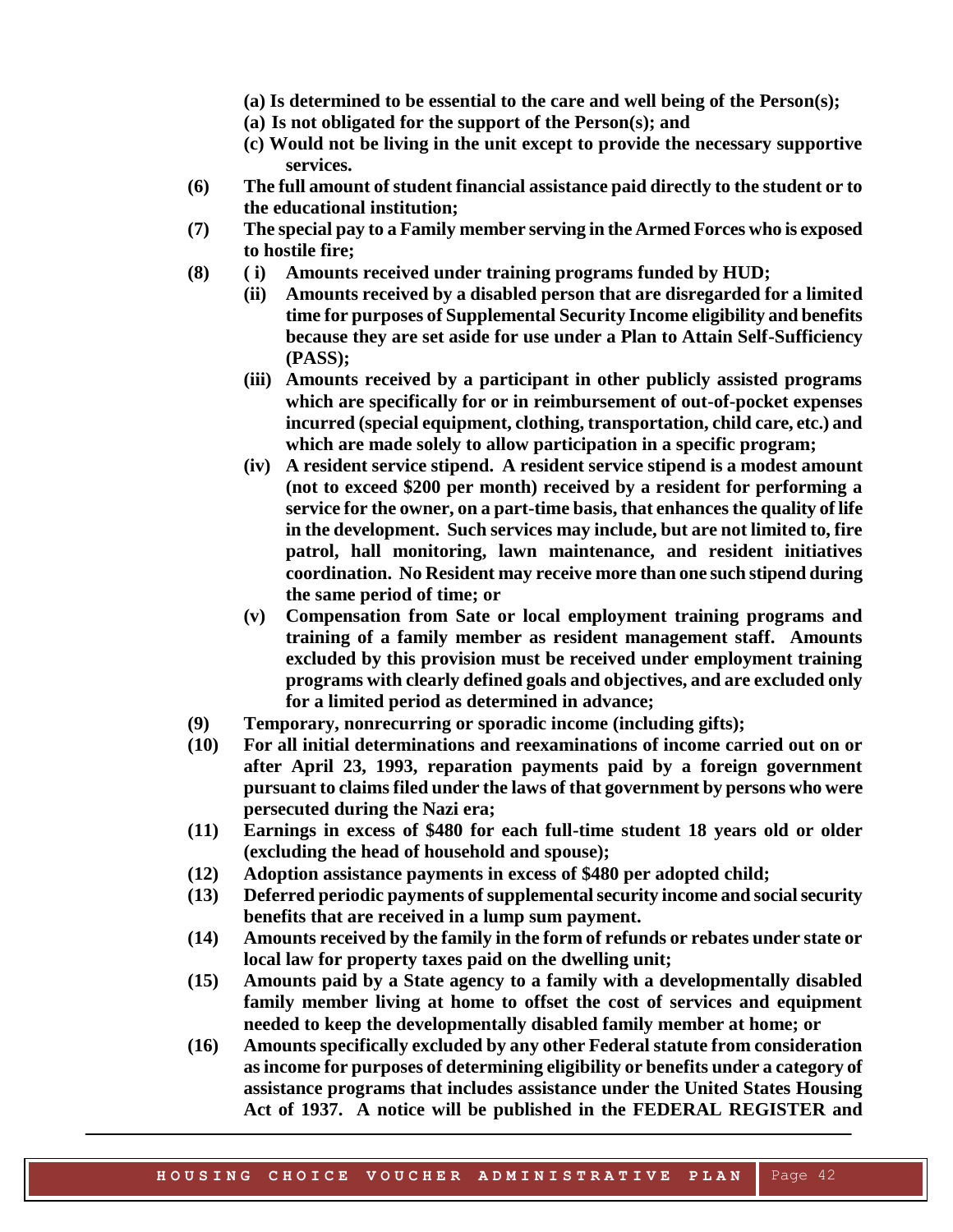**(a) Is determined to be essential to the care and well being of the Person(s);**
**(a) Is not obligated for the support of the Person(s); and**
**(c) Would not be living in the unit except to provide the necessary supportive services.**

**(6) The full amount of student financial assistance paid directly to the student or to the educational institution;**

**(7) The special pay to a Family member serving in the Armed Forces who is exposed to hostile fire;**

**(8) ( i) Amounts received under training programs funded by HUD;**

**(ii) Amounts received by a disabled person that are disregarded for a limited time for purposes of Supplemental Security Income eligibility and benefits because they are set aside for use under a Plan to Attain Self-Sufficiency (PASS);**

**(iii) Amounts received by a participant in other publicly assisted programs which are specifically for or in reimbursement of out-of-pocket expenses incurred (special equipment, clothing, transportation, child care, etc.) and which are made solely to allow participation in a specific program;**

**(iv) A resident service stipend. A resident service stipend is a modest amount (not to exceed $200 per month) received by a resident for performing a service for the owner, on a part-time basis, that enhances the quality of life in the development. Such services may include, but are not limited to, fire patrol, hall monitoring, lawn maintenance, and resident initiatives coordination. No Resident may receive more than one such stipend during the same period of time; or**

**(v) Compensation from Sate or local employment training programs and training of a family member as resident management staff. Amounts excluded by this provision must be received under employment training programs with clearly defined goals and objectives, and are excluded only for a limited period as determined in advance;**

**(9) Temporary, nonrecurring or sporadic income (including gifts);**

**(10) For all initial determinations and reexaminations of income carried out on or after April 23, 1993, reparation payments paid by a foreign government pursuant to claims filed under the laws of that government by persons who were persecuted during the Nazi era;**

**(11) Earnings in excess of $480 for each full-time student 18 years old or older (excluding the head of household and spouse);**

**(12) Adoption assistance payments in excess of $480 per adopted child;**

**(13) Deferred periodic payments of supplemental security income and social security benefits that are received in a lump sum payment.**

**(14) Amounts received by the family in the form of refunds or rebates under state or local law for property taxes paid on the dwelling unit;**

**(15) Amounts paid by a State agency to a family with a developmentally disabled family member living at home to offset the cost of services and equipment needed to keep the developmentally disabled family member at home; or**

**(16) Amounts specifically excluded by any other Federal statute from consideration as income for purposes of determining eligibility or benefits under a category of assistance programs that includes assistance under the United States Housing Act of 1937. A notice will be published in the FEDERAL REGISTER and**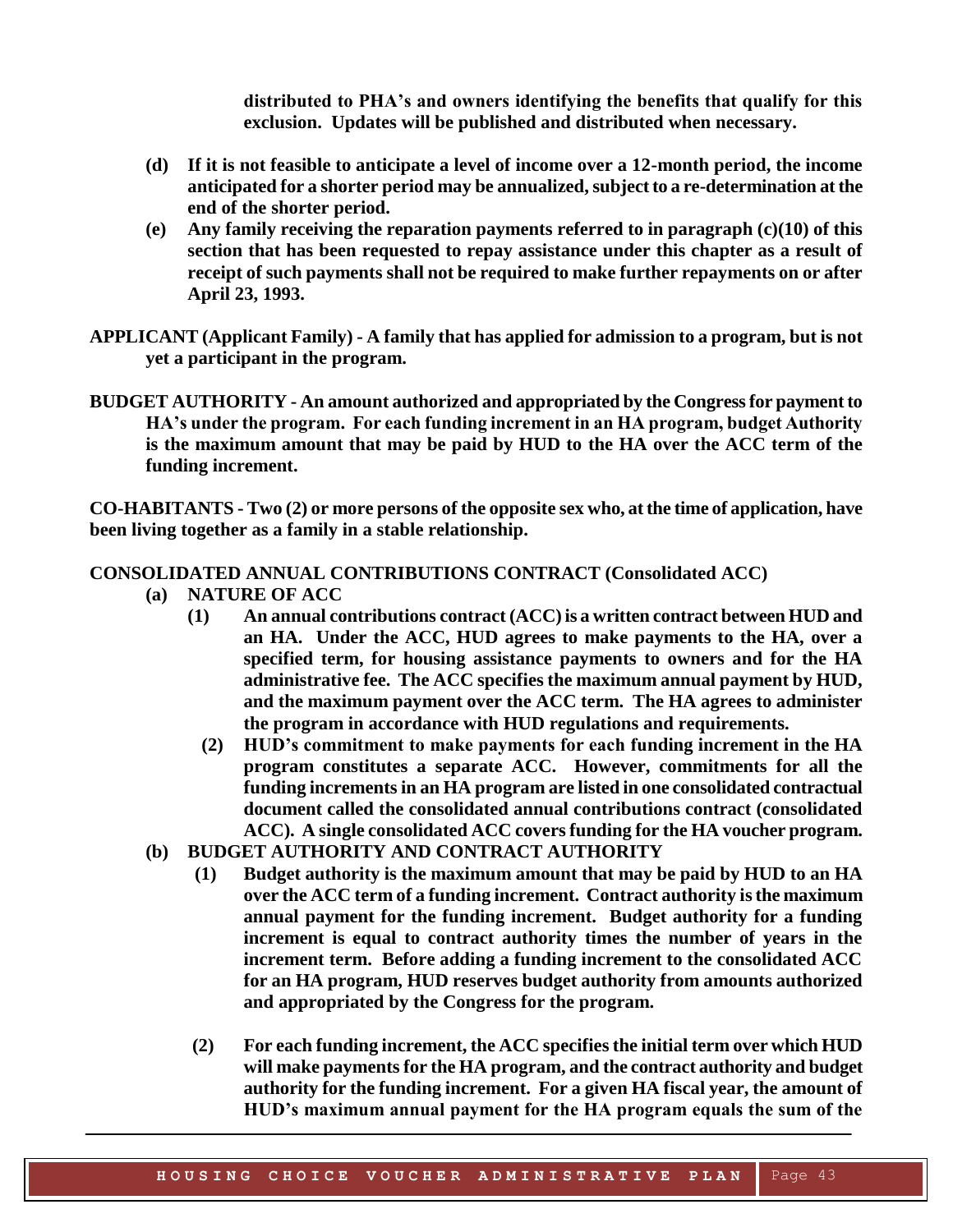**distributed to PHA's and owners identifying the benefits that qualify for this exclusion. Updates will be published and distributed when necessary.**

**(d) If it is not feasible to anticipate a level of income over a 12-month period, the income anticipated for a shorter period may be annualized, subject to a re-determination at the end of the shorter period.**

**(e) Any family receiving the reparation payments referred to in paragraph (c)(10) of this section that has been requested to repay assistance under this chapter as a result of receipt of such payments shall not be required to make further repayments on or after April 23, 1993.**

**APPLICANT (Applicant Family) - A family that has applied for admission to a program, but is not yet a participant in the program.**

**BUDGET AUTHORITY - An amount authorized and appropriated by the Congress for payment to HA's under the program. For each funding increment in an HA program, budget Authority is the maximum amount that may be paid by HUD to the HA over the ACC term of the funding increment.**

**CO-HABITANTS - Two (2) or more persons of the opposite sex who, at the time of application, have been living together as a family in a stable relationship.**

**CONSOLIDATED ANNUAL CONTRIBUTIONS CONTRACT (Consolidated ACC)**

**(a) NATURE OF ACC**

**(1) An annual contributions contract (ACC) is a written contract between HUD and an HA. Under the ACC, HUD agrees to make payments to the HA, over a specified term, for housing assistance payments to owners and for the HA administrative fee. The ACC specifies the maximum annual payment by HUD, and the maximum payment over the ACC term. The HA agrees to administer the program in accordance with HUD regulations and requirements.**

**(2) HUD's commitment to make payments for each funding increment in the HA program constitutes a separate ACC. However, commitments for all the funding increments in an HA program are listed in one consolidated contractual document called the consolidated annual contributions contract (consolidated ACC). A single consolidated ACC covers funding for the HA voucher program.**

**(b) BUDGET AUTHORITY AND CONTRACT AUTHORITY**

**(1) Budget authority is the maximum amount that may be paid by HUD to an HA over the ACC term of a funding increment. Contract authority is the maximum annual payment for the funding increment. Budget authority for a funding increment is equal to contract authority times the number of years in the increment term. Before adding a funding increment to the consolidated ACC for an HA program, HUD reserves budget authority from amounts authorized and appropriated by the Congress for the program.**

**(2) For each funding increment, the ACC specifies the initial term over which HUD will make payments for the HA program, and the contract authority and budget authority for the funding increment. For a given HA fiscal year, the amount of HUD's maximum annual payment for the HA program equals the sum of the**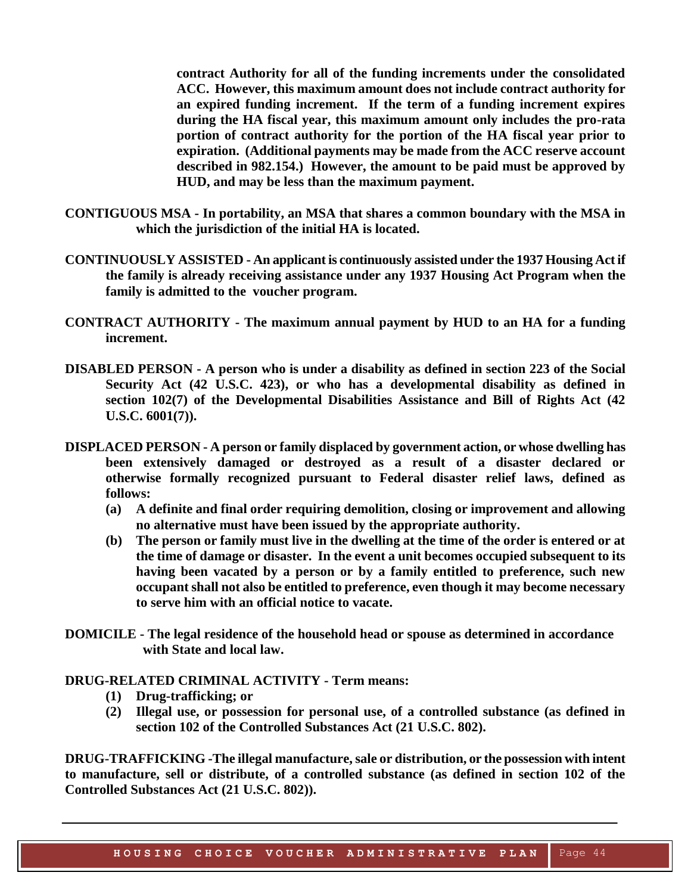**contract Authority for all of the funding increments under the consolidated ACC. However, this maximum amount does not include contract authority for an expired funding increment. If the term of a funding increment expires during the HA fiscal year, this maximum amount only includes the pro-rata portion of contract authority for the portion of the HA fiscal year prior to expiration. (Additional payments may be made from the ACC reserve account described in 982.154.) However, the amount to be paid must be approved by HUD, and may be less than the maximum payment.**

**CONTIGUOUS MSA - In portability, an MSA that shares a common boundary with the MSA in which the jurisdiction of the initial HA is located.**

**CONTINUOUSLY ASSISTED - An applicant is continuously assisted under the 1937 Housing Act if the family is already receiving assistance under any 1937 Housing Act Program when the family is admitted to the voucher program.**

**CONTRACT AUTHORITY - The maximum annual payment by HUD to an HA for a funding increment.**

**DISABLED PERSON - A person who is under a disability as defined in section 223 of the Social Security Act (42 U.S.C. 423), or who has a developmental disability as defined in section 102(7) of the Developmental Disabilities Assistance and Bill of Rights Act (42 U.S.C. 6001(7)).**

**DISPLACED PERSON - A person or family displaced by government action, or whose dwelling has been extensively damaged or destroyed as a result of a disaster declared or otherwise formally recognized pursuant to Federal disaster relief laws, defined as follows:**

- **(a) A definite and final order requiring demolition, closing or improvement and allowing no alternative must have been issued by the appropriate authority.**
- **(b) The person or family must live in the dwelling at the time of the order is entered or at the time of damage or disaster. In the event a unit becomes occupied subsequent to its having been vacated by a person or by a family entitled to preference, such new occupant shall not also be entitled to preference, even though it may become necessary to serve him with an official notice to vacate.**

**DOMICILE - The legal residence of the household head or spouse as determined in accordance with State and local law.**

**DRUG-RELATED CRIMINAL ACTIVITY - Term means:**

- **(1) Drug-trafficking; or**
- **(2) Illegal use, or possession for personal use, of a controlled substance (as defined in section 102 of the Controlled Substances Act (21 U.S.C. 802).**

**DRUG-TRAFFICKING -The illegal manufacture, sale or distribution, or the possession with intent to manufacture, sell or distribute, of a controlled substance (as defined in section 102 of the Controlled Substances Act (21 U.S.C. 802)).**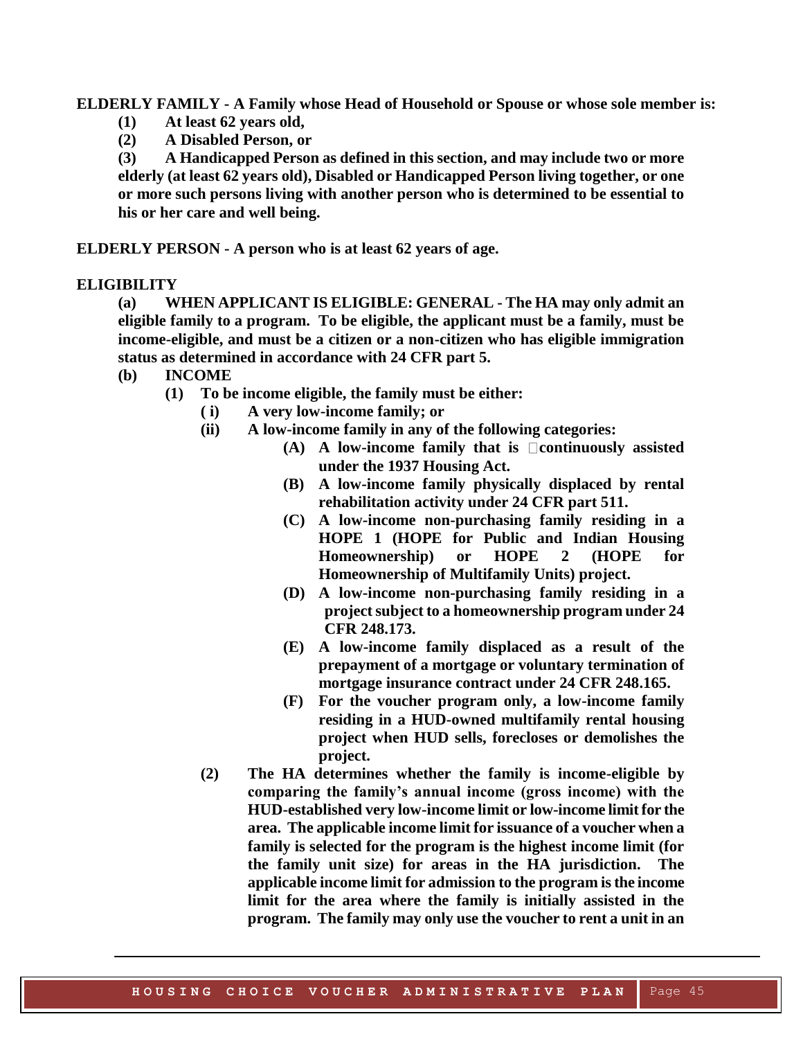**ELDERLY FAMILY - A Family whose Head of Household or Spouse or whose sole member is:**

**(1) At least 62 years old,**

**(2) A Disabled Person, or**

**(3) A Handicapped Person as defined in this section, and may include two or more elderly (at least 62 years old), Disabled or Handicapped Person living together, or one or more such persons living with another person who is determined to be essential to his or her care and well being.**

**ELDERLY PERSON - A person who is at least 62 years of age.**

**ELIGIBILITY**

**(a) WHEN APPLICANT IS ELIGIBLE: GENERAL - The HA may only admit an eligible family to a program. To be eligible, the applicant must be a family, must be income-eligible, and must be a citizen or a non-citizen who has eligible immigration status as determined in accordance with 24 CFR part 5.**

**(b) INCOME**

**(1) To be income eligible, the family must be either:**

**( i) A very low-income family; or**

**(ii) A low-income family in any of the following categories:**

**(A) A low-income family that is continuously assisted under the 1937 Housing Act.**

**(B) A low-income family physically displaced by rental rehabilitation activity under 24 CFR part 511.**

**(C) A low-income non-purchasing family residing in a HOPE 1 (HOPE for Public and Indian Housing Homeownership) or HOPE 2 (HOPE for Homeownership of Multifamily Units) project.**

**(D) A low-income non-purchasing family residing in a project subject to a homeownership program under 24 CFR 248.173.**

**(E) A low-income family displaced as a result of the prepayment of a mortgage or voluntary termination of mortgage insurance contract under 24 CFR 248.165.**

**(F) For the voucher program only, a low-income family residing in a HUD-owned multifamily rental housing project when HUD sells, forecloses or demolishes the project.**

**(2) The HA determines whether the family is income-eligible by comparing the family's annual income (gross income) with the HUD-established very low-income limit or low-income limit for the area. The applicable income limit for issuance of a voucher when a family is selected for the program is the highest income limit (for the family unit size) for areas in the HA jurisdiction. The applicable income limit for admission to the program is the income limit for the area where the family is initially assisted in the program. The family may only use the voucher to rent a unit in an**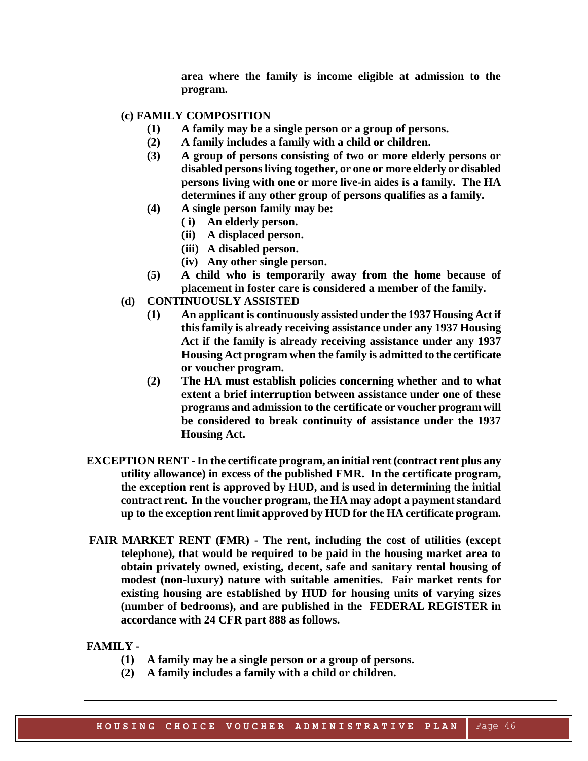**area where the family is income eligible at admission to the program.**

**(c) FAMILY COMPOSITION**

- **(1) A family may be a single person or a group of persons.**
- **(2) A family includes a family with a child or children.**
- **(3) A group of persons consisting of two or more elderly persons or disabled persons living together, or one or more elderly or disabled persons living with one or more live-in aides is a family. The HA determines if any other group of persons qualifies as a family.**
- **(4) A single person family may be:**
  - **( i) An elderly person.**
  - **(ii) A displaced person.**
  - **(iii) A disabled person.**
  - **(iv) Any other single person.**
- **(5) A child who is temporarily away from the home because of placement in foster care is considered a member of the family.**

**(d) CONTINUOUSLY ASSISTED**

- **(1) An applicant is continuously assisted under the 1937 Housing Act if this family is already receiving assistance under any 1937 Housing Act if the family is already receiving assistance under any 1937 Housing Act program when the family is admitted to the certificate or voucher program.**
- **(2) The HA must establish policies concerning whether and to what extent a brief interruption between assistance under one of these programs and admission to the certificate or voucher program will be considered to break continuity of assistance under the 1937 Housing Act.**

**EXCEPTION RENT - In the certificate program, an initial rent (contract rent plus any utility allowance) in excess of the published FMR. In the certificate program, the exception rent is approved by HUD, and is used in determining the initial contract rent. In the voucher program, the HA may adopt a payment standard up to the exception rent limit approved by HUD for the HA certificate program.**

**FAIR MARKET RENT (FMR) - The rent, including the cost of utilities (except telephone), that would be required to be paid in the housing market area to obtain privately owned, existing, decent, safe and sanitary rental housing of modest (non-luxury) nature with suitable amenities. Fair market rents for existing housing are established by HUD for housing units of varying sizes (number of bedrooms), and are published in the FEDERAL REGISTER in accordance with 24 CFR part 888 as follows.**

**FAMILY -**

- **(1) A family may be a single person or a group of persons.**
- **(2) A family includes a family with a child or children.**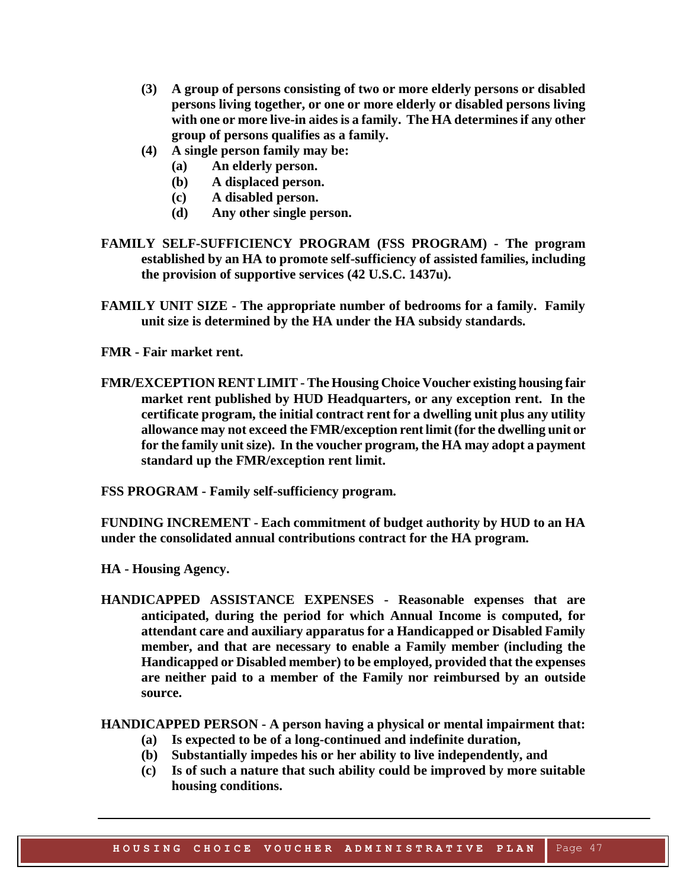**(3) A group of persons consisting of two or more elderly persons or disabled persons living together, or one or more elderly or disabled persons living with one or more live-in aides is a family. The HA determines if any other group of persons qualifies as a family.**

**(4) A single person family may be:**

- **(a) An elderly person.**
- **(b) A displaced person.**
- **(c) A disabled person.**
- **(d) Any other single person.**

**FAMILY SELF-SUFFICIENCY PROGRAM (FSS PROGRAM) - The program established by an HA to promote self-sufficiency of assisted families, including the provision of supportive services (42 U.S.C. 1437u).**

**FAMILY UNIT SIZE - The appropriate number of bedrooms for a family. Family unit size is determined by the HA under the HA subsidy standards.**

**FMR - Fair market rent.**

**FMR/EXCEPTION RENT LIMIT - The Housing Choice Voucher existing housing fair market rent published by HUD Headquarters, or any exception rent. In the certificate program, the initial contract rent for a dwelling unit plus any utility allowance may not exceed the FMR/exception rent limit (for the dwelling unit or for the family unit size). In the voucher program, the HA may adopt a payment standard up the FMR/exception rent limit.**

**FSS PROGRAM - Family self-sufficiency program.**

**FUNDING INCREMENT - Each commitment of budget authority by HUD to an HA under the consolidated annual contributions contract for the HA program.**

**HA - Housing Agency.**

**HANDICAPPED ASSISTANCE EXPENSES - Reasonable expenses that are anticipated, during the period for which Annual Income is computed, for attendant care and auxiliary apparatus for a Handicapped or Disabled Family member, and that are necessary to enable a Family member (including the Handicapped or Disabled member) to be employed, provided that the expenses are neither paid to a member of the Family nor reimbursed by an outside source.**

**HANDICAPPED PERSON - A person having a physical or mental impairment that:**

- **(a) Is expected to be of a long-continued and indefinite duration,**
- **(b) Substantially impedes his or her ability to live independently, and**
- **(c) Is of such a nature that such ability could be improved by more suitable housing conditions.**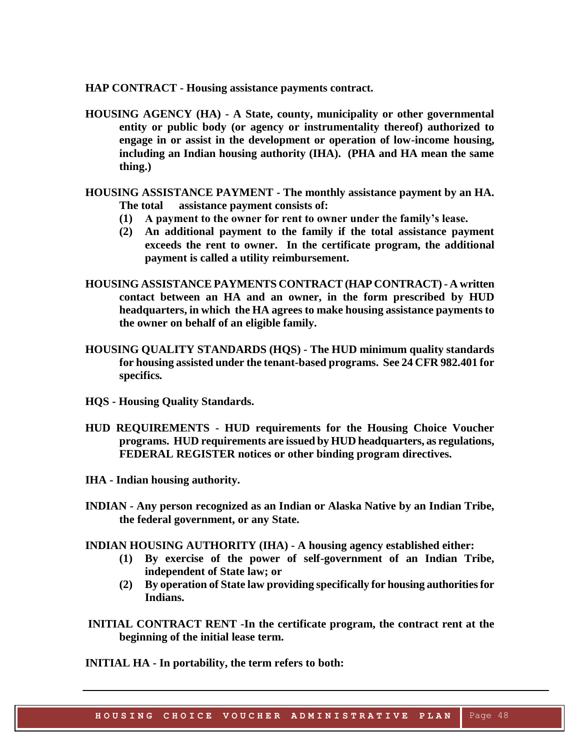**HAP CONTRACT - Housing assistance payments contract.**

**HOUSING AGENCY (HA) - A State, county, municipality or other governmental entity or public body (or agency or instrumentality thereof) authorized to engage in or assist in the development or operation of low-income housing, including an Indian housing authority (IHA). (PHA and HA mean the same thing.)**

**HOUSING ASSISTANCE PAYMENT - The monthly assistance payment by an HA. The total assistance payment consists of:**

**(1) A payment to the owner for rent to owner under the family's lease.**

**(2) An additional payment to the family if the total assistance payment exceeds the rent to owner. In the certificate program, the additional payment is called a utility reimbursement.**

**HOUSING ASSISTANCE PAYMENTS CONTRACT (HAP CONTRACT) - A written contact between an HA and an owner, in the form prescribed by HUD headquarters, in which the HA agrees to make housing assistance payments to the owner on behalf of an eligible family.**

**HOUSING QUALITY STANDARDS (HQS) - The HUD minimum quality standards for housing assisted under the tenant-based programs. See 24 CFR 982.401 for specifics.**

**HQS - Housing Quality Standards.**

**HUD REQUIREMENTS - HUD requirements for the Housing Choice Voucher programs. HUD requirements are issued by HUD headquarters, as regulations, FEDERAL REGISTER notices or other binding program directives.**

**IHA - Indian housing authority.**

**INDIAN - Any person recognized as an Indian or Alaska Native by an Indian Tribe, the federal government, or any State.**

**INDIAN HOUSING AUTHORITY (IHA) - A housing agency established either:**

**(1) By exercise of the power of self-government of an Indian Tribe, independent of State law; or**

**(2) By operation of State law providing specifically for housing authorities for Indians.**

**INITIAL CONTRACT RENT -In the certificate program, the contract rent at the beginning of the initial lease term.**

**INITIAL HA - In portability, the term refers to both:**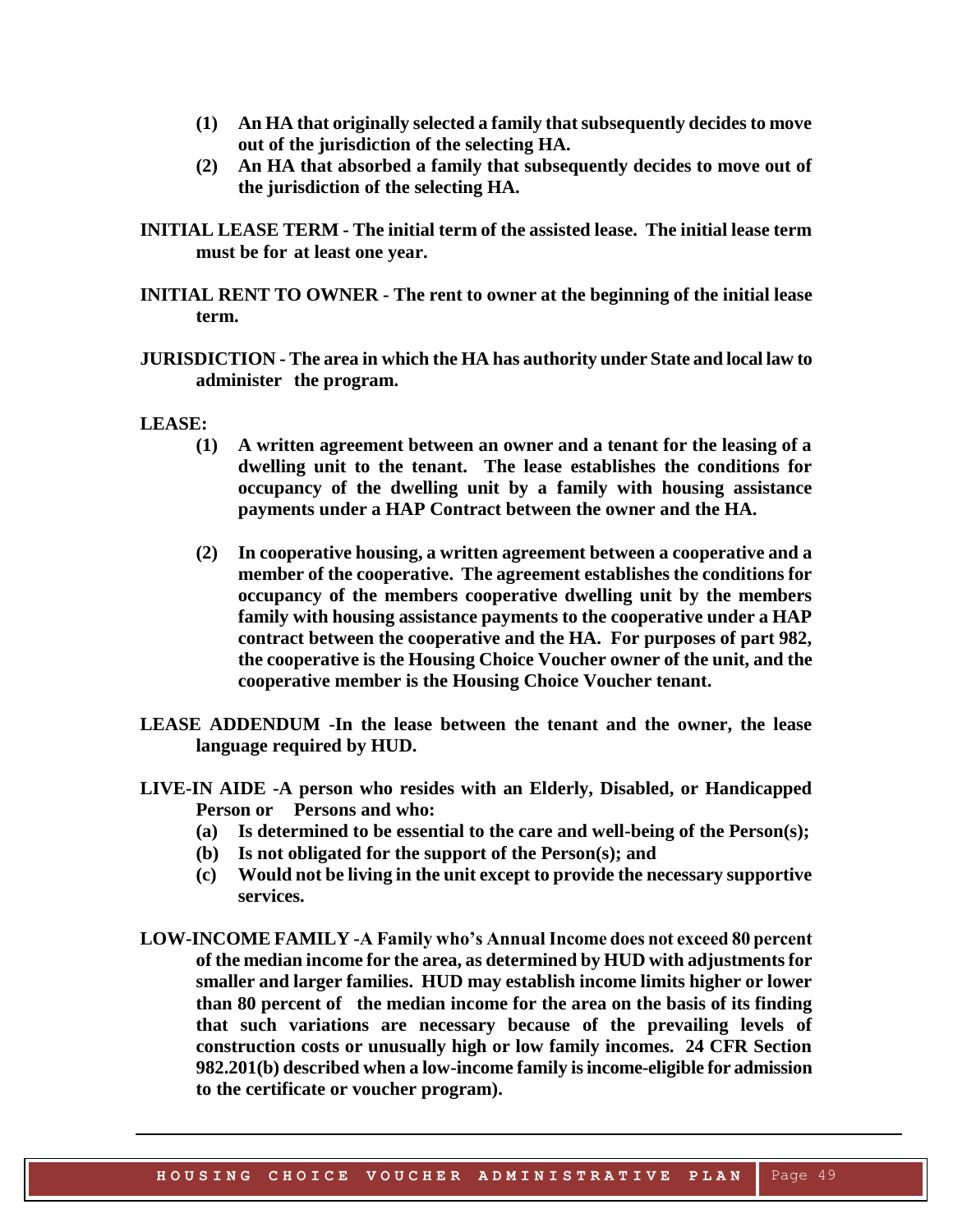**(1) An HA that originally selected a family that subsequently decides to move out of the jurisdiction of the selecting HA.**

**(2) An HA that absorbed a family that subsequently decides to move out of the jurisdiction of the selecting HA.**

**INITIAL LEASE TERM - The initial term of the assisted lease. The initial lease term must be for at least one year.**

**INITIAL RENT TO OWNER - The rent to owner at the beginning of the initial lease term.**

**JURISDICTION - The area in which the HA has authority under State and local law to administer the program.**

**LEASE:**

**(1) A written agreement between an owner and a tenant for the leasing of a dwelling unit to the tenant. The lease establishes the conditions for occupancy of the dwelling unit by a family with housing assistance payments under a HAP Contract between the owner and the HA.**

**(2) In cooperative housing, a written agreement between a cooperative and a member of the cooperative. The agreement establishes the conditions for occupancy of the members cooperative dwelling unit by the members family with housing assistance payments to the cooperative under a HAP contract between the cooperative and the HA. For purposes of part 982, the cooperative is the Housing Choice Voucher owner of the unit, and the cooperative member is the Housing Choice Voucher tenant.**

**LEASE ADDENDUM -In the lease between the tenant and the owner, the lease language required by HUD.**

**LIVE-IN AIDE -A person who resides with an Elderly, Disabled, or Handicapped Person or Persons and who:**

**(a) Is determined to be essential to the care and well-being of the Person(s);**

**(b) Is not obligated for the support of the Person(s); and**

**(c) Would not be living in the unit except to provide the necessary supportive services.**

**LOW-INCOME FAMILY -A Family who's Annual Income does not exceed 80 percent of the median income for the area, as determined by HUD with adjustments for smaller and larger families. HUD may establish income limits higher or lower than 80 percent of the median income for the area on the basis of its finding that such variations are necessary because of the prevailing levels of construction costs or unusually high or low family incomes. 24 CFR Section 982.201(b) described when a low-income family is income-eligible for admission to the certificate or voucher program).**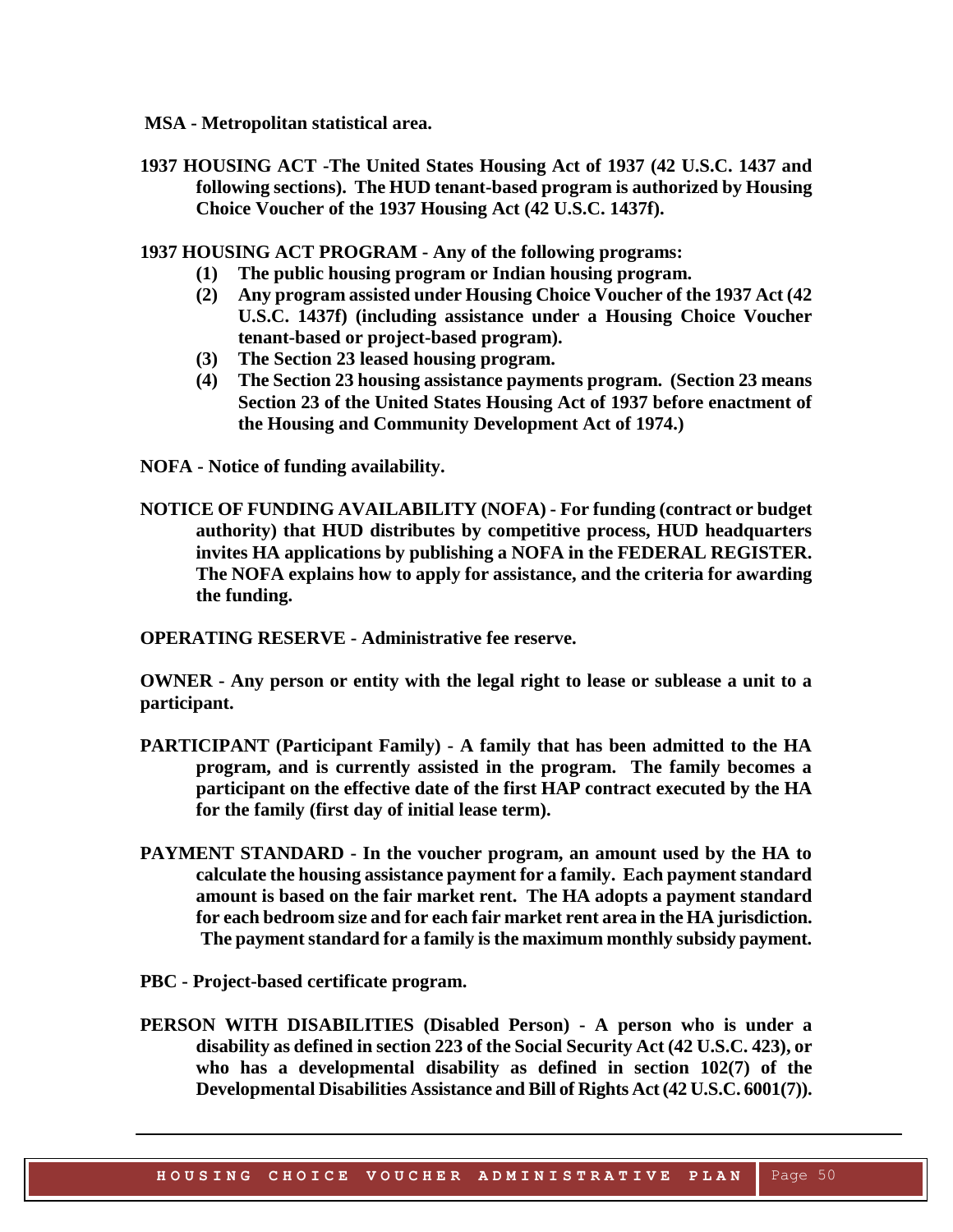**MSA - Metropolitan statistical area.**

**1937 HOUSING ACT -The United States Housing Act of 1937 (42 U.S.C. 1437 and following sections). The HUD tenant-based program is authorized by Housing Choice Voucher of the 1937 Housing Act (42 U.S.C. 1437f).**

**1937 HOUSING ACT PROGRAM - Any of the following programs:**

**(1) The public housing program or Indian housing program.**
**(2) Any program assisted under Housing Choice Voucher of the 1937 Act (42 U.S.C. 1437f) (including assistance under a Housing Choice Voucher tenant-based or project-based program).**
**(3) The Section 23 leased housing program.**
**(4) The Section 23 housing assistance payments program. (Section 23 means Section 23 of the United States Housing Act of 1937 before enactment of the Housing and Community Development Act of 1974.)**

**NOFA - Notice of funding availability.**

**NOTICE OF FUNDING AVAILABILITY (NOFA) - For funding (contract or budget authority) that HUD distributes by competitive process, HUD headquarters invites HA applications by publishing a NOFA in the FEDERAL REGISTER. The NOFA explains how to apply for assistance, and the criteria for awarding the funding.**

**OPERATING RESERVE - Administrative fee reserve.**

**OWNER - Any person or entity with the legal right to lease or sublease a unit to a participant.**

**PARTICIPANT (Participant Family) - A family that has been admitted to the HA program, and is currently assisted in the program. The family becomes a participant on the effective date of the first HAP contract executed by the HA for the family (first day of initial lease term).**

**PAYMENT STANDARD - In the voucher program, an amount used by the HA to calculate the housing assistance payment for a family. Each payment standard amount is based on the fair market rent. The HA adopts a payment standard for each bedroom size and for each fair market rent area in the HA jurisdiction. The payment standard for a family is the maximum monthly subsidy payment.**

**PBC - Project-based certificate program.**

**PERSON WITH DISABILITIES (Disabled Person) - A person who is under a disability as defined in section 223 of the Social Security Act (42 U.S.C. 423), or who has a developmental disability as defined in section 102(7) of the Developmental Disabilities Assistance and Bill of Rights Act (42 U.S.C. 6001(7)).**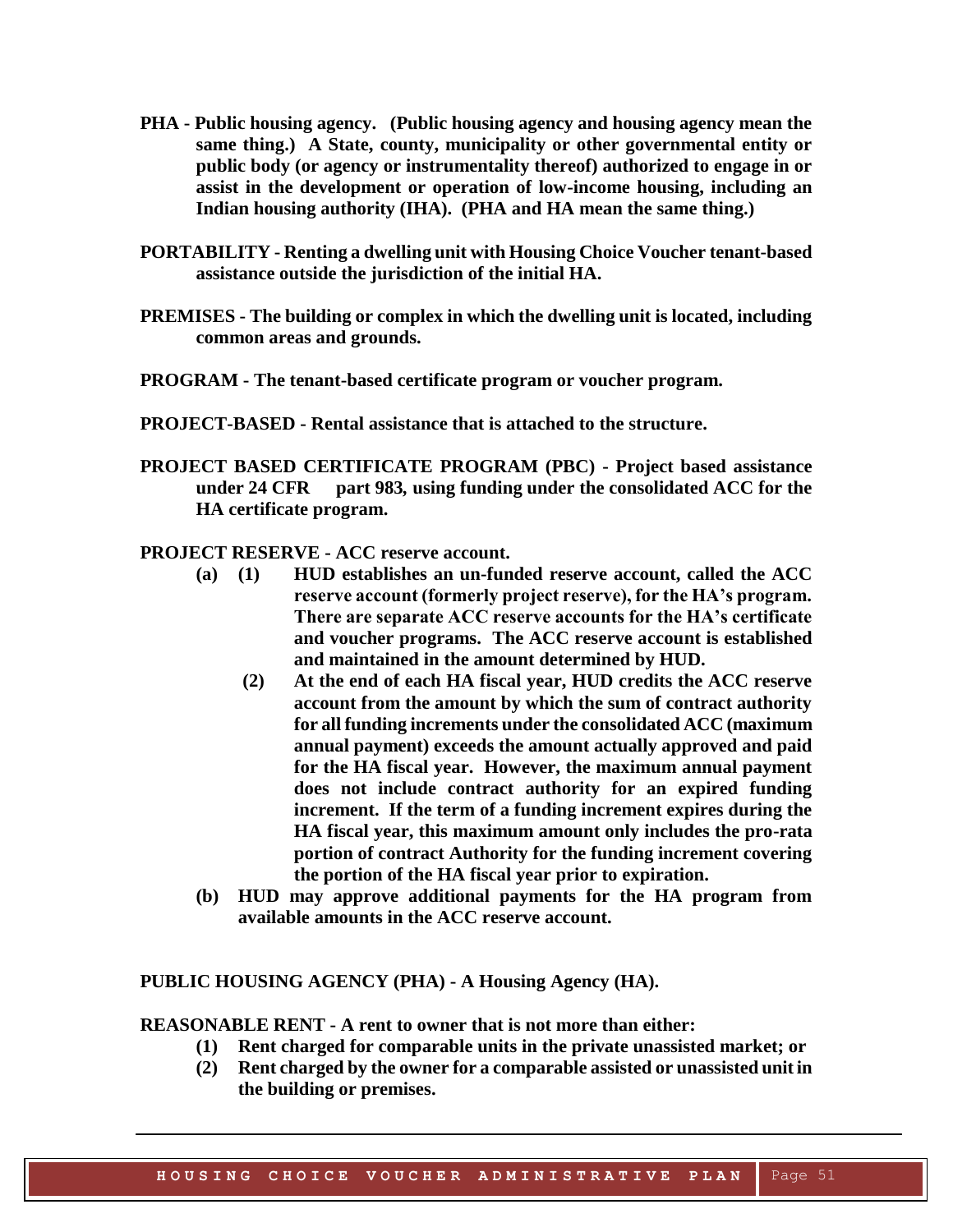**PHA - Public housing agency. (Public housing agency and housing agency mean the same thing.) A State, county, municipality or other governmental entity or public body (or agency or instrumentality thereof) authorized to engage in or assist in the development or operation of low-income housing, including an Indian housing authority (IHA). (PHA and HA mean the same thing.)**

**PORTABILITY - Renting a dwelling unit with Housing Choice Voucher tenant-based assistance outside the jurisdiction of the initial HA.**

**PREMISES - The building or complex in which the dwelling unit is located, including common areas and grounds.**

**PROGRAM - The tenant-based certificate program or voucher program.**

**PROJECT-BASED - Rental assistance that is attached to the structure.**

**PROJECT BASED CERTIFICATE PROGRAM (PBC) - Project based assistance under 24 CFR part 983, using funding under the consolidated ACC for the HA certificate program.**

**PROJECT RESERVE - ACC reserve account.**

**(a) (1) HUD establishes an un-funded reserve account, called the ACC reserve account (formerly project reserve), for the HA's program. There are separate ACC reserve accounts for the HA's certificate and voucher programs. The ACC reserve account is established and maintained in the amount determined by HUD.**

**(2) At the end of each HA fiscal year, HUD credits the ACC reserve account from the amount by which the sum of contract authority for all funding increments under the consolidated ACC (maximum annual payment) exceeds the amount actually approved and paid for the HA fiscal year. However, the maximum annual payment does not include contract authority for an expired funding increment. If the term of a funding increment expires during the HA fiscal year, this maximum amount only includes the pro-rata portion of contract Authority for the funding increment covering the portion of the HA fiscal year prior to expiration.**

**(b) HUD may approve additional payments for the HA program from available amounts in the ACC reserve account.**

**PUBLIC HOUSING AGENCY (PHA) - A Housing Agency (HA).**

**REASONABLE RENT - A rent to owner that is not more than either:**

**(1) Rent charged for comparable units in the private unassisted market; or**

**(2) Rent charged by the owner for a comparable assisted or unassisted unit in the building or premises.**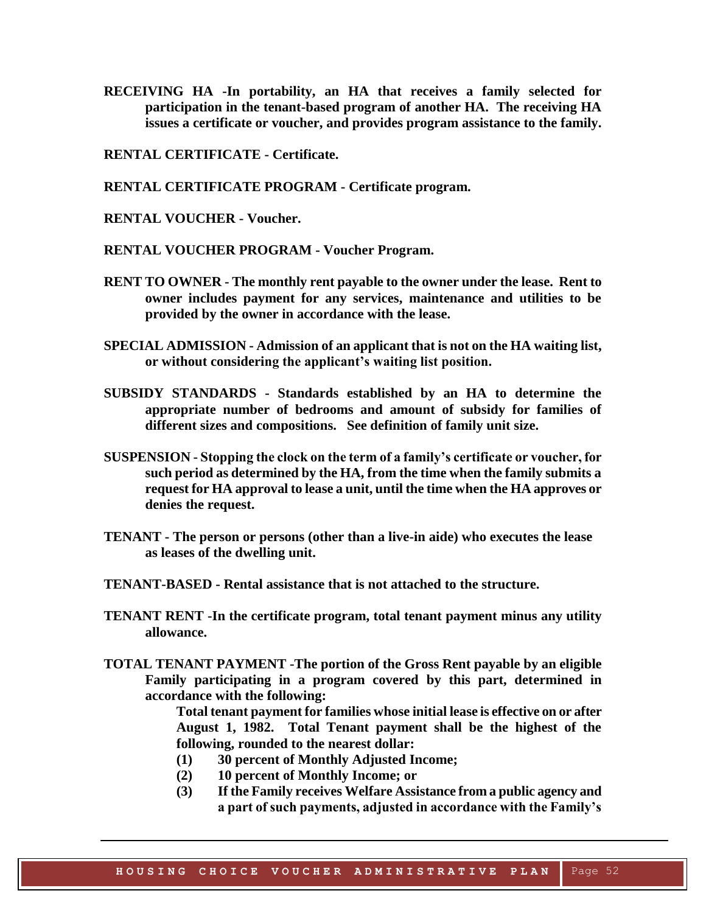**RECEIVING HA -In portability, an HA that receives a family selected for participation in the tenant-based program of another HA. The receiving HA issues a certificate or voucher, and provides program assistance to the family.**

**RENTAL CERTIFICATE - Certificate.**

**RENTAL CERTIFICATE PROGRAM - Certificate program.**

**RENTAL VOUCHER - Voucher.**

**RENTAL VOUCHER PROGRAM - Voucher Program.**

**RENT TO OWNER - The monthly rent payable to the owner under the lease. Rent to owner includes payment for any services, maintenance and utilities to be provided by the owner in accordance with the lease.**

**SPECIAL ADMISSION - Admission of an applicant that is not on the HA waiting list, or without considering the applicant's waiting list position.**

**SUBSIDY STANDARDS - Standards established by an HA to determine the appropriate number of bedrooms and amount of subsidy for families of different sizes and compositions. See definition of family unit size.**

**SUSPENSION - Stopping the clock on the term of a family's certificate or voucher, for such period as determined by the HA, from the time when the family submits a request for HA approval to lease a unit, until the time when the HA approves or denies the request.**

**TENANT - The person or persons (other than a live-in aide) who executes the lease as leases of the dwelling unit.**

**TENANT-BASED - Rental assistance that is not attached to the structure.**

**TENANT RENT -In the certificate program, total tenant payment minus any utility allowance.**

**TOTAL TENANT PAYMENT -The portion of the Gross Rent payable by an eligible Family participating in a program covered by this part, determined in accordance with the following:**

**Total tenant payment for families whose initial lease is effective on or after August 1, 1982. Total Tenant payment shall be the highest of the following, rounded to the nearest dollar:**

**(1) 30 percent of Monthly Adjusted Income;**

**(2) 10 percent of Monthly Income; or**

**(3) If the Family receives Welfare Assistance from a public agency and a part of such payments, adjusted in accordance with the Family's**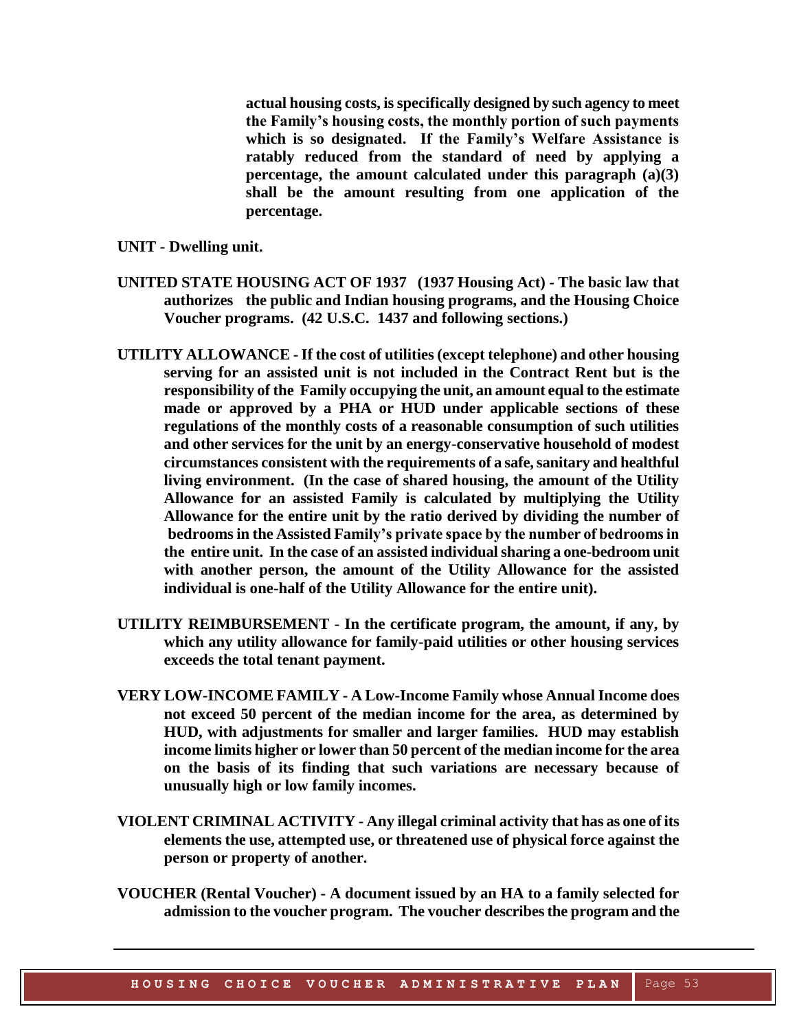**actual housing costs, is specifically designed by such agency to meet the Family's housing costs, the monthly portion of such payments which is so designated. If the Family's Welfare Assistance is ratably reduced from the standard of need by applying a percentage, the amount calculated under this paragraph (a)(3) shall be the amount resulting from one application of the percentage.**

**UNIT - Dwelling unit.**

**UNITED STATE HOUSING ACT OF 1937 (1937 Housing Act) - The basic law that authorizes the public and Indian housing programs, and the Housing Choice Voucher programs. (42 U.S.C. 1437 and following sections.)**

**UTILITY ALLOWANCE - If the cost of utilities (except telephone) and other housing serving for an assisted unit is not included in the Contract Rent but is the responsibility of the Family occupying the unit, an amount equal to the estimate made or approved by a PHA or HUD under applicable sections of these regulations of the monthly costs of a reasonable consumption of such utilities and other services for the unit by an energy-conservative household of modest circumstances consistent with the requirements of a safe, sanitary and healthful living environment. (In the case of shared housing, the amount of the Utility Allowance for an assisted Family is calculated by multiplying the Utility Allowance for the entire unit by the ratio derived by dividing the number of bedrooms in the Assisted Family's private space by the number of bedrooms in the entire unit. In the case of an assisted individual sharing a one-bedroom unit with another person, the amount of the Utility Allowance for the assisted individual is one-half of the Utility Allowance for the entire unit).**

**UTILITY REIMBURSEMENT - In the certificate program, the amount, if any, by which any utility allowance for family-paid utilities or other housing services exceeds the total tenant payment.**

**VERY LOW-INCOME FAMILY - A Low-Income Family whose Annual Income does not exceed 50 percent of the median income for the area, as determined by HUD, with adjustments for smaller and larger families. HUD may establish income limits higher or lower than 50 percent of the median income for the area on the basis of its finding that such variations are necessary because of unusually high or low family incomes.**

**VIOLENT CRIMINAL ACTIVITY - Any illegal criminal activity that has as one of its elements the use, attempted use, or threatened use of physical force against the person or property of another.**

**VOUCHER (Rental Voucher) - A document issued by an HA to a family selected for admission to the voucher program. The voucher describes the program and the**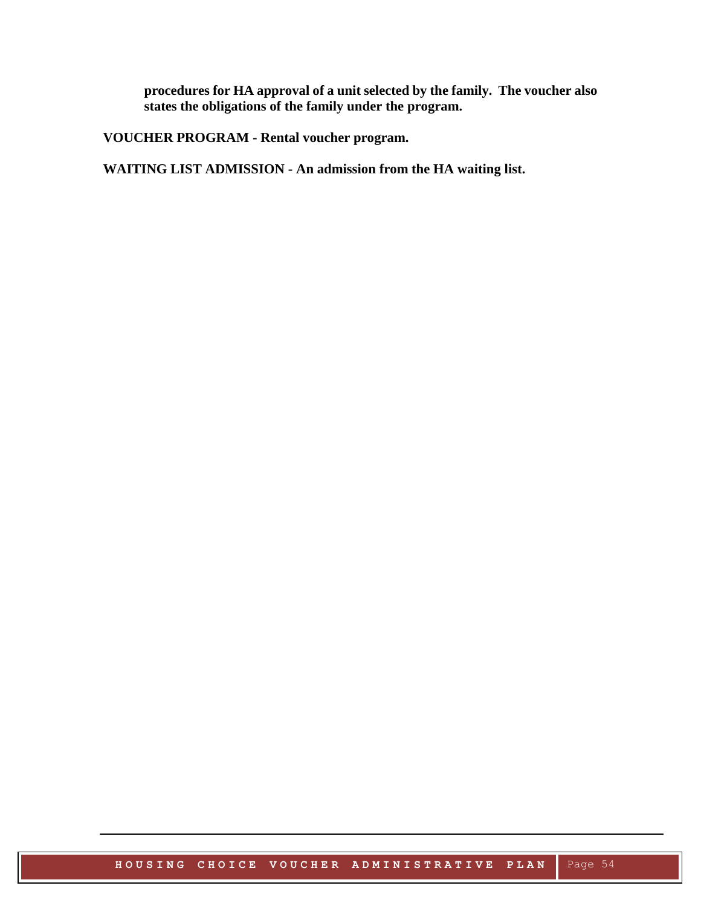**procedures for HA approval of a unit selected by the family. The voucher also states the obligations of the family under the program.**

**VOUCHER PROGRAM - Rental voucher program.**

**WAITING LIST ADMISSION - An admission from the HA waiting list.**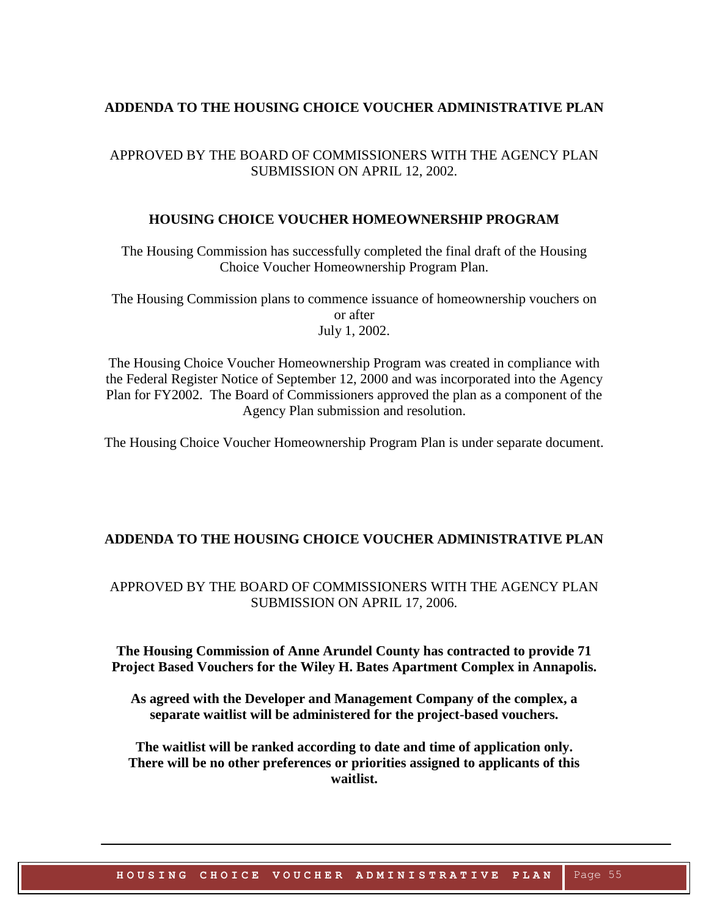## ADDENDA TO THE HOUSING CHOICE VOUCHER ADMINISTRATIVE PLAN

APPROVED BY THE BOARD OF COMMISSIONERS WITH THE AGENCY PLAN SUBMISSION ON APRIL 12, 2002.

### HOUSING CHOICE VOUCHER HOMEOWNERSHIP PROGRAM

The Housing Commission has successfully completed the final draft of the Housing Choice Voucher Homeownership Program Plan.

The Housing Commission plans to commence issuance of homeownership vouchers on or after July 1, 2002.

The Housing Choice Voucher Homeownership Program was created in compliance with the Federal Register Notice of September 12, 2000 and was incorporated into the Agency Plan for FY2002. The Board of Commissioners approved the plan as a component of the Agency Plan submission and resolution.

The Housing Choice Voucher Homeownership Program Plan is under separate document.

## ADDENDA TO THE HOUSING CHOICE VOUCHER ADMINISTRATIVE PLAN

APPROVED BY THE BOARD OF COMMISSIONERS WITH THE AGENCY PLAN SUBMISSION ON APRIL 17, 2006.

**The Housing Commission of Anne Arundel County has contracted to provide 71 Project Based Vouchers for the Wiley H. Bates Apartment Complex in Annapolis.**

**As agreed with the Developer and Management Company of the complex, a separate waitlist will be administered for the project-based vouchers.**

**The waitlist will be ranked according to date and time of application only. There will be no other preferences or priorities assigned to applicants of this waitlist.**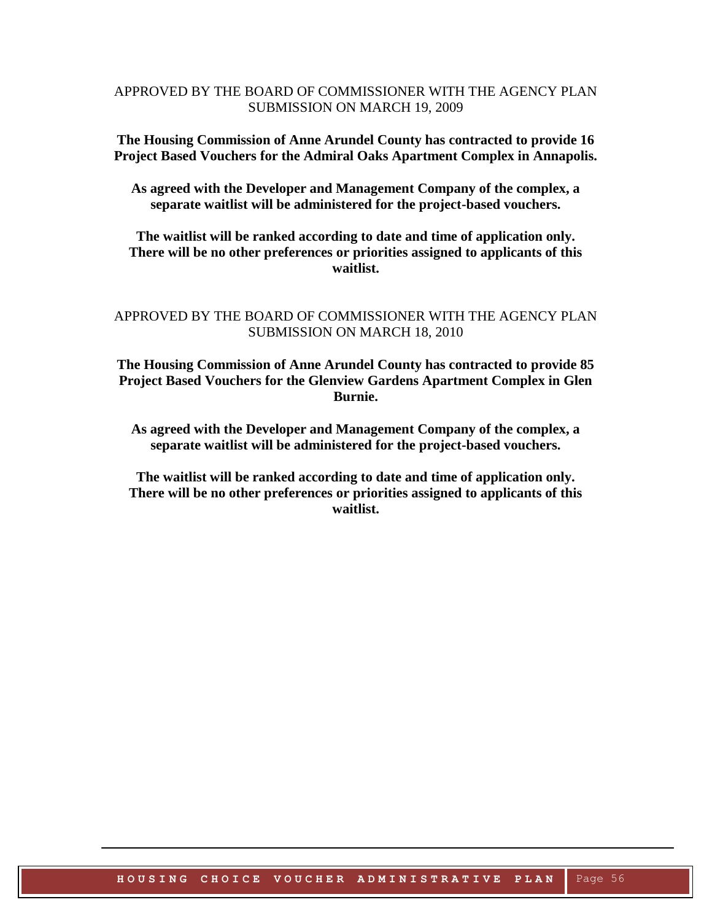APPROVED BY THE BOARD OF COMMISSIONER WITH THE AGENCY PLAN SUBMISSION ON MARCH 19, 2009

**The Housing Commission of Anne Arundel County has contracted to provide 16 Project Based Vouchers for the Admiral Oaks Apartment Complex in Annapolis.**

**As agreed with the Developer and Management Company of the complex, a separate waitlist will be administered for the project-based vouchers.**

**The waitlist will be ranked according to date and time of application only. There will be no other preferences or priorities assigned to applicants of this waitlist.**

APPROVED BY THE BOARD OF COMMISSIONER WITH THE AGENCY PLAN SUBMISSION ON MARCH 18, 2010

**The Housing Commission of Anne Arundel County has contracted to provide 85 Project Based Vouchers for the Glenview Gardens Apartment Complex in Glen Burnie.**

**As agreed with the Developer and Management Company of the complex, a separate waitlist will be administered for the project-based vouchers.**

**The waitlist will be ranked according to date and time of application only. There will be no other preferences or priorities assigned to applicants of this waitlist.**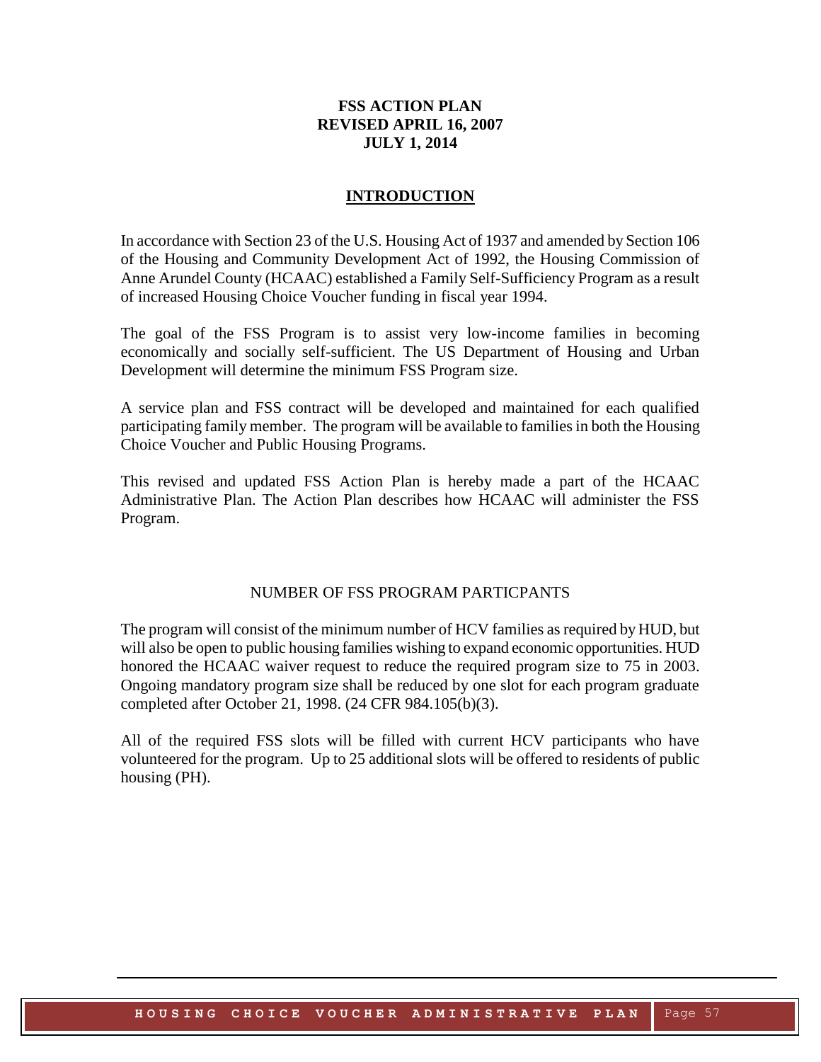**FSS ACTION PLAN**
**REVISED APRIL 16, 2007**
**JULY 1, 2014**

## INTRODUCTION

In accordance with Section 23 of the U.S. Housing Act of 1937 and amended by Section 106 of the Housing and Community Development Act of 1992, the Housing Commission of Anne Arundel County (HCAAC) established a Family Self-Sufficiency Program as a result of increased Housing Choice Voucher funding in fiscal year 1994.

The goal of the FSS Program is to assist very low-income families in becoming economically and socially self-sufficient. The US Department of Housing and Urban Development will determine the minimum FSS Program size.

A service plan and FSS contract will be developed and maintained for each qualified participating family member. The program will be available to families in both the Housing Choice Voucher and Public Housing Programs.

This revised and updated FSS Action Plan is hereby made a part of the HCAAC Administrative Plan. The Action Plan describes how HCAAC will administer the FSS Program.

### NUMBER OF FSS PROGRAM PARTICPANTS

The program will consist of the minimum number of HCV families as required by HUD, but will also be open to public housing families wishing to expand economic opportunities. HUD honored the HCAAC waiver request to reduce the required program size to 75 in 2003. Ongoing mandatory program size shall be reduced by one slot for each program graduate completed after October 21, 1998. (24 CFR 984.105(b)(3).

All of the required FSS slots will be filled with current HCV participants who have volunteered for the program. Up to 25 additional slots will be offered to residents of public housing (PH).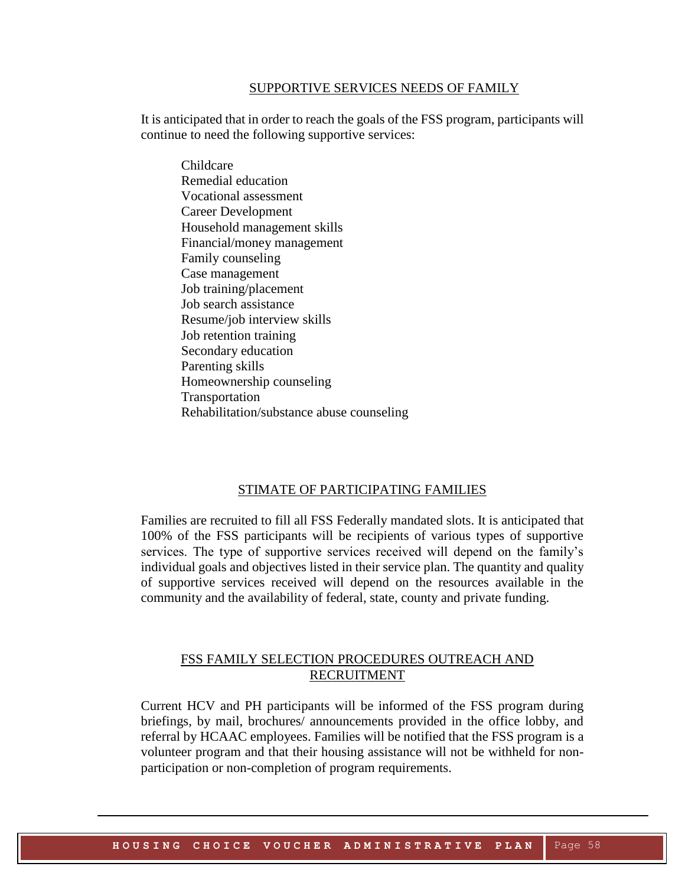## SUPPORTIVE SERVICES NEEDS OF FAMILY

It is anticipated that in order to reach the goals of the FSS program, participants will continue to need the following supportive services:

- Childcare
- Remedial education
- Vocational assessment
- Career Development
- Household management skills
- Financial/money management
- Family counseling
- Case management
- Job training/placement
- Job search assistance
- Resume/job interview skills
- Job retention training
- Secondary education
- Parenting skills
- Homeownership counseling
- Transportation
- Rehabilitation/substance abuse counseling

## STIMATE OF PARTICIPATING FAMILIES

Families are recruited to fill all FSS Federally mandated slots. It is anticipated that 100% of the FSS participants will be recipients of various types of supportive services. The type of supportive services received will depend on the family's individual goals and objectives listed in their service plan. The quantity and quality of supportive services received will depend on the resources available in the community and the availability of federal, state, county and private funding.

## FSS FAMILY SELECTION PROCEDURES OUTREACH AND RECRUITMENT

Current HCV and PH participants will be informed of the FSS program during briefings, by mail, brochures/ announcements provided in the office lobby, and referral by HCAAC employees. Families will be notified that the FSS program is a volunteer program and that their housing assistance will not be withheld for non-participation or non-completion of program requirements.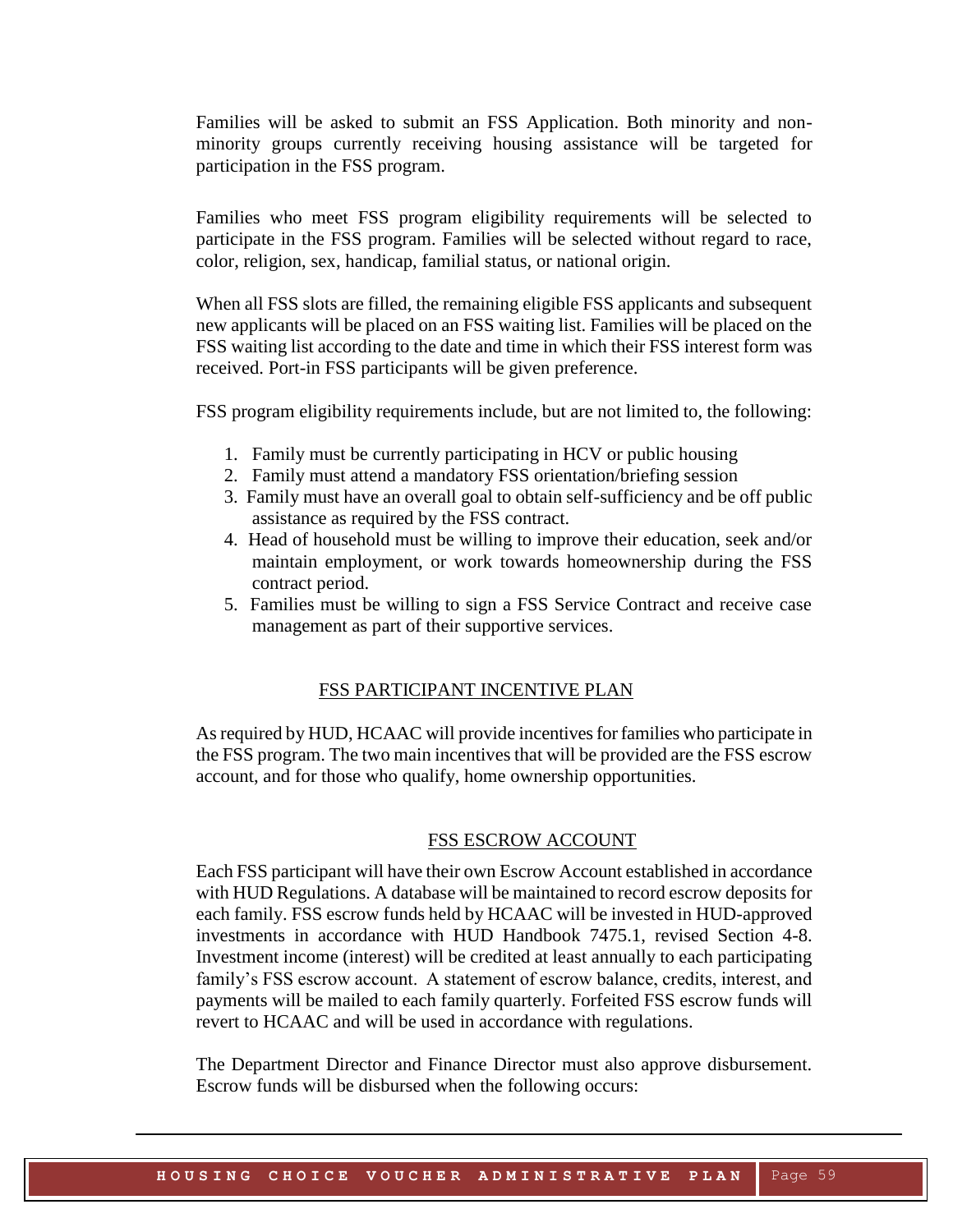Families will be asked to submit an FSS Application. Both minority and non-minority groups currently receiving housing assistance will be targeted for participation in the FSS program.

Families who meet FSS program eligibility requirements will be selected to participate in the FSS program. Families will be selected without regard to race, color, religion, sex, handicap, familial status, or national origin.

When all FSS slots are filled, the remaining eligible FSS applicants and subsequent new applicants will be placed on an FSS waiting list. Families will be placed on the FSS waiting list according to the date and time in which their FSS interest form was received. Port-in FSS participants will be given preference.

FSS program eligibility requirements include, but are not limited to, the following:

1. Family must be currently participating in HCV or public housing
2. Family must attend a mandatory FSS orientation/briefing session
3. Family must have an overall goal to obtain self-sufficiency and be off public assistance as required by the FSS contract.
4. Head of household must be willing to improve their education, seek and/or maintain employment, or work towards homeownership during the FSS contract period.
5. Families must be willing to sign a FSS Service Contract and receive case management as part of their supportive services.

## FSS PARTICIPANT INCENTIVE PLAN

As required by HUD, HCAAC will provide incentives for families who participate in the FSS program. The two main incentives that will be provided are the FSS escrow account, and for those who qualify, home ownership opportunities.

## FSS ESCROW ACCOUNT

Each FSS participant will have their own Escrow Account established in accordance with HUD Regulations. A database will be maintained to record escrow deposits for each family. FSS escrow funds held by HCAAC will be invested in HUD-approved investments in accordance with HUD Handbook 7475.1, revised Section 4-8. Investment income (interest) will be credited at least annually to each participating family's FSS escrow account. A statement of escrow balance, credits, interest, and payments will be mailed to each family quarterly. Forfeited FSS escrow funds will revert to HCAAC and will be used in accordance with regulations.

The Department Director and Finance Director must also approve disbursement. Escrow funds will be disbursed when the following occurs: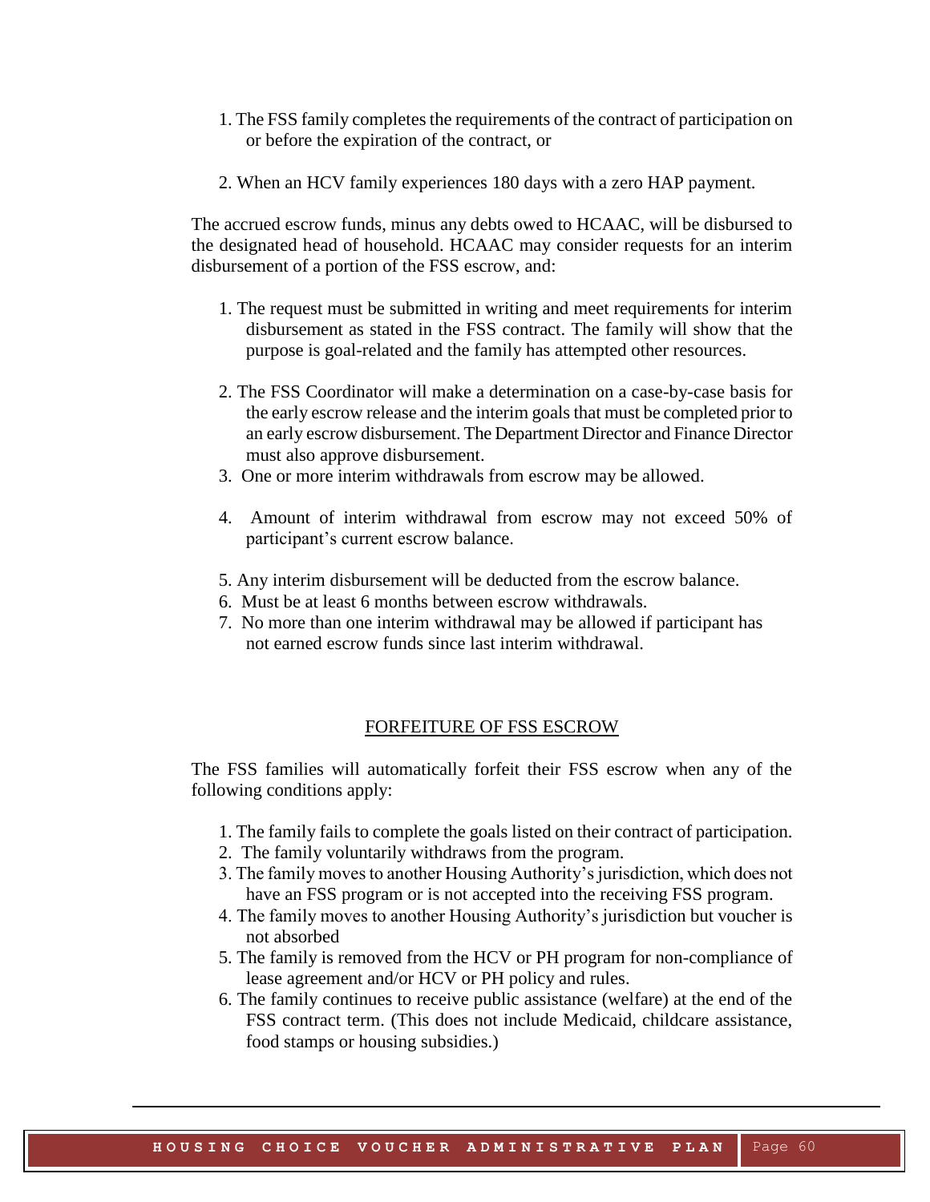1. The FSS family completes the requirements of the contract of participation on or before the expiration of the contract, or

2. When an HCV family experiences 180 days with a zero HAP payment.

The accrued escrow funds, minus any debts owed to HCAAC, will be disbursed to the designated head of household. HCAAC may consider requests for an interim disbursement of a portion of the FSS escrow, and:

1. The request must be submitted in writing and meet requirements for interim disbursement as stated in the FSS contract. The family will show that the purpose is goal-related and the family has attempted other resources.

2. The FSS Coordinator will make a determination on a case-by-case basis for the early escrow release and the interim goals that must be completed prior to an early escrow disbursement. The Department Director and Finance Director must also approve disbursement.
3. One or more interim withdrawals from escrow may be allowed.

4. Amount of interim withdrawal from escrow may not exceed 50% of participant's current escrow balance.

5. Any interim disbursement will be deducted from the escrow balance.
6. Must be at least 6 months between escrow withdrawals.
7. No more than one interim withdrawal may be allowed if participant has not earned escrow funds since last interim withdrawal.

## FORFEITURE OF FSS ESCROW

The FSS families will automatically forfeit their FSS escrow when any of the following conditions apply:

1. The family fails to complete the goals listed on their contract of participation.
2. The family voluntarily withdraws from the program.
3. The family moves to another Housing Authority's jurisdiction, which does not have an FSS program or is not accepted into the receiving FSS program.
4. The family moves to another Housing Authority's jurisdiction but voucher is not absorbed
5. The family is removed from the HCV or PH program for non-compliance of lease agreement and/or HCV or PH policy and rules.
6. The family continues to receive public assistance (welfare) at the end of the FSS contract term. (This does not include Medicaid, childcare assistance, food stamps or housing subsidies.)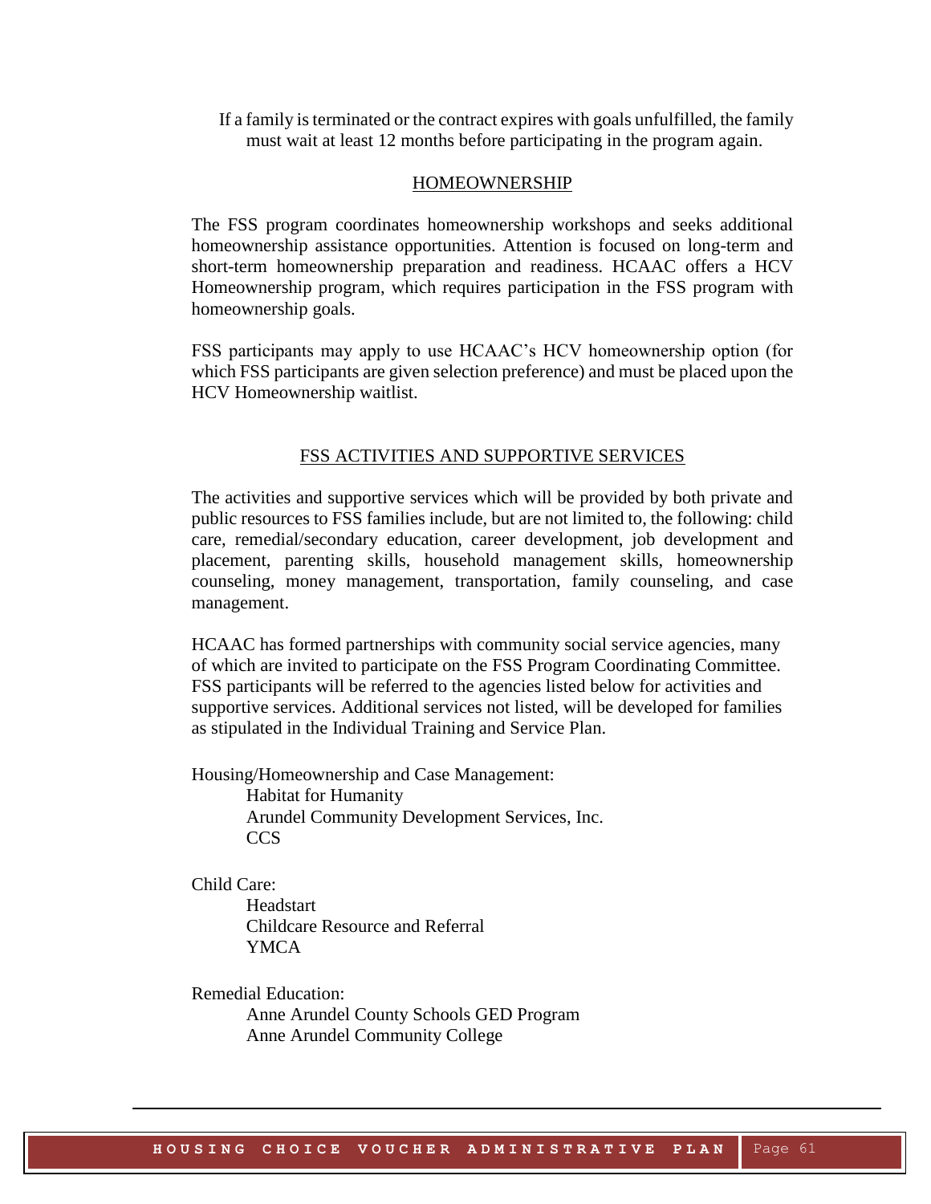If a family is terminated or the contract expires with goals unfulfilled, the family must wait at least 12 months before participating in the program again.

## HOMEOWNERSHIP

The FSS program coordinates homeownership workshops and seeks additional homeownership assistance opportunities. Attention is focused on long-term and short-term homeownership preparation and readiness. HCAAC offers a HCV Homeownership program, which requires participation in the FSS program with homeownership goals.

FSS participants may apply to use HCAAC's HCV homeownership option (for which FSS participants are given selection preference) and must be placed upon the HCV Homeownership waitlist.

## FSS ACTIVITIES AND SUPPORTIVE SERVICES

The activities and supportive services which will be provided by both private and public resources to FSS families include, but are not limited to, the following: child care, remedial/secondary education, career development, job development and placement, parenting skills, household management skills, homeownership counseling, money management, transportation, family counseling, and case management.

HCAAC has formed partnerships with community social service agencies, many of which are invited to participate on the FSS Program Coordinating Committee. FSS participants will be referred to the agencies listed below for activities and supportive services. Additional services not listed, will be developed for families as stipulated in the Individual Training and Service Plan.

Housing/Homeownership and Case Management:

- Habitat for Humanity
- Arundel Community Development Services, Inc.
- CCS

Child Care:

- Headstart
- Childcare Resource and Referral
- YMCA

Remedial Education:

- Anne Arundel County Schools GED Program
- Anne Arundel Community College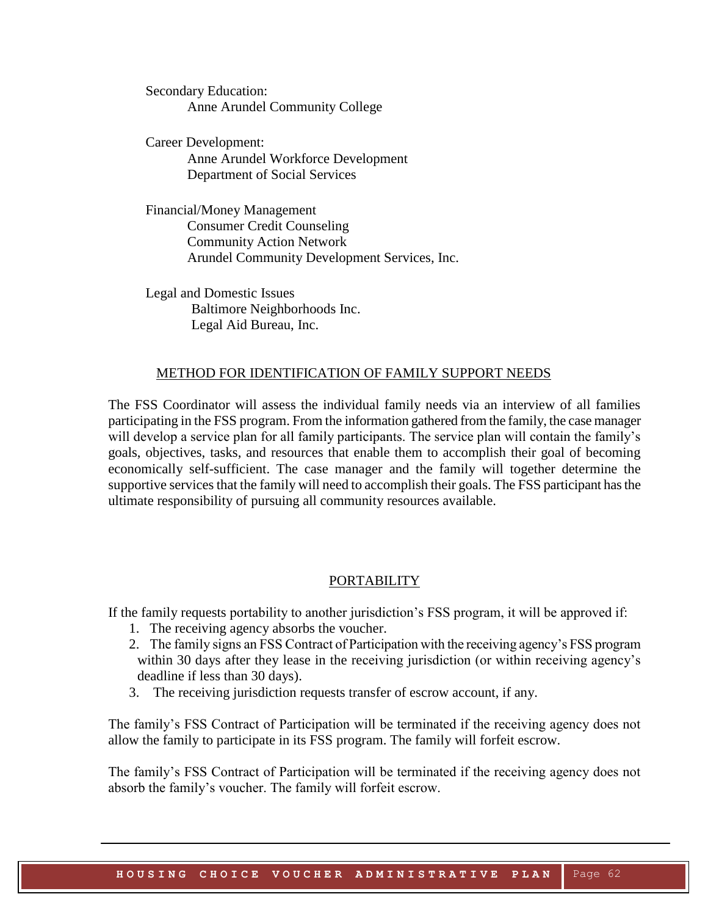Secondary Education:
    Anne Arundel Community College

Career Development:
    Anne Arundel Workforce Development
    Department of Social Services

Financial/Money Management
    Consumer Credit Counseling
    Community Action Network
    Arundel Community Development Services, Inc.

Legal and Domestic Issues
    Baltimore Neighborhoods Inc.
    Legal Aid Bureau, Inc.

## METHOD FOR IDENTIFICATION OF FAMILY SUPPORT NEEDS

The FSS Coordinator will assess the individual family needs via an interview of all families participating in the FSS program. From the information gathered from the family, the case manager will develop a service plan for all family participants. The service plan will contain the family's goals, objectives, tasks, and resources that enable them to accomplish their goal of becoming economically self-sufficient. The case manager and the family will together determine the supportive services that the family will need to accomplish their goals. The FSS participant has the ultimate responsibility of pursuing all community resources available.

## PORTABILITY

If the family requests portability to another jurisdiction's FSS program, it will be approved if:

1. The receiving agency absorbs the voucher.
2. The family signs an FSS Contract of Participation with the receiving agency's FSS program within 30 days after they lease in the receiving jurisdiction (or within receiving agency's deadline if less than 30 days).
3. The receiving jurisdiction requests transfer of escrow account, if any.

The family's FSS Contract of Participation will be terminated if the receiving agency does not allow the family to participate in its FSS program. The family will forfeit escrow.

The family's FSS Contract of Participation will be terminated if the receiving agency does not absorb the family's voucher. The family will forfeit escrow.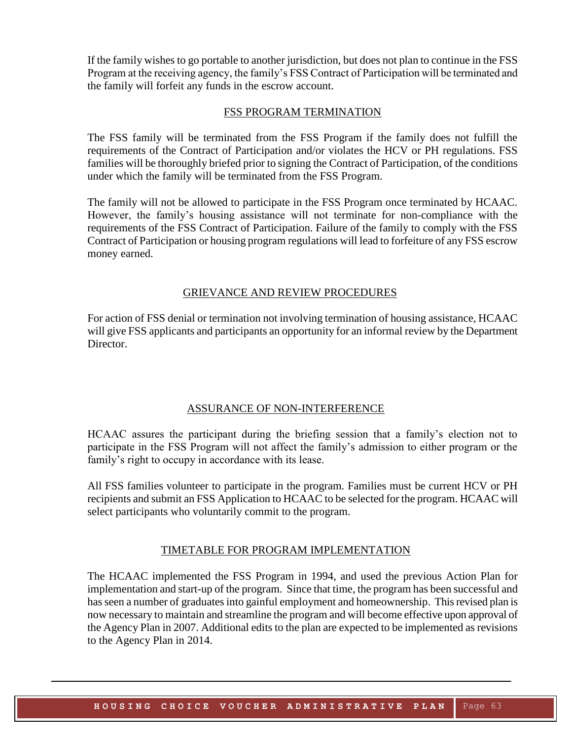If the family wishes to go portable to another jurisdiction, but does not plan to continue in the FSS Program at the receiving agency, the family's FSS Contract of Participation will be terminated and the family will forfeit any funds in the escrow account.

## FSS PROGRAM TERMINATION

The FSS family will be terminated from the FSS Program if the family does not fulfill the requirements of the Contract of Participation and/or violates the HCV or PH regulations. FSS families will be thoroughly briefed prior to signing the Contract of Participation, of the conditions under which the family will be terminated from the FSS Program.

The family will not be allowed to participate in the FSS Program once terminated by HCAAC. However, the family's housing assistance will not terminate for non-compliance with the requirements of the FSS Contract of Participation. Failure of the family to comply with the FSS Contract of Participation or housing program regulations will lead to forfeiture of any FSS escrow money earned.

## GRIEVANCE AND REVIEW PROCEDURES

For action of FSS denial or termination not involving termination of housing assistance, HCAAC will give FSS applicants and participants an opportunity for an informal review by the Department Director.

## ASSURANCE OF NON-INTERFERENCE

HCAAC assures the participant during the briefing session that a family's election not to participate in the FSS Program will not affect the family's admission to either program or the family's right to occupy in accordance with its lease.

All FSS families volunteer to participate in the program. Families must be current HCV or PH recipients and submit an FSS Application to HCAAC to be selected for the program. HCAAC will select participants who voluntarily commit to the program.

## TIMETABLE FOR PROGRAM IMPLEMENTATION

The HCAAC implemented the FSS Program in 1994, and used the previous Action Plan for implementation and start-up of the program. Since that time, the program has been successful and has seen a number of graduates into gainful employment and homeownership. This revised plan is now necessary to maintain and streamline the program and will become effective upon approval of the Agency Plan in 2007. Additional edits to the plan are expected to be implemented as revisions to the Agency Plan in 2014.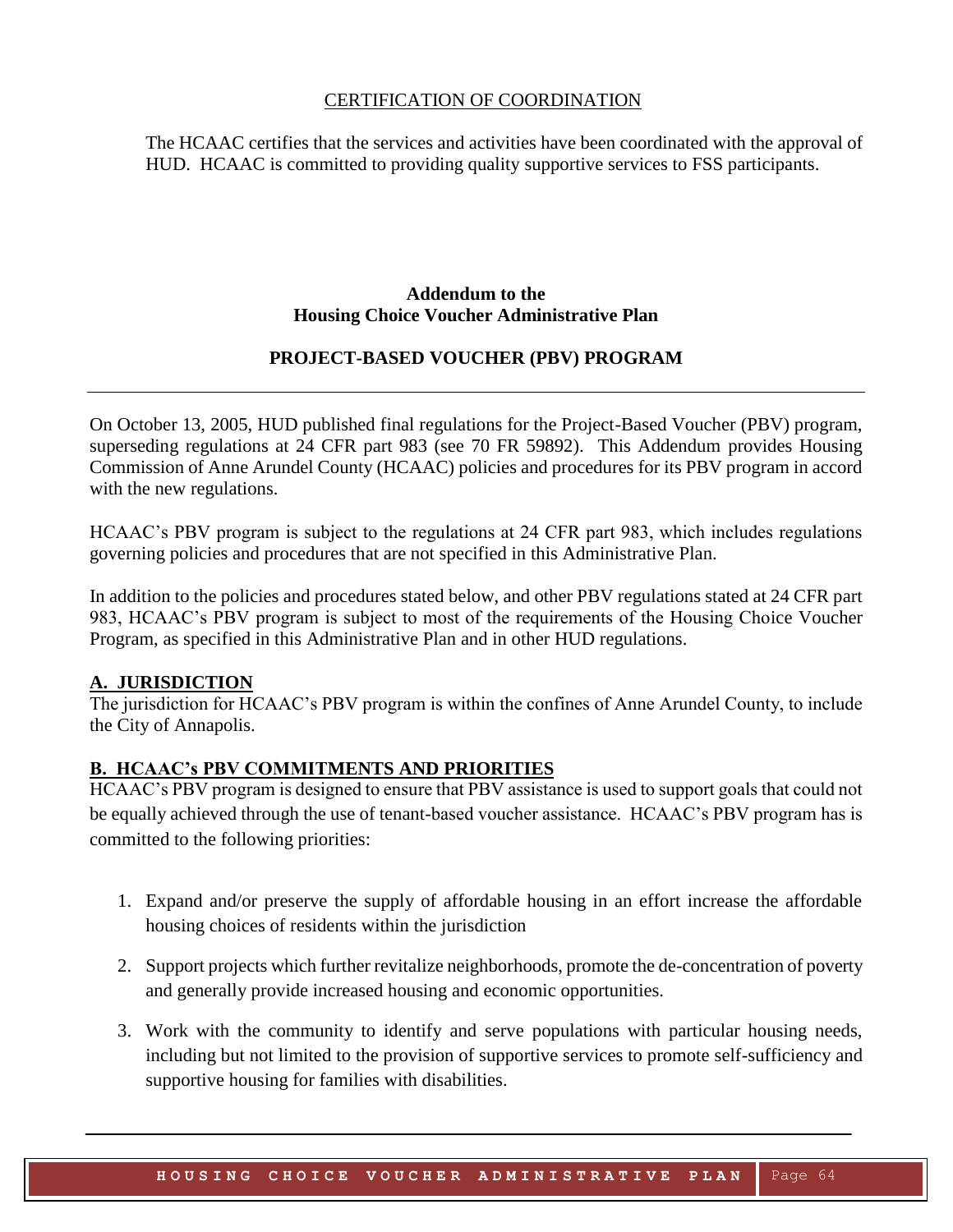CERTIFICATION OF COORDINATION

The HCAAC certifies that the services and activities have been coordinated with the approval of HUD. HCAAC is committed to providing quality supportive services to FSS participants.

**Addendum to the**
**Housing Choice Voucher Administrative Plan**

## PROJECT-BASED VOUCHER (PBV) PROGRAM

On October 13, 2005, HUD published final regulations for the Project-Based Voucher (PBV) program, superseding regulations at 24 CFR part 983 (see 70 FR 59892). This Addendum provides Housing Commission of Anne Arundel County (HCAAC) policies and procedures for its PBV program in accord with the new regulations.

HCAAC's PBV program is subject to the regulations at 24 CFR part 983, which includes regulations governing policies and procedures that are not specified in this Administrative Plan.

In addition to the policies and procedures stated below, and other PBV regulations stated at 24 CFR part 983, HCAAC's PBV program is subject to most of the requirements of the Housing Choice Voucher Program, as specified in this Administrative Plan and in other HUD regulations.

### A. JURISDICTION

The jurisdiction for HCAAC's PBV program is within the confines of Anne Arundel County, to include the City of Annapolis.

### B. HCAAC's PBV COMMITMENTS AND PRIORITIES

HCAAC's PBV program is designed to ensure that PBV assistance is used to support goals that could not be equally achieved through the use of tenant-based voucher assistance. HCAAC's PBV program has is committed to the following priorities:

1. Expand and/or preserve the supply of affordable housing in an effort increase the affordable housing choices of residents within the jurisdiction
2. Support projects which further revitalize neighborhoods, promote the de-concentration of poverty and generally provide increased housing and economic opportunities.
3. Work with the community to identify and serve populations with particular housing needs, including but not limited to the provision of supportive services to promote self-sufficiency and supportive housing for families with disabilities.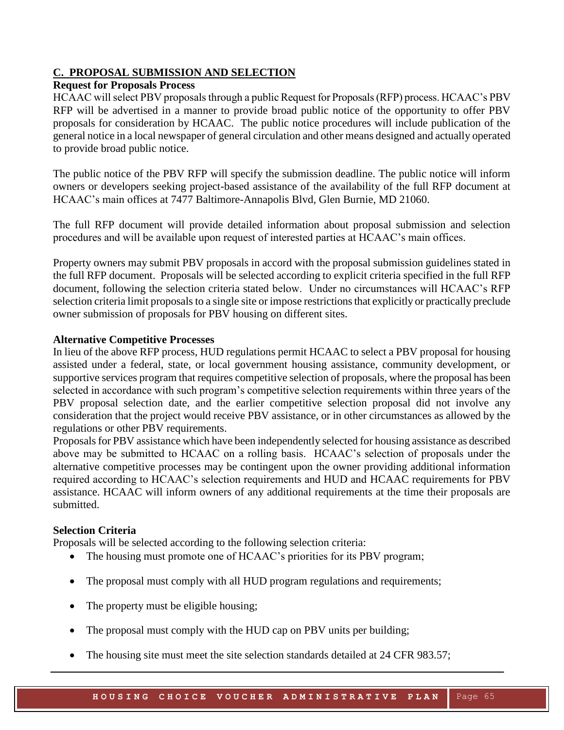## C. PROPOSAL SUBMISSION AND SELECTION

**Request for Proposals Process**

HCAAC will select PBV proposals through a public Request for Proposals (RFP) process. HCAAC's PBV RFP will be advertised in a manner to provide broad public notice of the opportunity to offer PBV proposals for consideration by HCAAC. The public notice procedures will include publication of the general notice in a local newspaper of general circulation and other means designed and actually operated to provide broad public notice.

The public notice of the PBV RFP will specify the submission deadline. The public notice will inform owners or developers seeking project-based assistance of the availability of the full RFP document at HCAAC's main offices at 7477 Baltimore-Annapolis Blvd, Glen Burnie, MD 21060.

The full RFP document will provide detailed information about proposal submission and selection procedures and will be available upon request of interested parties at HCAAC's main offices.

Property owners may submit PBV proposals in accord with the proposal submission guidelines stated in the full RFP document. Proposals will be selected according to explicit criteria specified in the full RFP document, following the selection criteria stated below. Under no circumstances will HCAAC's RFP selection criteria limit proposals to a single site or impose restrictions that explicitly or practically preclude owner submission of proposals for PBV housing on different sites.

**Alternative Competitive Processes**

In lieu of the above RFP process, HUD regulations permit HCAAC to select a PBV proposal for housing assisted under a federal, state, or local government housing assistance, community development, or supportive services program that requires competitive selection of proposals, where the proposal has been selected in accordance with such program's competitive selection requirements within three years of the PBV proposal selection date, and the earlier competitive selection proposal did not involve any consideration that the project would receive PBV assistance, or in other circumstances as allowed by the regulations or other PBV requirements.

Proposals for PBV assistance which have been independently selected for housing assistance as described above may be submitted to HCAAC on a rolling basis. HCAAC's selection of proposals under the alternative competitive processes may be contingent upon the owner providing additional information required according to HCAAC's selection requirements and HUD and HCAAC requirements for PBV assistance. HCAAC will inform owners of any additional requirements at the time their proposals are submitted.

**Selection Criteria**

Proposals will be selected according to the following selection criteria:

- The housing must promote one of HCAAC's priorities for its PBV program;
- The proposal must comply with all HUD program regulations and requirements;
- The property must be eligible housing;
- The proposal must comply with the HUD cap on PBV units per building;
- The housing site must meet the site selection standards detailed at 24 CFR 983.57;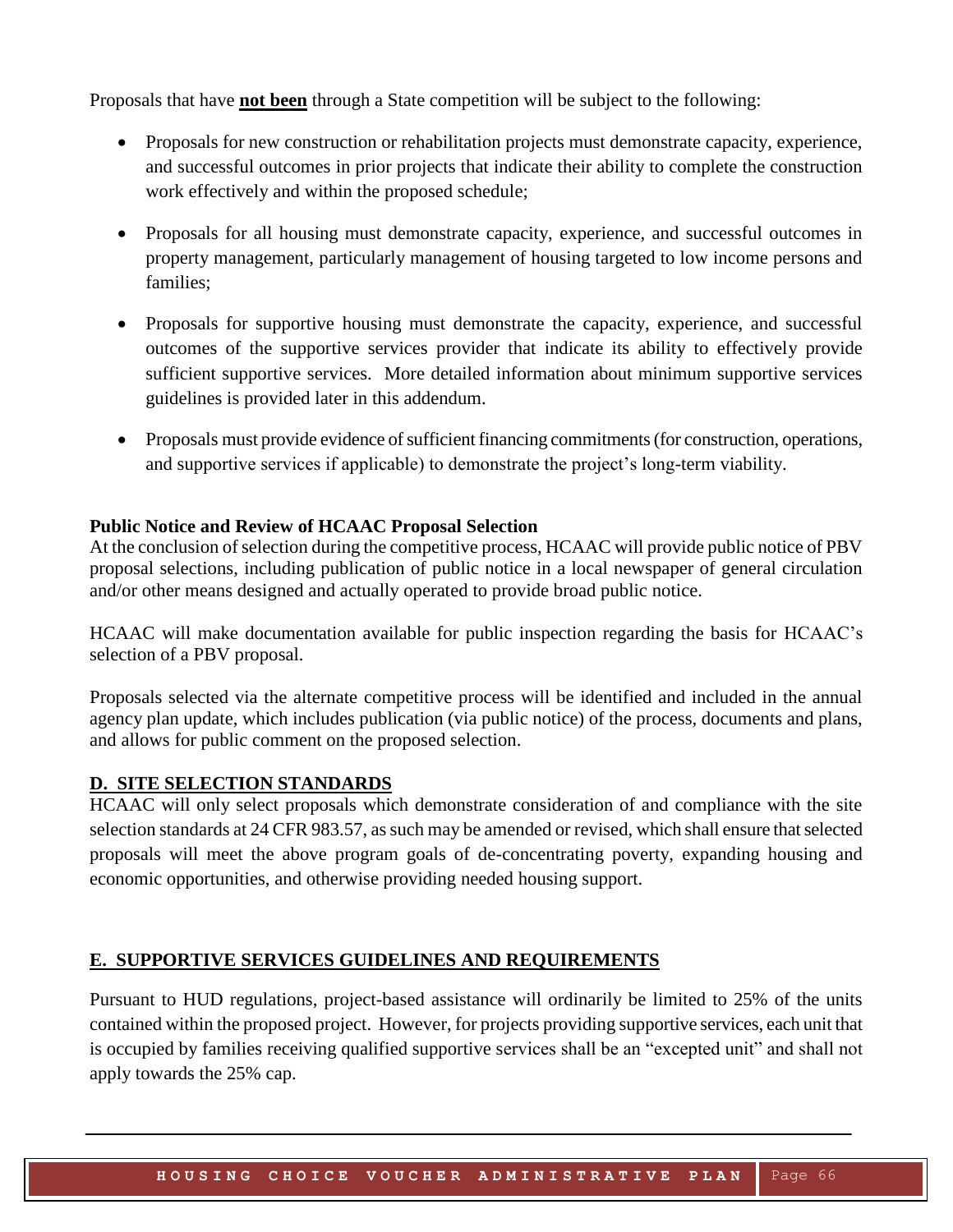Proposals that have **not been** through a State competition will be subject to the following:

- Proposals for new construction or rehabilitation projects must demonstrate capacity, experience, and successful outcomes in prior projects that indicate their ability to complete the construction work effectively and within the proposed schedule;
- Proposals for all housing must demonstrate capacity, experience, and successful outcomes in property management, particularly management of housing targeted to low income persons and families;
- Proposals for supportive housing must demonstrate the capacity, experience, and successful outcomes of the supportive services provider that indicate its ability to effectively provide sufficient supportive services. More detailed information about minimum supportive services guidelines is provided later in this addendum.
- Proposals must provide evidence of sufficient financing commitments (for construction, operations, and supportive services if applicable) to demonstrate the project's long-term viability.

**Public Notice and Review of HCAAC Proposal Selection**

At the conclusion of selection during the competitive process, HCAAC will provide public notice of PBV proposal selections, including publication of public notice in a local newspaper of general circulation and/or other means designed and actually operated to provide broad public notice.

HCAAC will make documentation available for public inspection regarding the basis for HCAAC's selection of a PBV proposal.

Proposals selected via the alternate competitive process will be identified and included in the annual agency plan update, which includes publication (via public notice) of the process, documents and plans, and allows for public comment on the proposed selection.

## D. SITE SELECTION STANDARDS

HCAAC will only select proposals which demonstrate consideration of and compliance with the site selection standards at 24 CFR 983.57, as such may be amended or revised, which shall ensure that selected proposals will meet the above program goals of de-concentrating poverty, expanding housing and economic opportunities, and otherwise providing needed housing support.

## E. SUPPORTIVE SERVICES GUIDELINES AND REQUIREMENTS

Pursuant to HUD regulations, project-based assistance will ordinarily be limited to 25% of the units contained within the proposed project. However, for projects providing supportive services, each unit that is occupied by families receiving qualified supportive services shall be an "excepted unit" and shall not apply towards the 25% cap.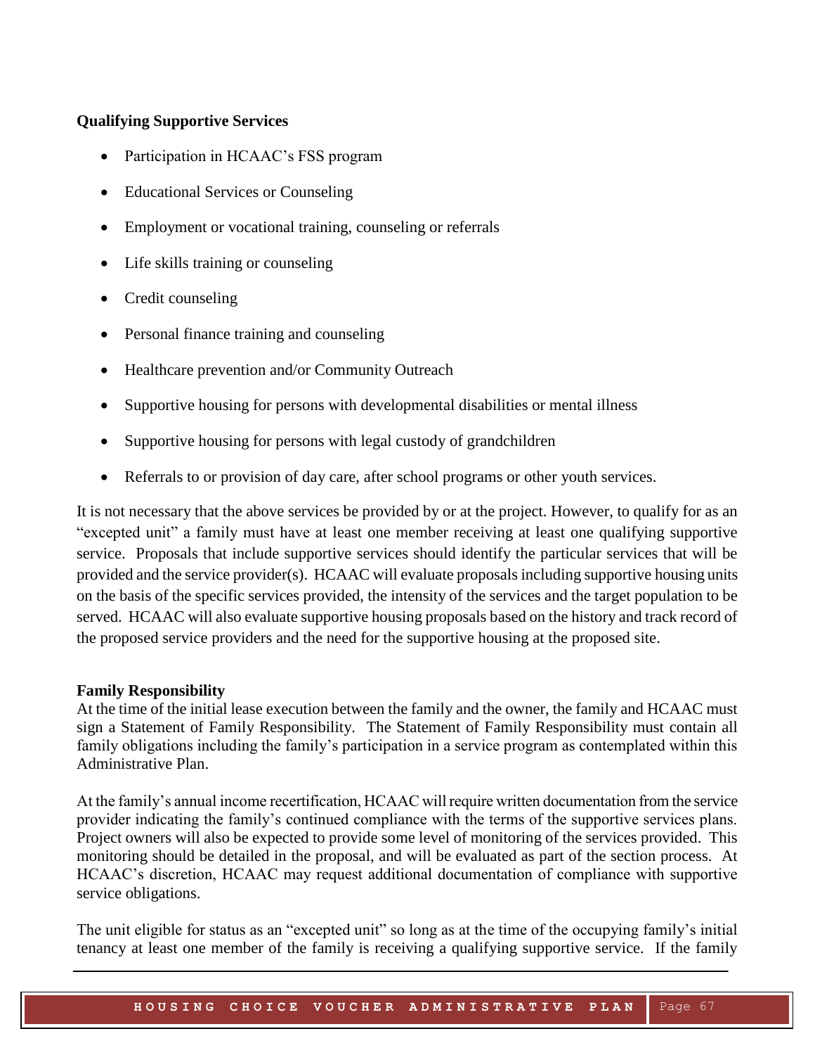**Qualifying Supportive Services**

- Participation in HCAAC's FSS program
- Educational Services or Counseling
- Employment or vocational training, counseling or referrals
- Life skills training or counseling
- Credit counseling
- Personal finance training and counseling
- Healthcare prevention and/or Community Outreach
- Supportive housing for persons with developmental disabilities or mental illness
- Supportive housing for persons with legal custody of grandchildren
- Referrals to or provision of day care, after school programs or other youth services.

It is not necessary that the above services be provided by or at the project. However, to qualify for as an "excepted unit" a family must have at least one member receiving at least one qualifying supportive service. Proposals that include supportive services should identify the particular services that will be provided and the service provider(s). HCAAC will evaluate proposals including supportive housing units on the basis of the specific services provided, the intensity of the services and the target population to be served. HCAAC will also evaluate supportive housing proposals based on the history and track record of the proposed service providers and the need for the supportive housing at the proposed site.

**Family Responsibility**

At the time of the initial lease execution between the family and the owner, the family and HCAAC must sign a Statement of Family Responsibility. The Statement of Family Responsibility must contain all family obligations including the family's participation in a service program as contemplated within this Administrative Plan.

At the family's annual income recertification, HCAAC will require written documentation from the service provider indicating the family's continued compliance with the terms of the supportive services plans. Project owners will also be expected to provide some level of monitoring of the services provided. This monitoring should be detailed in the proposal, and will be evaluated as part of the section process. At HCAAC's discretion, HCAAC may request additional documentation of compliance with supportive service obligations.

The unit eligible for status as an "excepted unit" so long as at the time of the occupying family's initial tenancy at least one member of the family is receiving a qualifying supportive service. If the family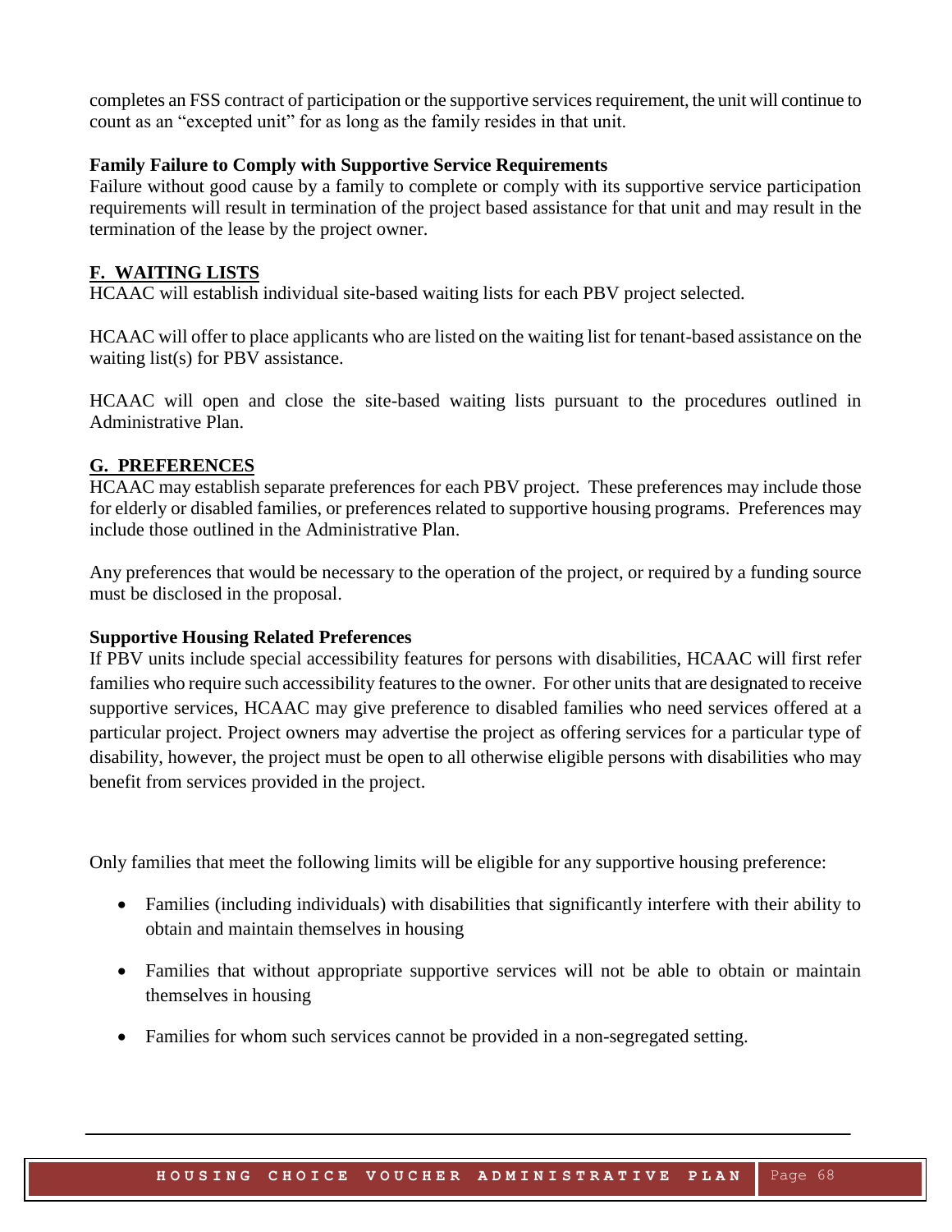completes an FSS contract of participation or the supportive services requirement, the unit will continue to count as an "excepted unit" for as long as the family resides in that unit.

**Family Failure to Comply with Supportive Service Requirements**

Failure without good cause by a family to complete or comply with its supportive service participation requirements will result in termination of the project based assistance for that unit and may result in the termination of the lease by the project owner.

## F. WAITING LISTS

HCAAC will establish individual site-based waiting lists for each PBV project selected.

HCAAC will offer to place applicants who are listed on the waiting list for tenant-based assistance on the waiting list(s) for PBV assistance.

HCAAC will open and close the site-based waiting lists pursuant to the procedures outlined in Administrative Plan.

## G. PREFERENCES

HCAAC may establish separate preferences for each PBV project. These preferences may include those for elderly or disabled families, or preferences related to supportive housing programs. Preferences may include those outlined in the Administrative Plan.

Any preferences that would be necessary to the operation of the project, or required by a funding source must be disclosed in the proposal.

**Supportive Housing Related Preferences**

If PBV units include special accessibility features for persons with disabilities, HCAAC will first refer families who require such accessibility features to the owner. For other units that are designated to receive supportive services, HCAAC may give preference to disabled families who need services offered at a particular project. Project owners may advertise the project as offering services for a particular type of disability, however, the project must be open to all otherwise eligible persons with disabilities who may benefit from services provided in the project.

Only families that meet the following limits will be eligible for any supportive housing preference:

- Families (including individuals) with disabilities that significantly interfere with their ability to obtain and maintain themselves in housing
- Families that without appropriate supportive services will not be able to obtain or maintain themselves in housing
- Families for whom such services cannot be provided in a non-segregated setting.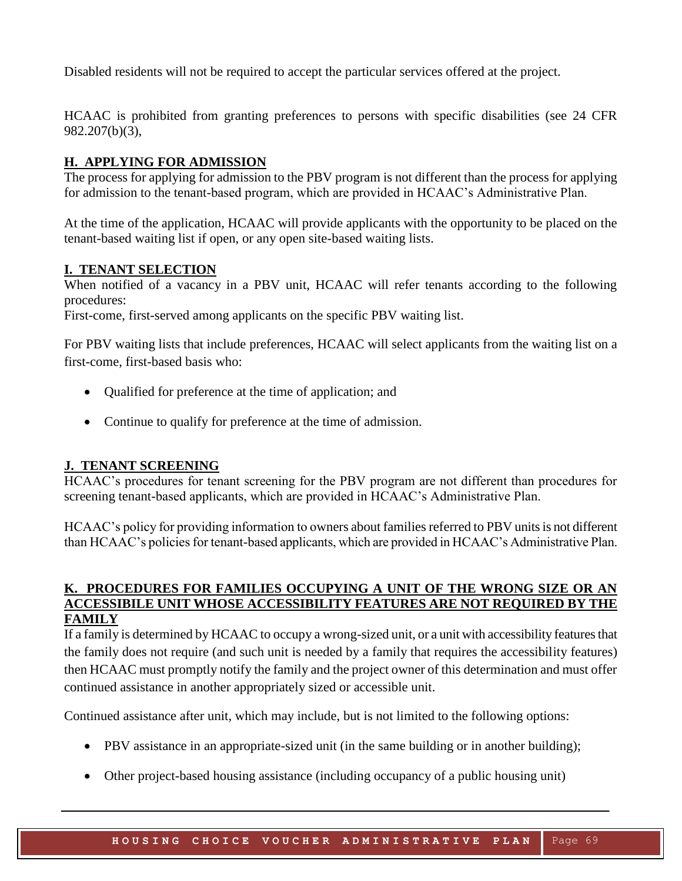Disabled residents will not be required to accept the particular services offered at the project.

HCAAC is prohibited from granting preferences to persons with specific disabilities (see 24 CFR 982.207(b)(3),

## H. APPLYING FOR ADMISSION

The process for applying for admission to the PBV program is not different than the process for applying for admission to the tenant-based program, which are provided in HCAAC's Administrative Plan.

At the time of the application, HCAAC will provide applicants with the opportunity to be placed on the tenant-based waiting list if open, or any open site-based waiting lists.

## I. TENANT SELECTION

When notified of a vacancy in a PBV unit, HCAAC will refer tenants according to the following procedures:
First-come, first-served among applicants on the specific PBV waiting list.

For PBV waiting lists that include preferences, HCAAC will select applicants from the waiting list on a first-come, first-based basis who:

- Qualified for preference at the time of application; and
- Continue to qualify for preference at the time of admission.

## J. TENANT SCREENING

HCAAC's procedures for tenant screening for the PBV program are not different than procedures for screening tenant-based applicants, which are provided in HCAAC's Administrative Plan.

HCAAC's policy for providing information to owners about families referred to PBV units is not different than HCAAC's policies for tenant-based applicants, which are provided in HCAAC's Administrative Plan.

## K. PROCEDURES FOR FAMILIES OCCUPYING A UNIT OF THE WRONG SIZE OR AN ACCESSIBILE UNIT WHOSE ACCESSIBILITY FEATURES ARE NOT REQUIRED BY THE FAMILY

If a family is determined by HCAAC to occupy a wrong-sized unit, or a unit with accessibility features that the family does not require (and such unit is needed by a family that requires the accessibility features) then HCAAC must promptly notify the family and the project owner of this determination and must offer continued assistance in another appropriately sized or accessible unit.

Continued assistance after unit, which may include, but is not limited to the following options:

- PBV assistance in an appropriate-sized unit (in the same building or in another building);
- Other project-based housing assistance (including occupancy of a public housing unit)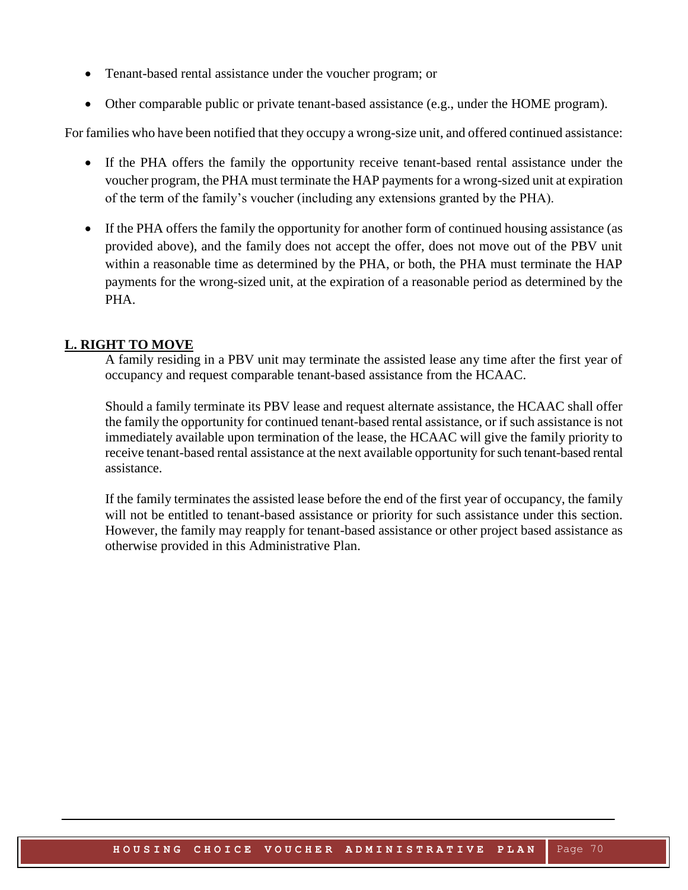- Tenant-based rental assistance under the voucher program; or
- Other comparable public or private tenant-based assistance (e.g., under the HOME program).

For families who have been notified that they occupy a wrong-size unit, and offered continued assistance:

- If the PHA offers the family the opportunity receive tenant-based rental assistance under the voucher program, the PHA must terminate the HAP payments for a wrong-sized unit at expiration of the term of the family's voucher (including any extensions granted by the PHA).
- If the PHA offers the family the opportunity for another form of continued housing assistance (as provided above), and the family does not accept the offer, does not move out of the PBV unit within a reasonable time as determined by the PHA, or both, the PHA must terminate the HAP payments for the wrong-sized unit, at the expiration of a reasonable period as determined by the PHA.

## L. RIGHT TO MOVE

A family residing in a PBV unit may terminate the assisted lease any time after the first year of occupancy and request comparable tenant-based assistance from the HCAAC.

Should a family terminate its PBV lease and request alternate assistance, the HCAAC shall offer the family the opportunity for continued tenant-based rental assistance, or if such assistance is not immediately available upon termination of the lease, the HCAAC will give the family priority to receive tenant-based rental assistance at the next available opportunity for such tenant-based rental assistance.

If the family terminates the assisted lease before the end of the first year of occupancy, the family will not be entitled to tenant-based assistance or priority for such assistance under this section. However, the family may reapply for tenant-based assistance or other project based assistance as otherwise provided in this Administrative Plan.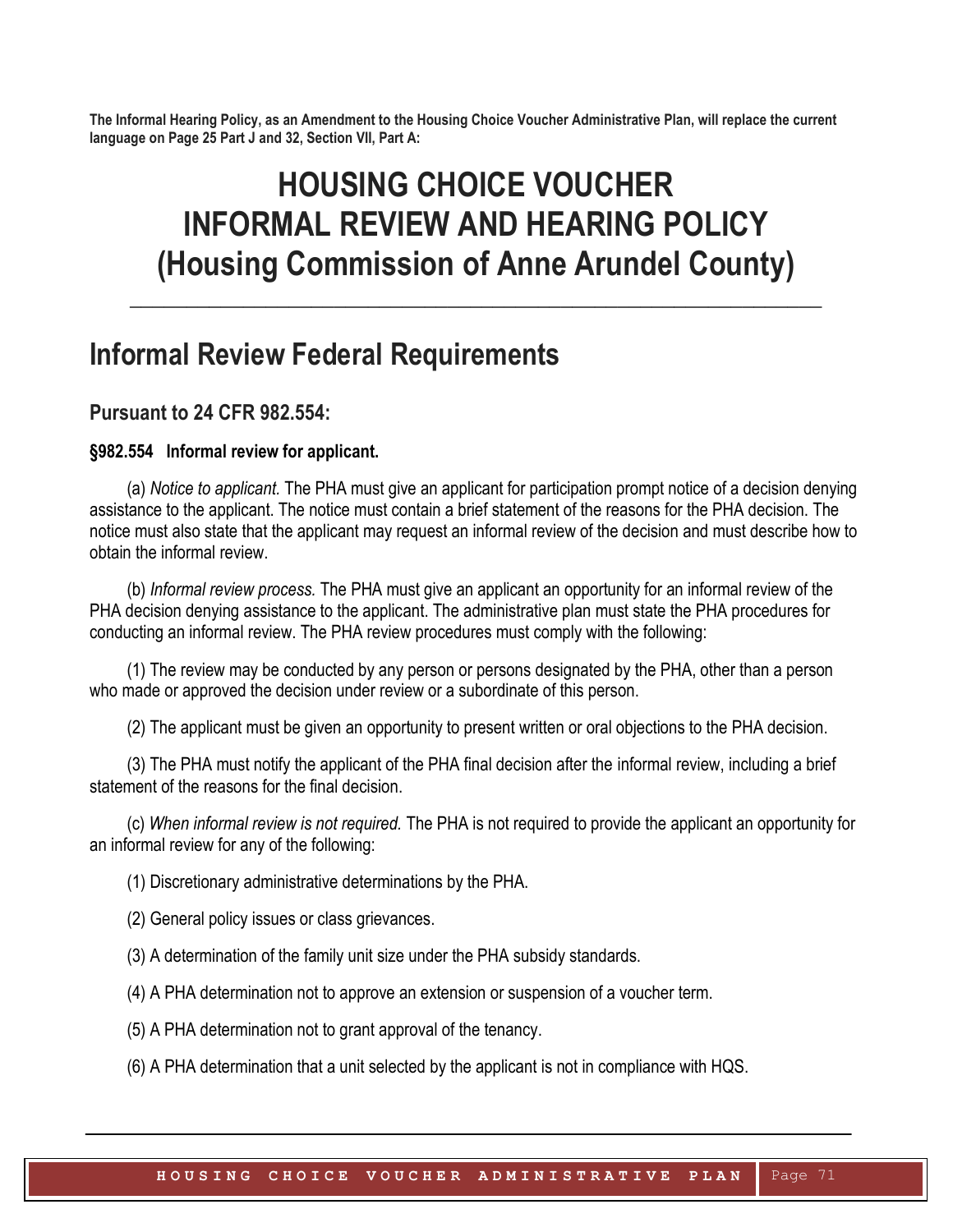**The Informal Hearing Policy, as an Amendment to the Housing Choice Voucher Administrative Plan, will replace the current language on Page 25 Part J and 32, Section VII, Part A:**

# HOUSING CHOICE VOUCHER INFORMAL REVIEW AND HEARING POLICY (Housing Commission of Anne Arundel County)

## Informal Review Federal Requirements

### Pursuant to 24 CFR 982.554:

**§982.554 Informal review for applicant.**

(a) *Notice to applicant.* The PHA must give an applicant for participation prompt notice of a decision denying assistance to the applicant. The notice must contain a brief statement of the reasons for the PHA decision. The notice must also state that the applicant may request an informal review of the decision and must describe how to obtain the informal review.

(b) *Informal review process.* The PHA must give an applicant an opportunity for an informal review of the PHA decision denying assistance to the applicant. The administrative plan must state the PHA procedures for conducting an informal review. The PHA review procedures must comply with the following:

(1) The review may be conducted by any person or persons designated by the PHA, other than a person who made or approved the decision under review or a subordinate of this person.

(2) The applicant must be given an opportunity to present written or oral objections to the PHA decision.

(3) The PHA must notify the applicant of the PHA final decision after the informal review, including a brief statement of the reasons for the final decision.

(c) *When informal review is not required.* The PHA is not required to provide the applicant an opportunity for an informal review for any of the following:

(1) Discretionary administrative determinations by the PHA.

(2) General policy issues or class grievances.

(3) A determination of the family unit size under the PHA subsidy standards.

(4) A PHA determination not to approve an extension or suspension of a voucher term.

(5) A PHA determination not to grant approval of the tenancy.

(6) A PHA determination that a unit selected by the applicant is not in compliance with HQS.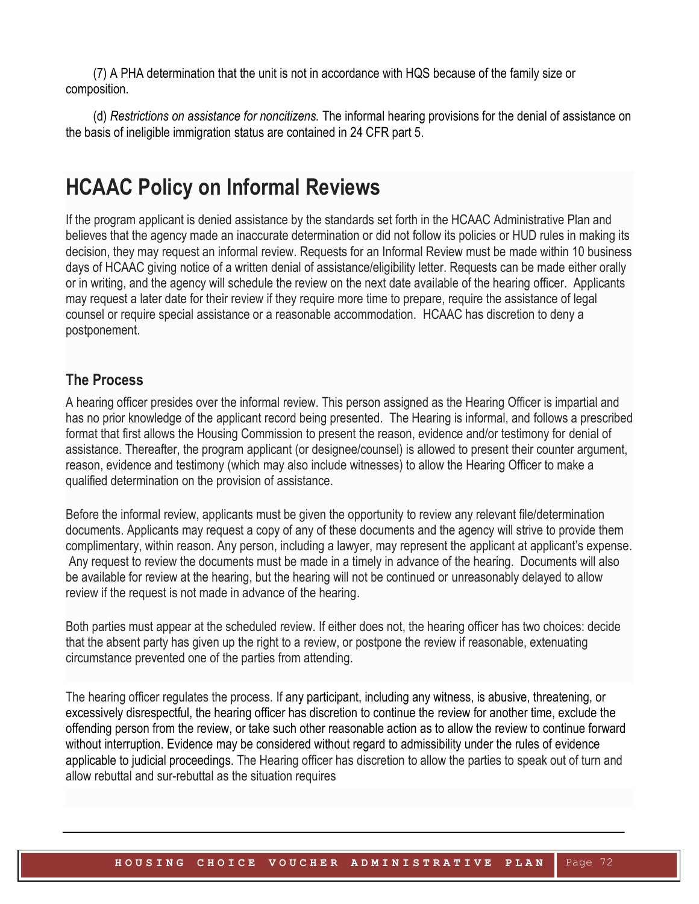(7) A PHA determination that the unit is not in accordance with HQS because of the family size or composition.

(d) *Restrictions on assistance for noncitizens.* The informal hearing provisions for the denial of assistance on the basis of ineligible immigration status are contained in 24 CFR part 5.

# HCAAC Policy on Informal Reviews

If the program applicant is denied assistance by the standards set forth in the HCAAC Administrative Plan and believes that the agency made an inaccurate determination or did not follow its policies or HUD rules in making its decision, they may request an informal review. Requests for an Informal Review must be made within 10 business days of HCAAC giving notice of a written denial of assistance/eligibility letter. Requests can be made either orally or in writing, and the agency will schedule the review on the next date available of the hearing officer. Applicants may request a later date for their review if they require more time to prepare, require the assistance of legal counsel or require special assistance or a reasonable accommodation. HCAAC has discretion to deny a postponement.

## The Process

A hearing officer presides over the informal review. This person assigned as the Hearing Officer is impartial and has no prior knowledge of the applicant record being presented. The Hearing is informal, and follows a prescribed format that first allows the Housing Commission to present the reason, evidence and/or testimony for denial of assistance. Thereafter, the program applicant (or designee/counsel) is allowed to present their counter argument, reason, evidence and testimony (which may also include witnesses) to allow the Hearing Officer to make a qualified determination on the provision of assistance.

Before the informal review, applicants must be given the opportunity to review any relevant file/determination documents. Applicants may request a copy of any of these documents and the agency will strive to provide them complimentary, within reason. Any person, including a lawyer, may represent the applicant at applicant's expense. Any request to review the documents must be made in a timely in advance of the hearing. Documents will also be available for review at the hearing, but the hearing will not be continued or unreasonably delayed to allow review if the request is not made in advance of the hearing.

Both parties must appear at the scheduled review. If either does not, the hearing officer has two choices: decide that the absent party has given up the right to a review, or postpone the review if reasonable, extenuating circumstance prevented one of the parties from attending.

The hearing officer regulates the process. If any participant, including any witness, is abusive, threatening, or excessively disrespectful, the hearing officer has discretion to continue the review for another time, exclude the offending person from the review, or take such other reasonable action as to allow the review to continue forward without interruption. Evidence may be considered without regard to admissibility under the rules of evidence applicable to judicial proceedings. The Hearing officer has discretion to allow the parties to speak out of turn and allow rebuttal and sur-rebuttal as the situation requires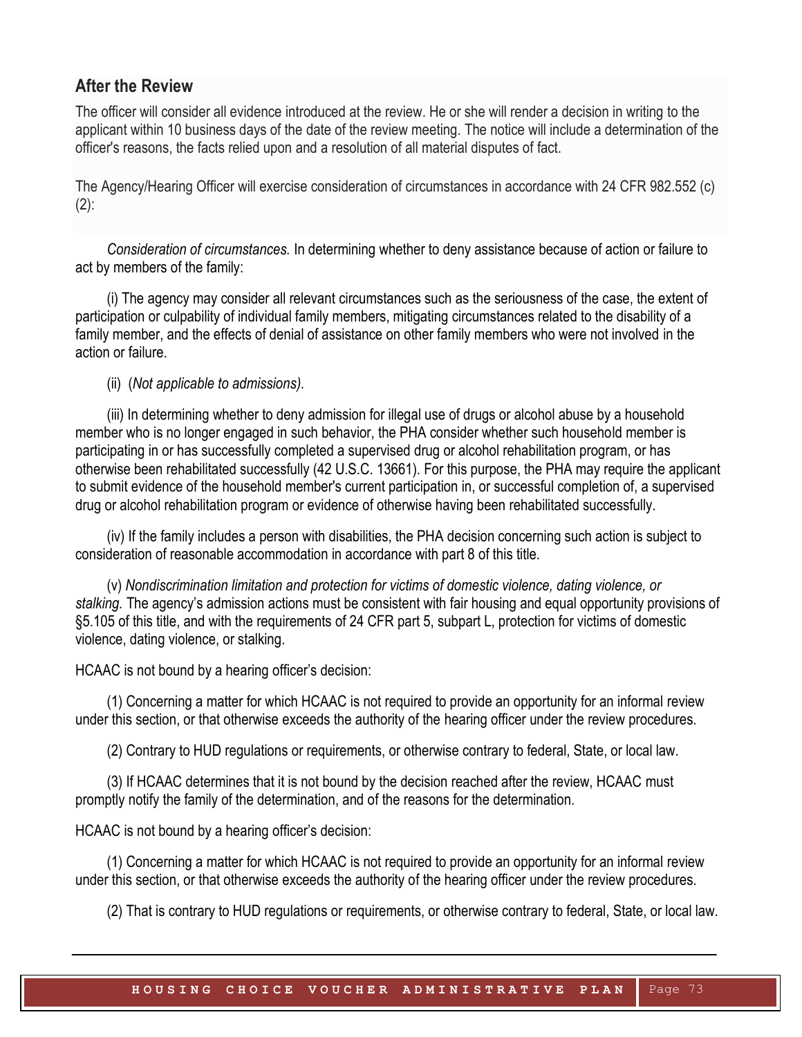## After the Review

The officer will consider all evidence introduced at the review. He or she will render a decision in writing to the applicant within 10 business days of the date of the review meeting. The notice will include a determination of the officer's reasons, the facts relied upon and a resolution of all material disputes of fact.

The Agency/Hearing Officer will exercise consideration of circumstances in accordance with 24 CFR 982.552 (c)(2):

*Consideration of circumstances.* In determining whether to deny assistance because of action or failure to act by members of the family:

(i) The agency may consider all relevant circumstances such as the seriousness of the case, the extent of participation or culpability of individual family members, mitigating circumstances related to the disability of a family member, and the effects of denial of assistance on other family members who were not involved in the action or failure.

(ii) (*Not applicable to admissions).*

(iii) In determining whether to deny admission for illegal use of drugs or alcohol abuse by a household member who is no longer engaged in such behavior, the PHA consider whether such household member is participating in or has successfully completed a supervised drug or alcohol rehabilitation program, or has otherwise been rehabilitated successfully (42 U.S.C. 13661). For this purpose, the PHA may require the applicant to submit evidence of the household member's current participation in, or successful completion of, a supervised drug or alcohol rehabilitation program or evidence of otherwise having been rehabilitated successfully.

(iv) If the family includes a person with disabilities, the PHA decision concerning such action is subject to consideration of reasonable accommodation in accordance with part 8 of this title.

(v) *Nondiscrimination limitation and protection for victims of domestic violence, dating violence, or stalking.* The agency's admission actions must be consistent with fair housing and equal opportunity provisions of §5.105 of this title, and with the requirements of 24 CFR part 5, subpart L, protection for victims of domestic violence, dating violence, or stalking.

HCAAC is not bound by a hearing officer's decision:

(1) Concerning a matter for which HCAAC is not required to provide an opportunity for an informal review under this section, or that otherwise exceeds the authority of the hearing officer under the review procedures.

(2) Contrary to HUD regulations or requirements, or otherwise contrary to federal, State, or local law.

(3) If HCAAC determines that it is not bound by the decision reached after the review, HCAAC must promptly notify the family of the determination, and of the reasons for the determination.

HCAAC is not bound by a hearing officer's decision:

(1) Concerning a matter for which HCAAC is not required to provide an opportunity for an informal review under this section, or that otherwise exceeds the authority of the hearing officer under the review procedures.

(2) That is contrary to HUD regulations or requirements, or otherwise contrary to federal, State, or local law.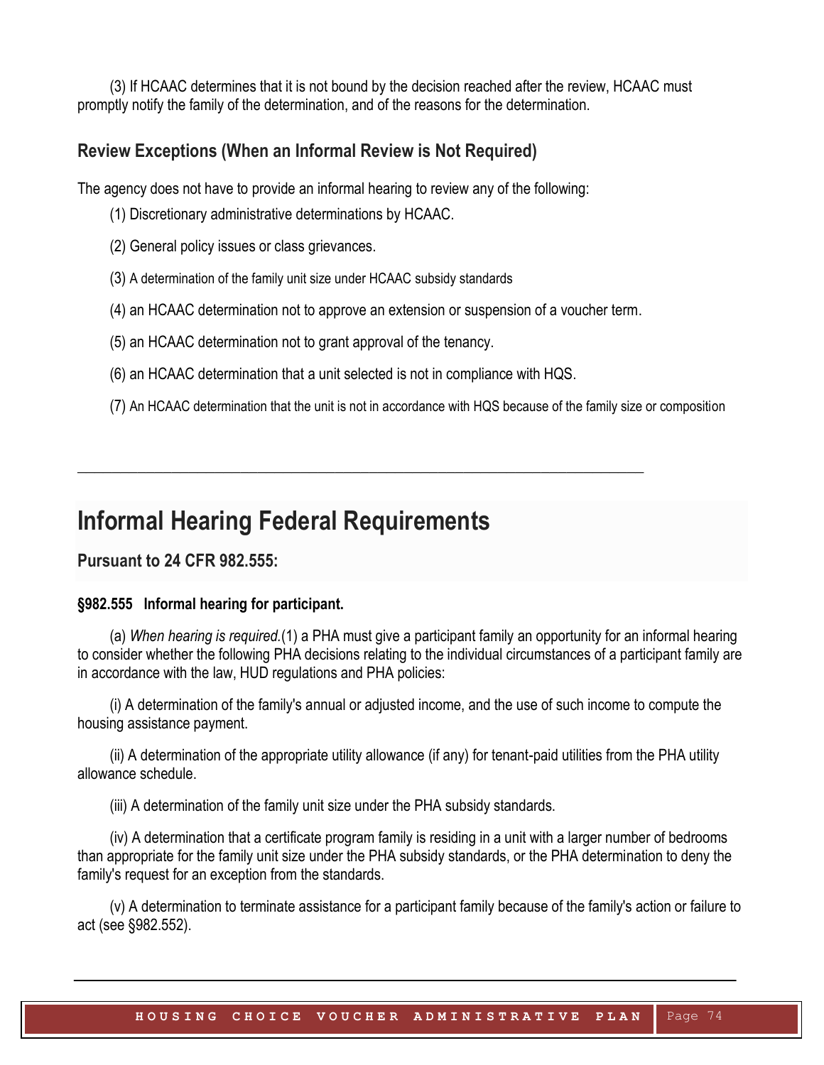(3) If HCAAC determines that it is not bound by the decision reached after the review, HCAAC must promptly notify the family of the determination, and of the reasons for the determination.

### Review Exceptions (When an Informal Review is Not Required)

The agency does not have to provide an informal hearing to review any of the following:

(1) Discretionary administrative determinations by HCAAC.

(2) General policy issues or class grievances.

(3) A determination of the family unit size under HCAAC subsidy standards

(4) an HCAAC determination not to approve an extension or suspension of a voucher term.

(5) an HCAAC determination not to grant approval of the tenancy.

(6) an HCAAC determination that a unit selected is not in compliance with HQS.

(7) An HCAAC determination that the unit is not in accordance with HQS because of the family size or composition

---

# Informal Hearing Federal Requirements

### Pursuant to 24 CFR 982.555:

**§982.555 Informal hearing for participant.**

(a) *When hearing is required.*(1) a PHA must give a participant family an opportunity for an informal hearing to consider whether the following PHA decisions relating to the individual circumstances of a participant family are in accordance with the law, HUD regulations and PHA policies:

(i) A determination of the family's annual or adjusted income, and the use of such income to compute the housing assistance payment.

(ii) A determination of the appropriate utility allowance (if any) for tenant-paid utilities from the PHA utility allowance schedule.

(iii) A determination of the family unit size under the PHA subsidy standards.

(iv) A determination that a certificate program family is residing in a unit with a larger number of bedrooms than appropriate for the family unit size under the PHA subsidy standards, or the PHA determination to deny the family's request for an exception from the standards.

(v) A determination to terminate assistance for a participant family because of the family's action or failure to act (see §982.552).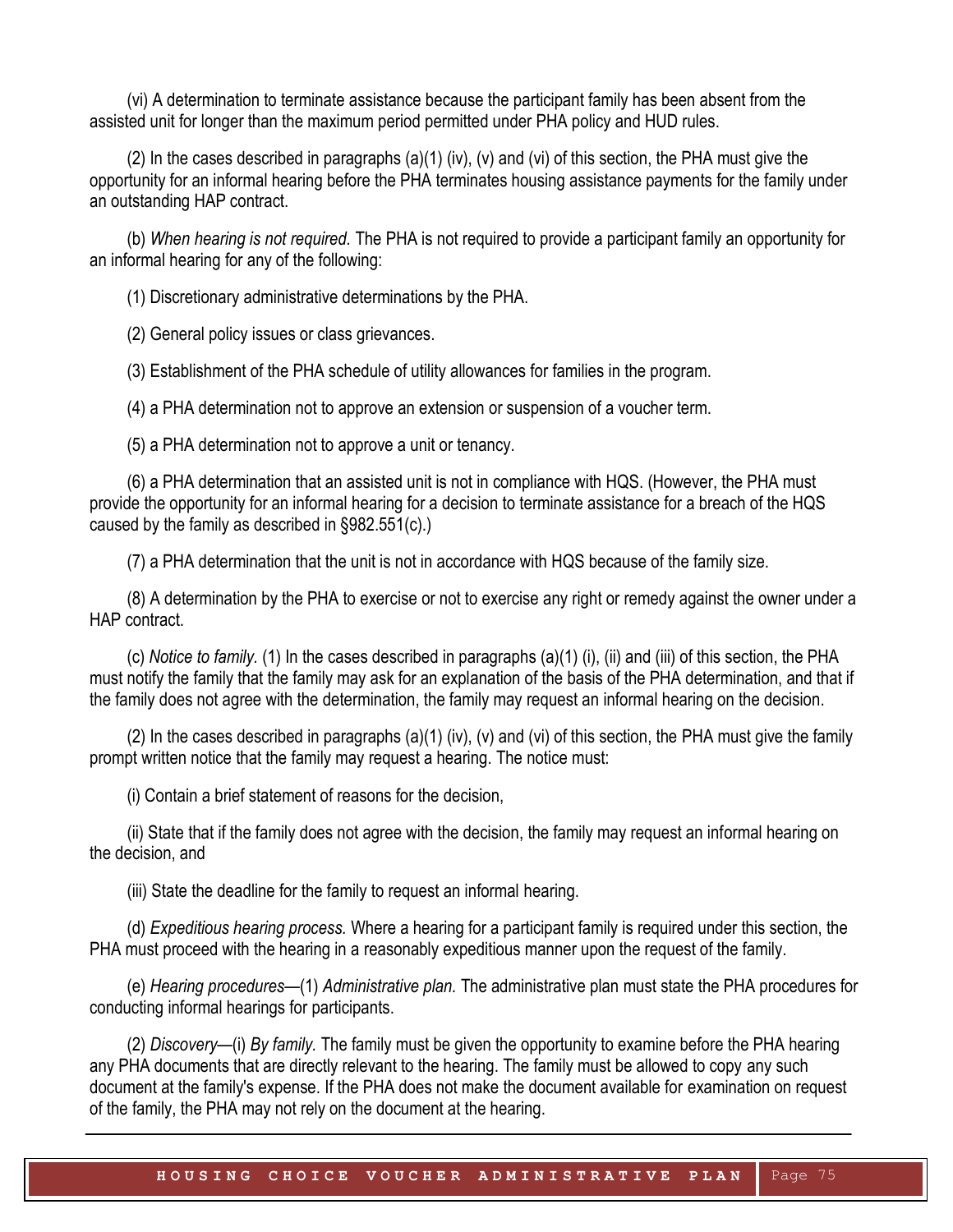(vi) A determination to terminate assistance because the participant family has been absent from the assisted unit for longer than the maximum period permitted under PHA policy and HUD rules.

(2) In the cases described in paragraphs (a)(1) (iv), (v) and (vi) of this section, the PHA must give the opportunity for an informal hearing before the PHA terminates housing assistance payments for the family under an outstanding HAP contract.

(b) *When hearing is not required.* The PHA is not required to provide a participant family an opportunity for an informal hearing for any of the following:

(1) Discretionary administrative determinations by the PHA.

(2) General policy issues or class grievances.

(3) Establishment of the PHA schedule of utility allowances for families in the program.

(4) a PHA determination not to approve an extension or suspension of a voucher term.

(5) a PHA determination not to approve a unit or tenancy.

(6) a PHA determination that an assisted unit is not in compliance with HQS. (However, the PHA must provide the opportunity for an informal hearing for a decision to terminate assistance for a breach of the HQS caused by the family as described in §982.551(c).)

(7) a PHA determination that the unit is not in accordance with HQS because of the family size.

(8) A determination by the PHA to exercise or not to exercise any right or remedy against the owner under a HAP contract.

(c) *Notice to family.* (1) In the cases described in paragraphs (a)(1) (i), (ii) and (iii) of this section, the PHA must notify the family that the family may ask for an explanation of the basis of the PHA determination, and that if the family does not agree with the determination, the family may request an informal hearing on the decision.

(2) In the cases described in paragraphs (a)(1) (iv), (v) and (vi) of this section, the PHA must give the family prompt written notice that the family may request a hearing. The notice must:

(i) Contain a brief statement of reasons for the decision,

(ii) State that if the family does not agree with the decision, the family may request an informal hearing on the decision, and

(iii) State the deadline for the family to request an informal hearing.

(d) *Expeditious hearing process.* Where a hearing for a participant family is required under this section, the PHA must proceed with the hearing in a reasonably expeditious manner upon the request of the family.

(e) *Hearing procedures*—(1) *Administrative plan.* The administrative plan must state the PHA procedures for conducting informal hearings for participants.

(2) *Discovery*—(i) *By family.* The family must be given the opportunity to examine before the PHA hearing any PHA documents that are directly relevant to the hearing. The family must be allowed to copy any such document at the family's expense. If the PHA does not make the document available for examination on request of the family, the PHA may not rely on the document at the hearing.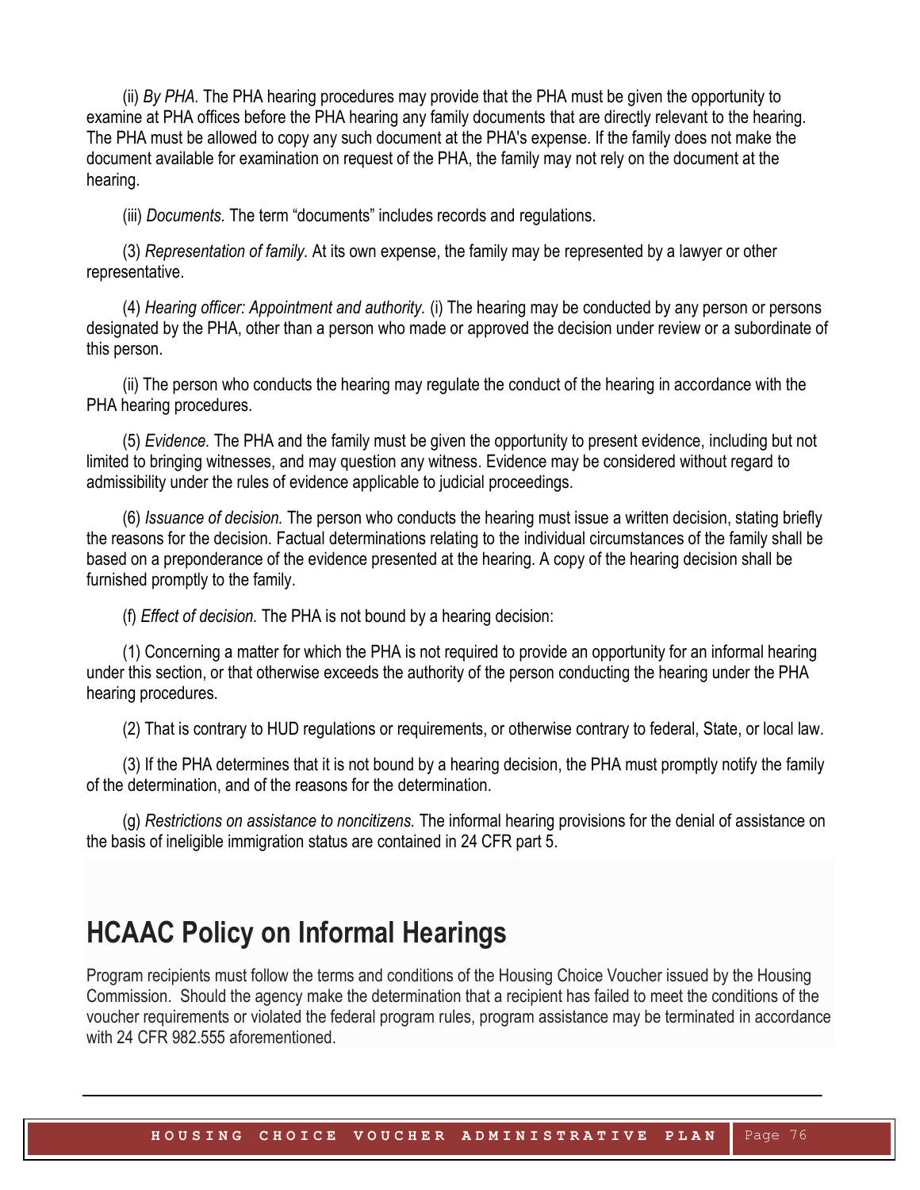(ii) *By PHA.* The PHA hearing procedures may provide that the PHA must be given the opportunity to examine at PHA offices before the PHA hearing any family documents that are directly relevant to the hearing. The PHA must be allowed to copy any such document at the PHA's expense. If the family does not make the document available for examination on request of the PHA, the family may not rely on the document at the hearing.

(iii) *Documents.* The term "documents" includes records and regulations.

(3) *Representation of family.* At its own expense, the family may be represented by a lawyer or other representative.

(4) *Hearing officer: Appointment and authority.* (i) The hearing may be conducted by any person or persons designated by the PHA, other than a person who made or approved the decision under review or a subordinate of this person.

(ii) The person who conducts the hearing may regulate the conduct of the hearing in accordance with the PHA hearing procedures.

(5) *Evidence.* The PHA and the family must be given the opportunity to present evidence, including but not limited to bringing witnesses, and may question any witness. Evidence may be considered without regard to admissibility under the rules of evidence applicable to judicial proceedings.

(6) *Issuance of decision.* The person who conducts the hearing must issue a written decision, stating briefly the reasons for the decision. Factual determinations relating to the individual circumstances of the family shall be based on a preponderance of the evidence presented at the hearing. A copy of the hearing decision shall be furnished promptly to the family.

(f) *Effect of decision.* The PHA is not bound by a hearing decision:

(1) Concerning a matter for which the PHA is not required to provide an opportunity for an informal hearing under this section, or that otherwise exceeds the authority of the person conducting the hearing under the PHA hearing procedures.

(2) That is contrary to HUD regulations or requirements, or otherwise contrary to federal, State, or local law.

(3) If the PHA determines that it is not bound by a hearing decision, the PHA must promptly notify the family of the determination, and of the reasons for the determination.

(g) *Restrictions on assistance to noncitizens.* The informal hearing provisions for the denial of assistance on the basis of ineligible immigration status are contained in 24 CFR part 5.

## HCAAC Policy on Informal Hearings

Program recipients must follow the terms and conditions of the Housing Choice Voucher issued by the Housing Commission. Should the agency make the determination that a recipient has failed to meet the conditions of the voucher requirements or violated the federal program rules, program assistance may be terminated in accordance with 24 CFR 982.555 aforementioned.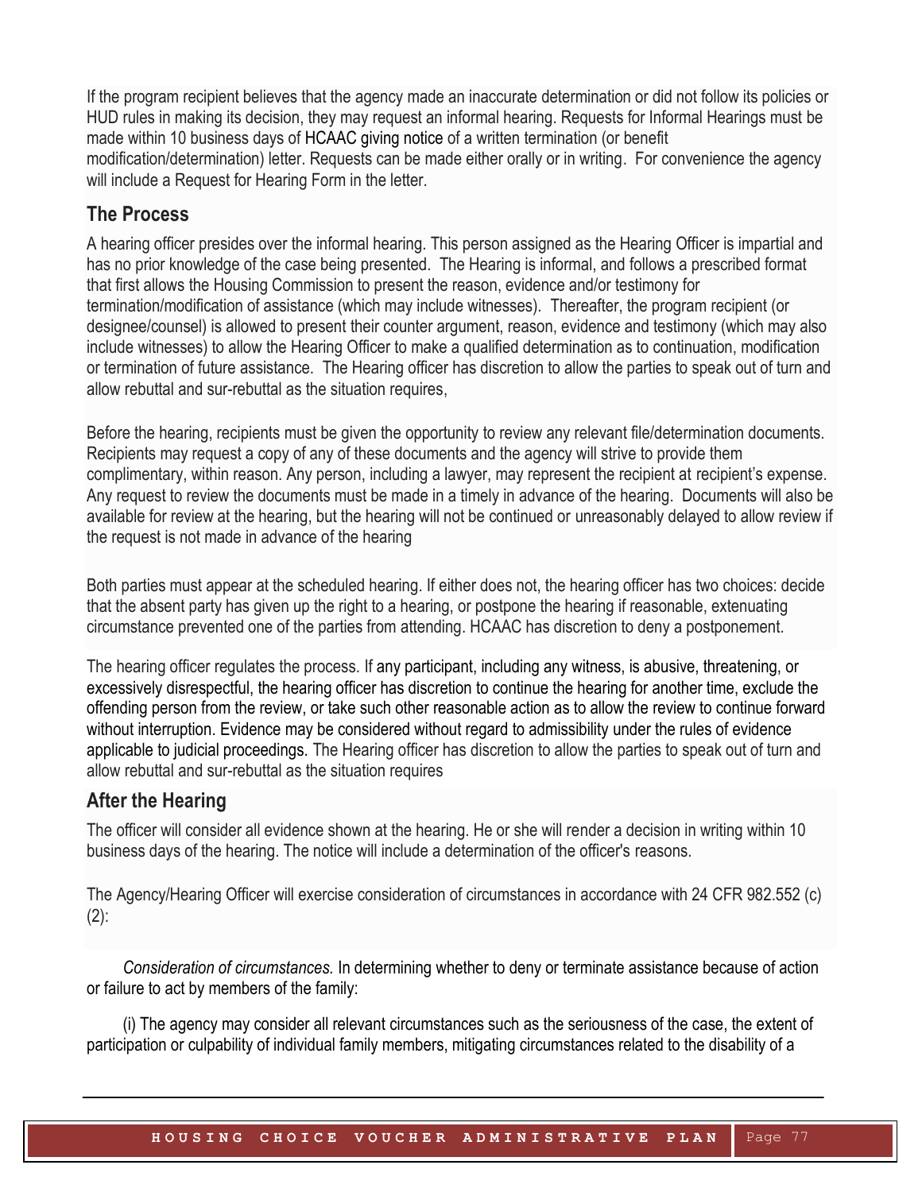If the program recipient believes that the agency made an inaccurate determination or did not follow its policies or HUD rules in making its decision, they may request an informal hearing. Requests for Informal Hearings must be made within 10 business days of HCAAC giving notice of a written termination (or benefit modification/determination) letter. Requests can be made either orally or in writing. For convenience the agency will include a Request for Hearing Form in the letter.

## The Process

A hearing officer presides over the informal hearing. This person assigned as the Hearing Officer is impartial and has no prior knowledge of the case being presented. The Hearing is informal, and follows a prescribed format that first allows the Housing Commission to present the reason, evidence and/or testimony for termination/modification of assistance (which may include witnesses). Thereafter, the program recipient (or designee/counsel) is allowed to present their counter argument, reason, evidence and testimony (which may also include witnesses) to allow the Hearing Officer to make a qualified determination as to continuation, modification or termination of future assistance. The Hearing officer has discretion to allow the parties to speak out of turn and allow rebuttal and sur-rebuttal as the situation requires,

Before the hearing, recipients must be given the opportunity to review any relevant file/determination documents. Recipients may request a copy of any of these documents and the agency will strive to provide them complimentary, within reason. Any person, including a lawyer, may represent the recipient at recipient's expense. Any request to review the documents must be made in a timely in advance of the hearing. Documents will also be available for review at the hearing, but the hearing will not be continued or unreasonably delayed to allow review if the request is not made in advance of the hearing

Both parties must appear at the scheduled hearing. If either does not, the hearing officer has two choices: decide that the absent party has given up the right to a hearing, or postpone the hearing if reasonable, extenuating circumstance prevented one of the parties from attending. HCAAC has discretion to deny a postponement.

The hearing officer regulates the process. If any participant, including any witness, is abusive, threatening, or excessively disrespectful, the hearing officer has discretion to continue the hearing for another time, exclude the offending person from the review, or take such other reasonable action as to allow the review to continue forward without interruption. Evidence may be considered without regard to admissibility under the rules of evidence applicable to judicial proceedings. The Hearing officer has discretion to allow the parties to speak out of turn and allow rebuttal and sur-rebuttal as the situation requires

## After the Hearing

The officer will consider all evidence shown at the hearing. He or she will render a decision in writing within 10 business days of the hearing. The notice will include a determination of the officer's reasons.

The Agency/Hearing Officer will exercise consideration of circumstances in accordance with 24 CFR 982.552 (c)(2):

*Consideration of circumstances.* In determining whether to deny or terminate assistance because of action or failure to act by members of the family:

(i) The agency may consider all relevant circumstances such as the seriousness of the case, the extent of participation or culpability of individual family members, mitigating circumstances related to the disability of a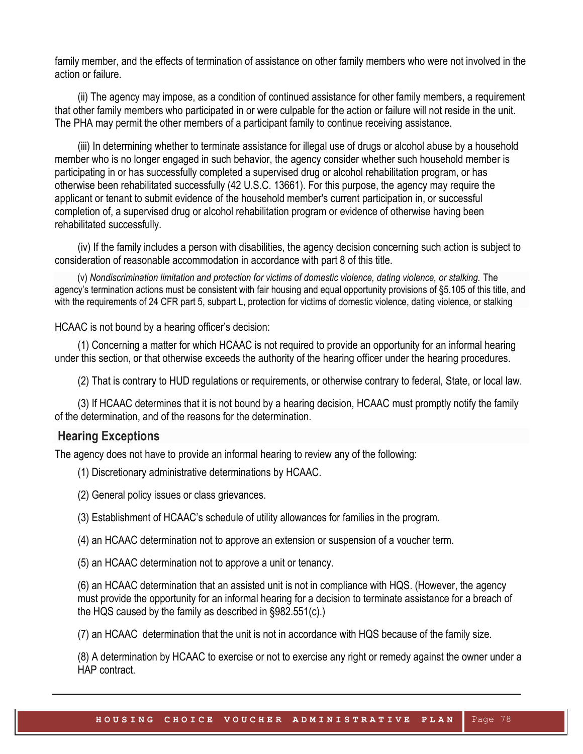family member, and the effects of termination of assistance on other family members who were not involved in the action or failure.

(ii) The agency may impose, as a condition of continued assistance for other family members, a requirement that other family members who participated in or were culpable for the action or failure will not reside in the unit. The PHA may permit the other members of a participant family to continue receiving assistance.

(iii) In determining whether to terminate assistance for illegal use of drugs or alcohol abuse by a household member who is no longer engaged in such behavior, the agency consider whether such household member is participating in or has successfully completed a supervised drug or alcohol rehabilitation program, or has otherwise been rehabilitated successfully (42 U.S.C. 13661). For this purpose, the agency may require the applicant or tenant to submit evidence of the household member's current participation in, or successful completion of, a supervised drug or alcohol rehabilitation program or evidence of otherwise having been rehabilitated successfully.

(iv) If the family includes a person with disabilities, the agency decision concerning such action is subject to consideration of reasonable accommodation in accordance with part 8 of this title.

(v) *Nondiscrimination limitation and protection for victims of domestic violence, dating violence, or stalking.* The agency's termination actions must be consistent with fair housing and equal opportunity provisions of §5.105 of this title, and with the requirements of 24 CFR part 5, subpart L, protection for victims of domestic violence, dating violence, or stalking

HCAAC is not bound by a hearing officer's decision:

(1) Concerning a matter for which HCAAC is not required to provide an opportunity for an informal hearing under this section, or that otherwise exceeds the authority of the hearing officer under the hearing procedures.

(2) That is contrary to HUD regulations or requirements, or otherwise contrary to federal, State, or local law.

(3) If HCAAC determines that it is not bound by a hearing decision, HCAAC must promptly notify the family of the determination, and of the reasons for the determination.

## Hearing Exceptions

The agency does not have to provide an informal hearing to review any of the following:

(1) Discretionary administrative determinations by HCAAC.

(2) General policy issues or class grievances.

(3) Establishment of HCAAC's schedule of utility allowances for families in the program.

(4) an HCAAC determination not to approve an extension or suspension of a voucher term.

(5) an HCAAC determination not to approve a unit or tenancy.

(6) an HCAAC determination that an assisted unit is not in compliance with HQS. (However, the agency must provide the opportunity for an informal hearing for a decision to terminate assistance for a breach of the HQS caused by the family as described in §982.551(c).)

(7) an HCAAC determination that the unit is not in accordance with HQS because of the family size.

(8) A determination by HCAAC to exercise or not to exercise any right or remedy against the owner under a HAP contract.